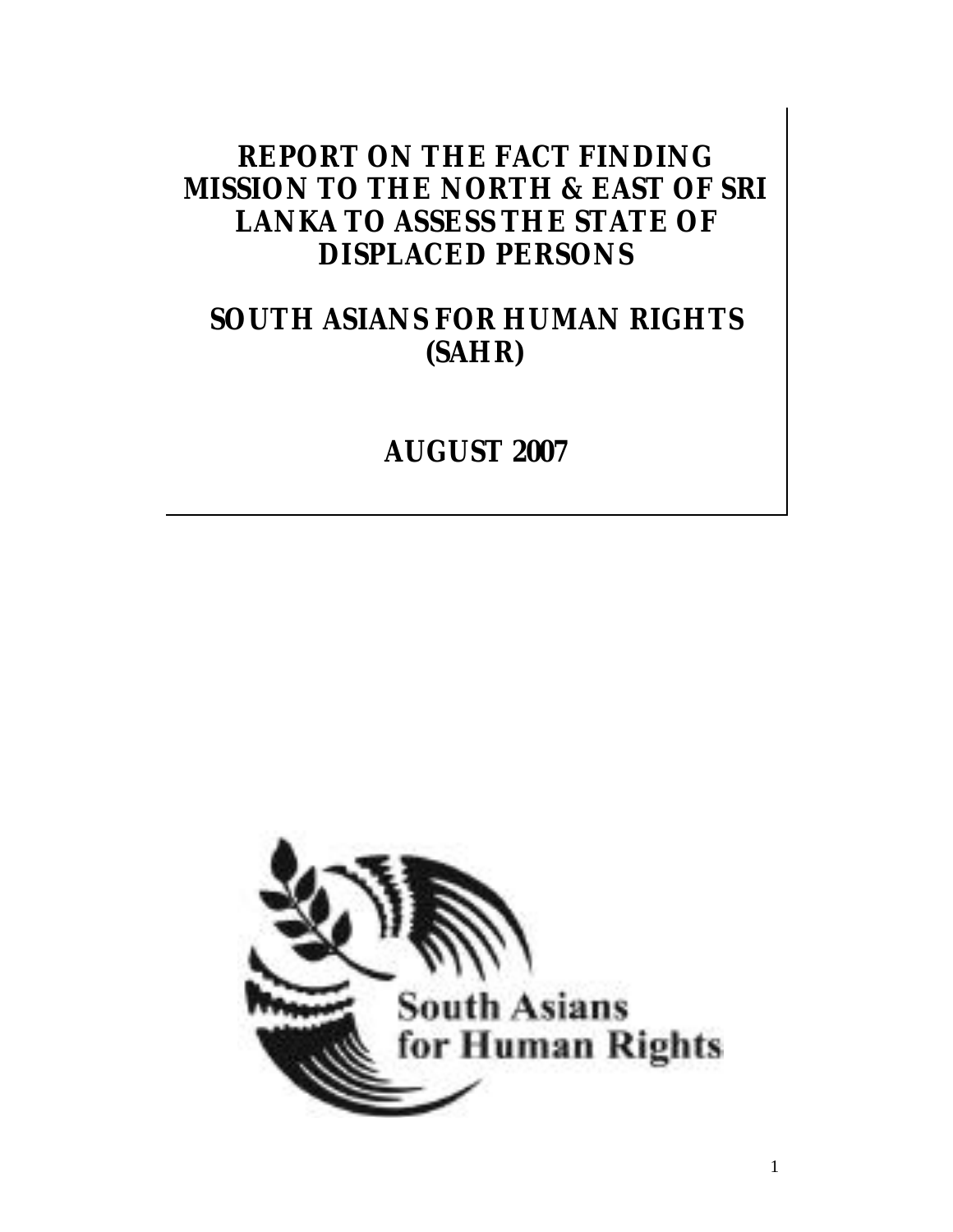# REPORT ON THE FACT FINDING MISSION TO THE NORTH & EAST OF SRI LANKA TO ASSESS THE STATE OF DISPLACED PERSONS

## SOUTH ASIANS FOR HUMAN RIGHTS (SAHR)

## AUGUST 2007

South Asians for Human Rights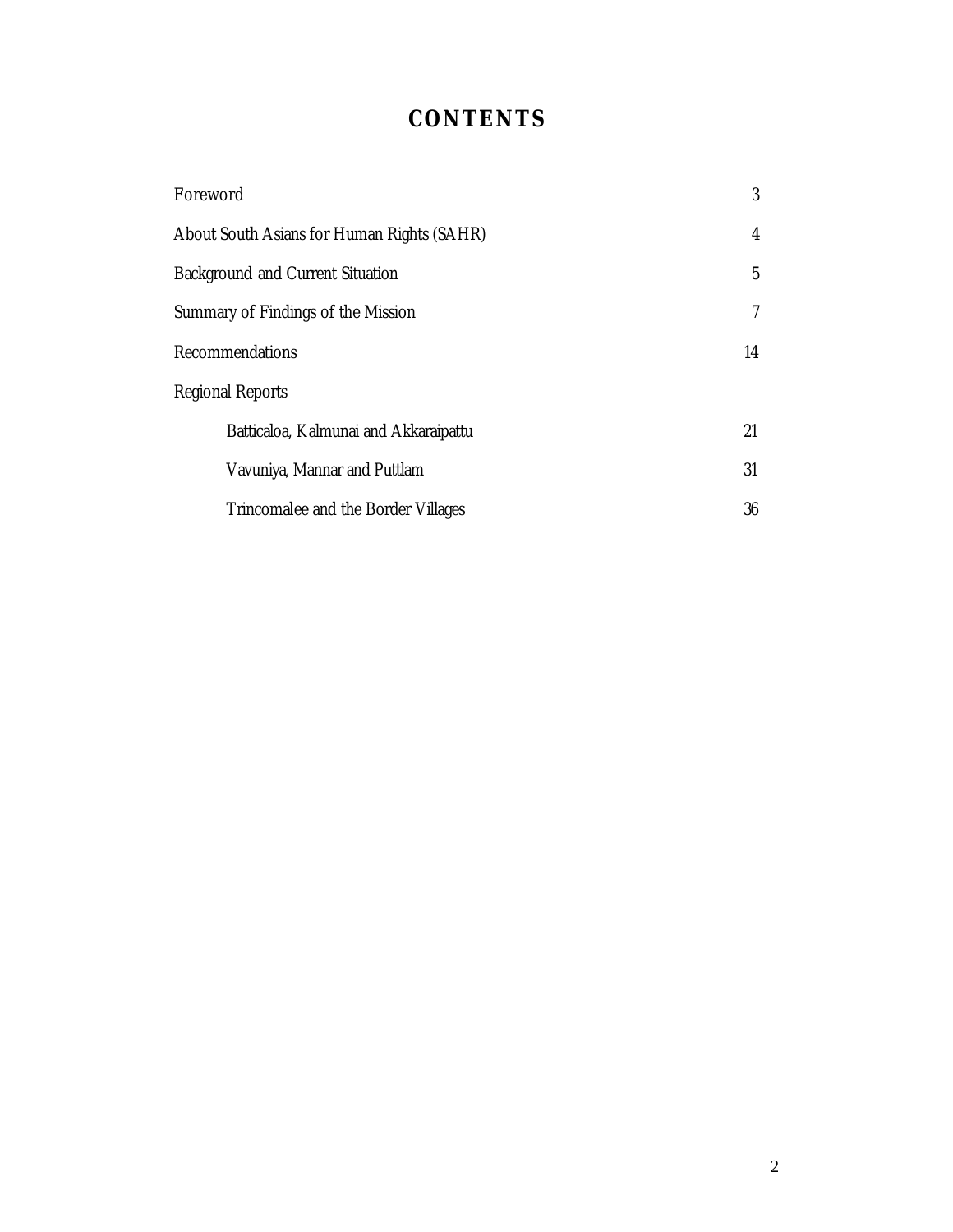# CONTENTS

| | |
|---|---|
| Foreword | 3 |
| About South Asians for Human Rights (SAHR) | 4 |
| Background and Current Situation | 5 |
| Summary of Findings of the Mission | 7 |
| Recommendations | 14 |
| Regional Reports | |
| Batticaloa, Kalmunai and Akkaraipattu | 21 |
| Vavuniya, Mannar and Puttlam | 31 |
| Trincomalee and the Border Villages | 36 |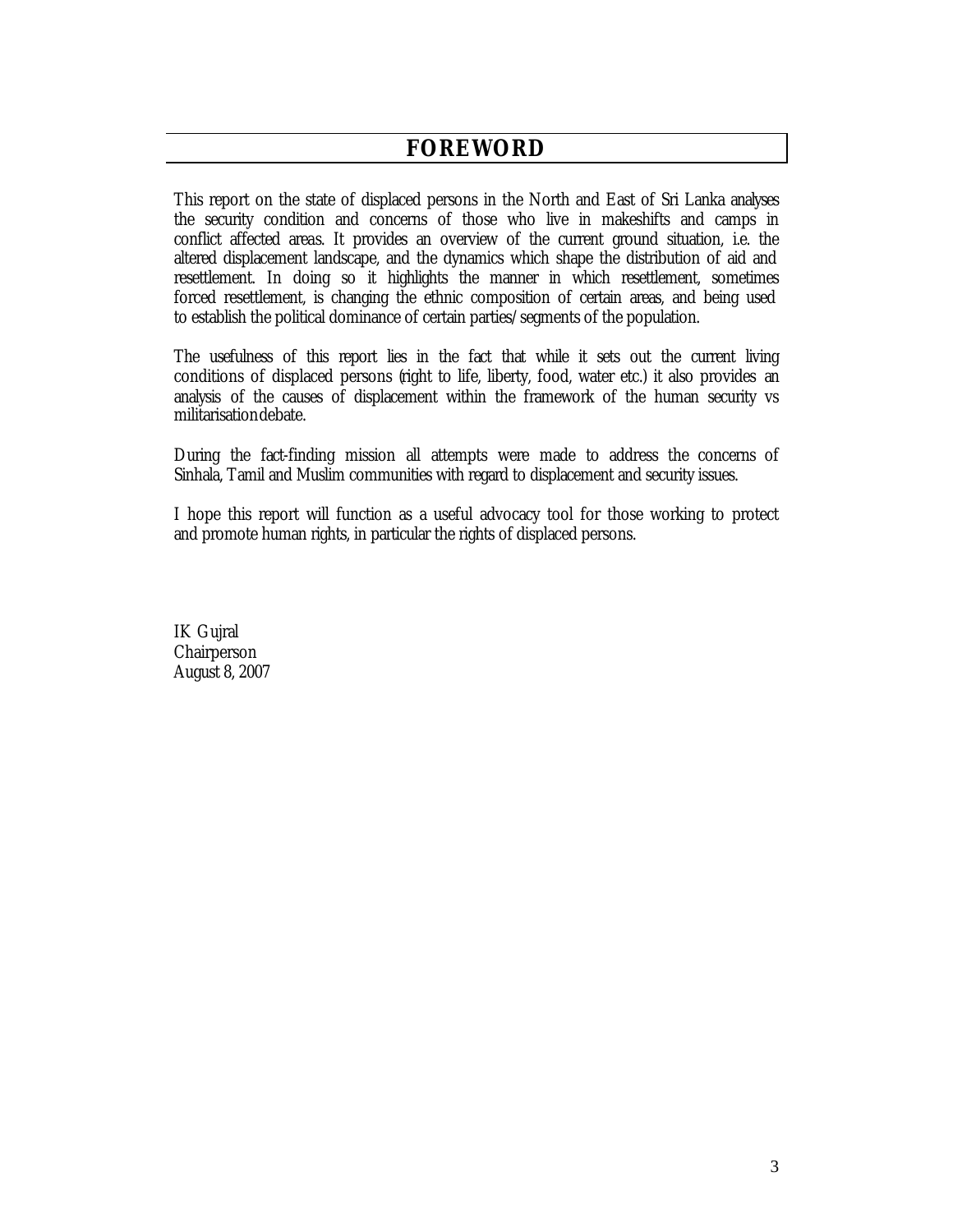# FOREWORD

This report on the state of displaced persons in the North and East of Sri Lanka analyses the security condition and concerns of those who live in makeshifts and camps in conflict affected areas. It provides an overview of the current ground situation, i.e. the altered displacement landscape, and the dynamics which shape the distribution of aid and resettlement. In doing so it highlights the manner in which resettlement, sometimes forced resettlement, is changing the ethnic composition of certain areas, and being used to establish the political dominance of certain parties/segments of the population.

The usefulness of this report lies in the fact that while it sets out the current living conditions of displaced persons (right to life, liberty, food, water etc.) it also provides an analysis of the causes of displacement within the framework of the human security vs militarisation debate.

During the fact-finding mission all attempts were made to address the concerns of Sinhala, Tamil and Muslim communities with regard to displacement and security issues.

I hope this report will function as a useful advocacy tool for those working to protect and promote human rights, in particular the rights of displaced persons.

IK Gujral
Chairperson
August 8, 2007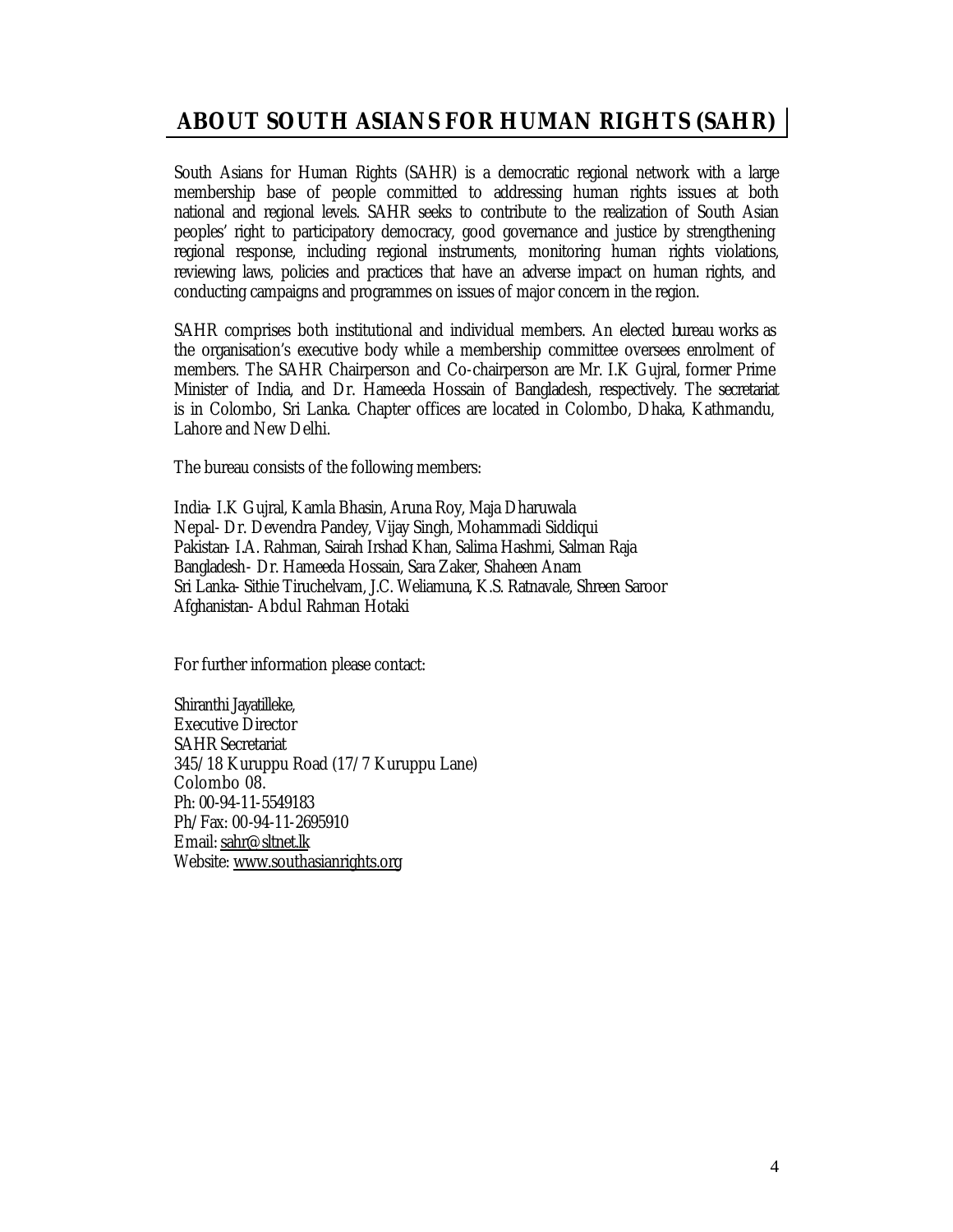## ABOUT SOUTH ASIANS FOR HUMAN RIGHTS (SAHR)

South Asians for Human Rights (SAHR) is a democratic regional network with a large membership base of people committed to addressing human rights issues at both national and regional levels. SAHR seeks to contribute to the realization of South Asian peoples' right to participatory democracy, good governance and justice by strengthening regional response, including regional instruments, monitoring human rights violations, reviewing laws, policies and practices that have an adverse impact on human rights, and conducting campaigns and programmes on issues of major concern in the region.

SAHR comprises both institutional and individual members. An elected bureau works as the organisation's executive body while a membership committee oversees enrolment of members. The SAHR Chairperson and Co-chairperson are Mr. I.K Gujral, former Prime Minister of India, and Dr. Hameeda Hossain of Bangladesh, respectively. The secretariat is in Colombo, Sri Lanka. Chapter offices are located in Colombo, Dhaka, Kathmandu, Lahore and New Delhi.

The bureau consists of the following members:

India- I.K Gujral, Kamla Bhasin, Aruna Roy, Maja Dharuwala
Nepal- Dr. Devendra Pandey, Vijay Singh, Mohammadi Siddiqui
Pakistan- I.A. Rahman, Sairah Irshad Khan, Salima Hashmi, Salman Raja
Bangladesh- Dr. Hameeda Hossain, Sara Zaker, Shaheen Anam
Sri Lanka- Sithie Tiruchelvam, J.C. Weliamuna, K.S. Ratnavale, Shreen Saroor
Afghanistan- Abdul Rahman Hotaki

For further information please contact:

Shiranthi Jayatilleke,
Executive Director
SAHR Secretariat
345/18 Kuruppu Road (17/7 Kuruppu Lane)
Colombo 08.
Ph: 00-94-11-5549183
Ph/Fax: 00-94-11-2695910
Email: sahr@sltnet.lk
Website: www.southasianrights.org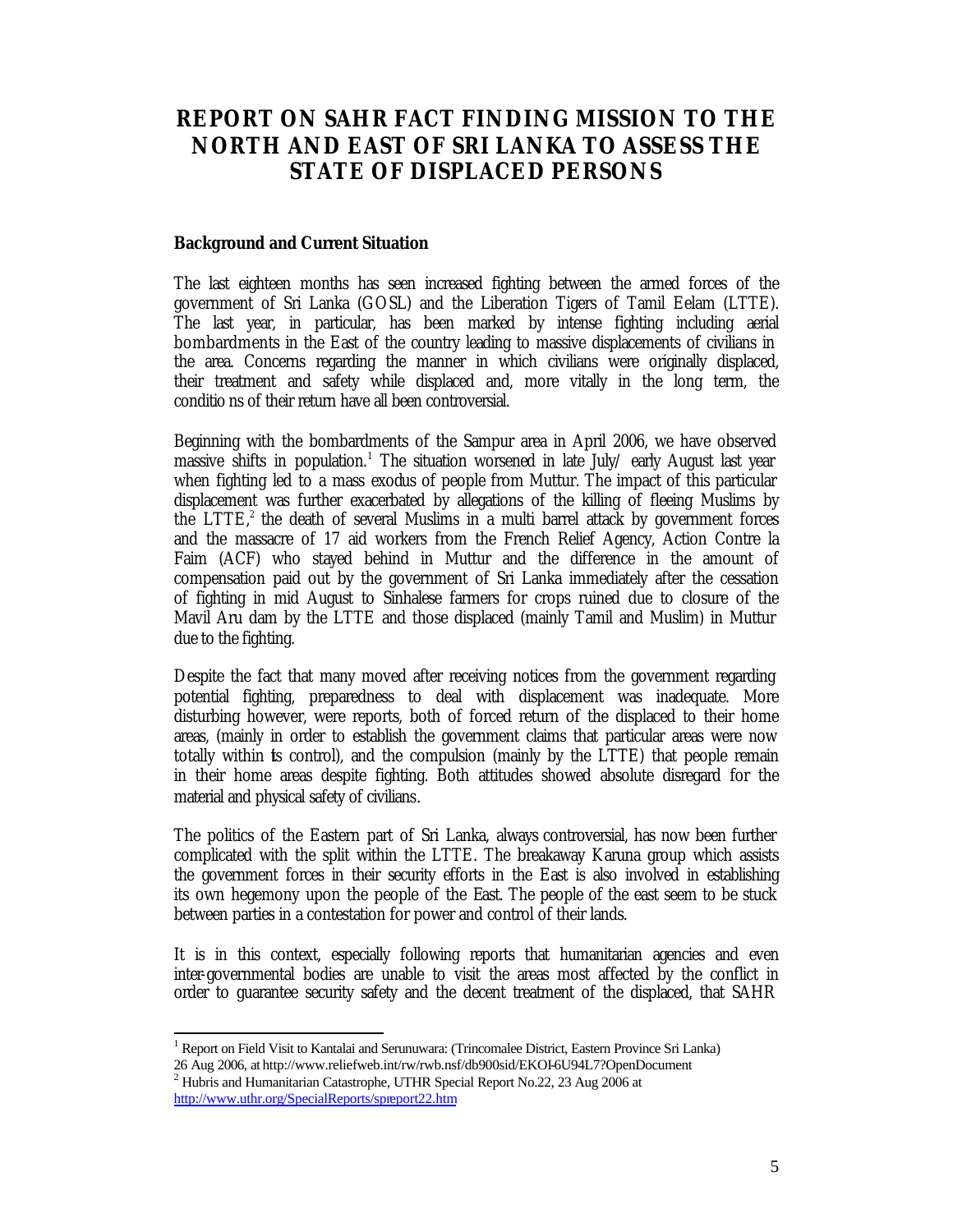# REPORT ON SAHR FACT FINDING MISSION TO THE NORTH AND EAST OF SRI LANKA TO ASSESS THE STATE OF DISPLACED PERSONS

**Background and Current Situation**

The last eighteen months has seen increased fighting between the armed forces of the government of Sri Lanka (GOSL) and the Liberation Tigers of Tamil Eelam (LTTE). The last year, in particular, has been marked by intense fighting including aerial bombardments in the East of the country leading to massive displacements of civilians in the area. Concerns regarding the manner in which civilians were originally displaced, their treatment and safety while displaced and, more vitally in the long term, the conditions of their return have all been controversial.

Beginning with the bombardments of the Sampur area in April 2006, we have observed massive shifts in population.[1] The situation worsened in late July/ early August last year when fighting led to a mass exodus of people from Muttur. The impact of this particular displacement was further exacerbated by allegations of the killing of fleeing Muslims by the LTTE,[2] the death of several Muslims in a multi barrel attack by government forces and the massacre of 17 aid workers from the French Relief Agency, Action Contre la Faim (ACF) who stayed behind in Muttur and the difference in the amount of compensation paid out by the government of Sri Lanka immediately after the cessation of fighting in mid August to Sinhalese farmers for crops ruined due to closure of the Mavil Aru dam by the LTTE and those displaced (mainly Tamil and Muslim) in Muttur due to the fighting.

Despite the fact that many moved after receiving notices from the government regarding potential fighting, preparedness to deal with displacement was inadequate. More disturbing however, were reports, both of forced return of the displaced to their home areas, (mainly in order to establish the government claims that particular areas were now totally within its control), and the compulsion (mainly by the LTTE) that people remain in their home areas despite fighting. Both attitudes showed absolute disregard for the material and physical safety of civilians.

The politics of the Eastern part of Sri Lanka, always controversial, has now been further complicated with the split within the LTTE. The breakaway Karuna group which assists the government forces in their security efforts in the East is also involved in establishing its own hegemony upon the people of the East. The people of the east seem to be stuck between parties in a contestation for power and control of their lands.

It is in this context, especially following reports that humanitarian agencies and even inter-governmental bodies are unable to visit the areas most affected by the conflict in order to guarantee security safety and the decent treatment of the displaced, that SAHR

[1] Report on Field Visit to Kantalai and Serunuwara: (Trincomalee District, Eastern Province Sri Lanka) 26 Aug 2006, at http://www.reliefweb.int/rw/rwb.nsf/db900sid/EKOI-6U94L7?OpenDocument

[2] Hubris and Humanitarian Catastrophe, UTHR Special Report No.22, 23 Aug 2006 at http://www.uthr.org/SpecialReports/spreport22.htm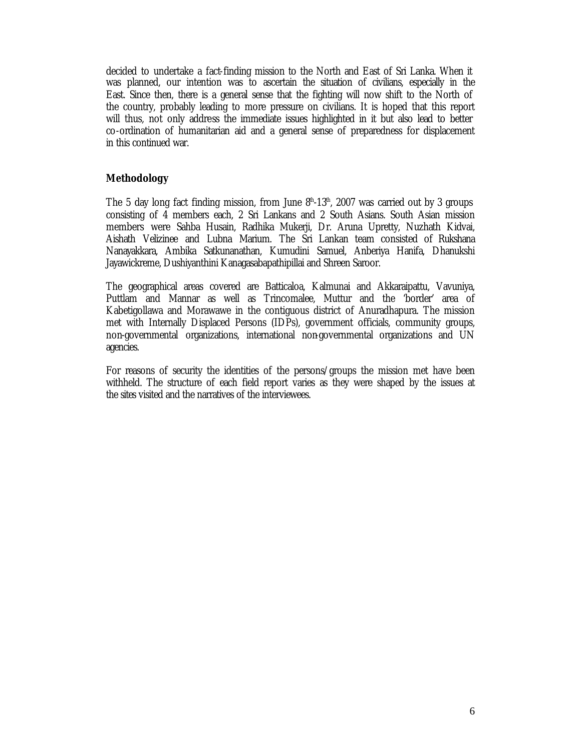decided to undertake a fact-finding mission to the North and East of Sri Lanka. When it was planned, our intention was to ascertain the situation of civilians, especially in the East. Since then, there is a general sense that the fighting will now shift to the North of the country, probably leading to more pressure on civilians. It is hoped that this report will thus, not only address the immediate issues highlighted in it but also lead to better co-ordination of humanitarian aid and a general sense of preparedness for displacement in this continued war.

## Methodology

The 5 day long fact finding mission, from June 8th-13th, 2007 was carried out by 3 groups consisting of 4 members each, 2 Sri Lankans and 2 South Asians. South Asian mission members were Sahba Husain, Radhika Mukerji, Dr. Aruna Upretty, Nuzhath Kidvai, Aishath Velizinee and Lubna Marium. The Sri Lankan team consisted of Rukshana Nanayakkara, Ambika Satkunanathan, Kumudini Samuel, Anberiya Hanifa, Dhanukshi Jayawickreme, Dushiyanthini Kanagasabapathipillai and Shreen Saroor.

The geographical areas covered are Batticaloa, Kalmunai and Akkaraipattu, Vavuniya, Puttlam and Mannar as well as Trincomalee, Muttur and the 'border' area of Kabetigollawa and Morawawe in the contiguous district of Anuradhapura. The mission met with Internally Displaced Persons (IDPs), government officials, community groups, non-governmental organizations, international non-governmental organizations and UN agencies.

For reasons of security the identities of the persons/groups the mission met have been withheld. The structure of each field report varies as they were shaped by the issues at the sites visited and the narratives of the interviewees.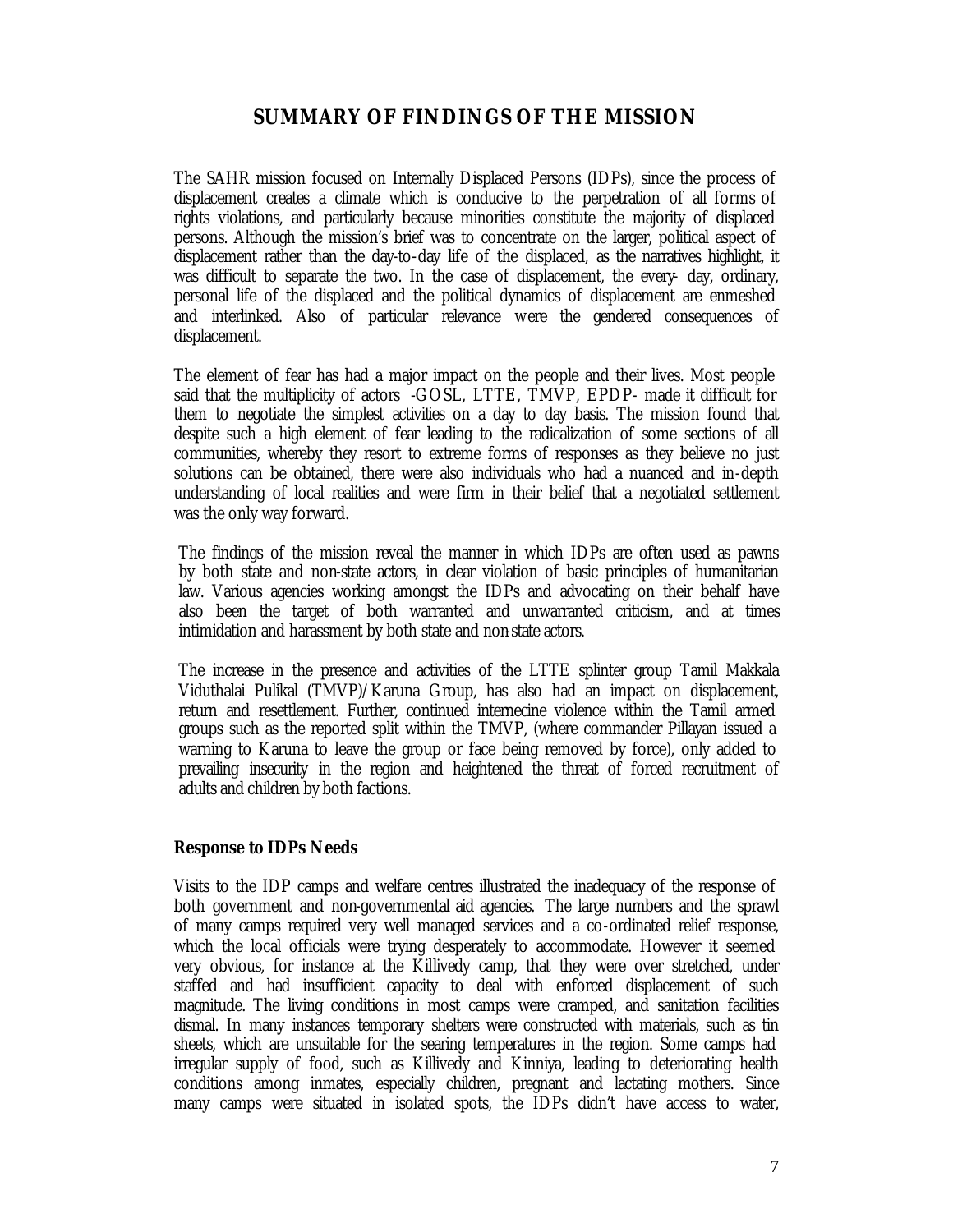## SUMMARY OF FINDINGS OF THE MISSION

The SAHR mission focused on Internally Displaced Persons (IDPs), since the process of displacement creates a climate which is conducive to the perpetration of all forms of rights violations, and particularly because minorities constitute the majority of displaced persons. Although the mission's brief was to concentrate on the larger, political aspect of displacement rather than the day-to-day life of the displaced, as the narratives highlight, it was difficult to separate the two. In the case of displacement, the every- day, ordinary, personal life of the displaced and the political dynamics of displacement are enmeshed and interlinked. Also of particular relevance were the gendered consequences of displacement.

The element of fear has had a major impact on the people and their lives. Most people said that the multiplicity of actors -GOSL, LTTE, TMVP, EPDP- made it difficult for them to negotiate the simplest activities on a day to day basis. The mission found that despite such a high element of fear leading to the radicalization of some sections of all communities, whereby they resort to extreme forms of responses as they believe no just solutions can be obtained, there were also individuals who had a nuanced and in-depth understanding of local realities and were firm in their belief that a negotiated settlement was the only way forward.

The findings of the mission reveal the manner in which IDPs are often used as pawns by both state and non-state actors, in clear violation of basic principles of humanitarian law. Various agencies working amongst the IDPs and advocating on their behalf have also been the target of both warranted and unwarranted criticism, and at times intimidation and harassment by both state and non-state actors.

The increase in the presence and activities of the LTTE splinter group Tamil Makkala Viduthalai Pulikal (TMVP)/Karuna Group, has also had an impact on displacement, return and resettlement. Further, continued internecine violence within the Tamil armed groups such as the reported split within the TMVP, (where commander Pillayan issued a warning to Karuna to leave the group or face being removed by force), only added to prevailing insecurity in the region and heightened the threat of forced recruitment of adults and children by both factions.

### Response to IDPs Needs

Visits to the IDP camps and welfare centres illustrated the inadequacy of the response of both government and non-governmental aid agencies. The large numbers and the sprawl of many camps required very well managed services and a co-ordinated relief response, which the local officials were trying desperately to accommodate. However it seemed very obvious, for instance at the Killivedy camp, that they were over stretched, under staffed and had insufficient capacity to deal with enforced displacement of such magnitude. The living conditions in most camps were cramped, and sanitation facilities dismal. In many instances temporary shelters were constructed with materials, such as tin sheets, which are unsuitable for the searing temperatures in the region. Some camps had irregular supply of food, such as Killivedy and Kinniya, leading to deteriorating health conditions among inmates, especially children, pregnant and lactating mothers. Since many camps were situated in isolated spots, the IDPs didn't have access to water,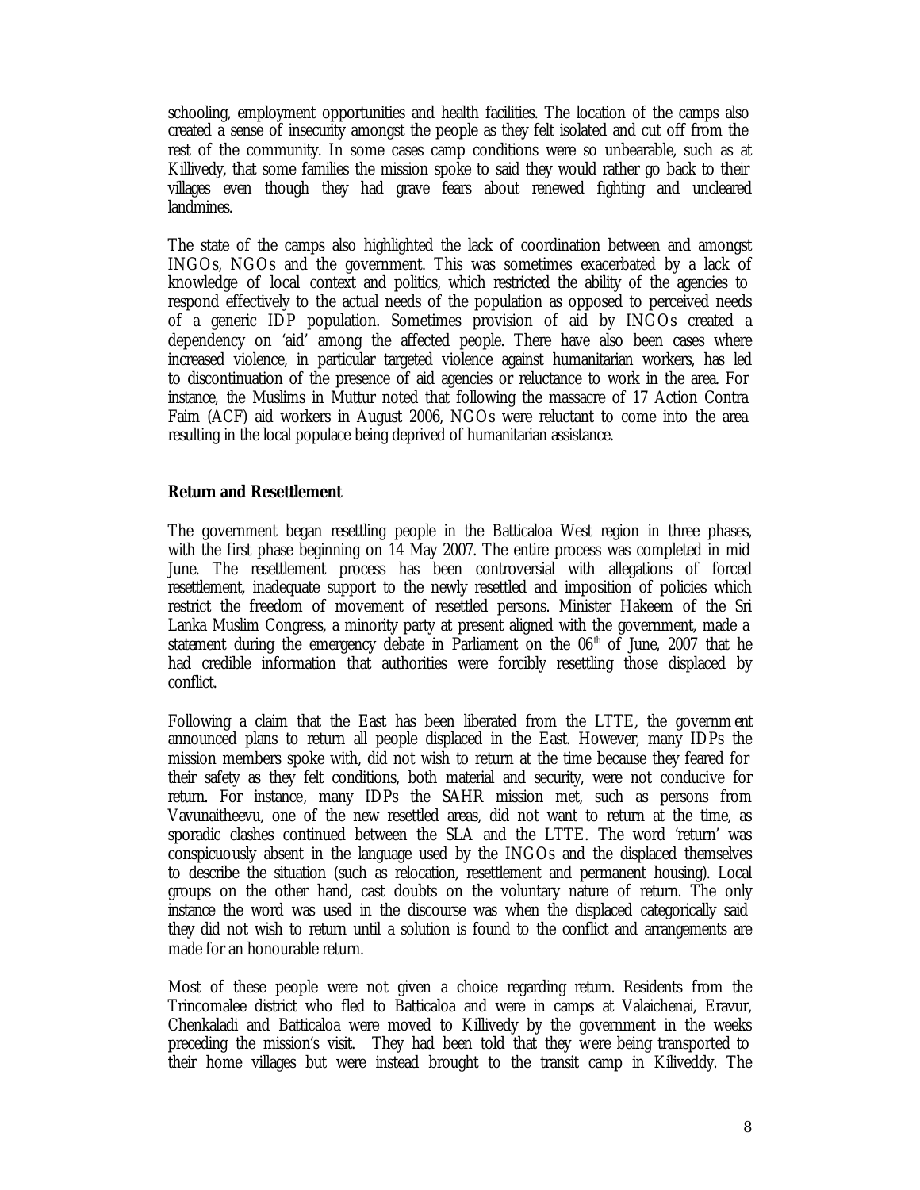schooling, employment opportunities and health facilities. The location of the camps also created a sense of insecurity amongst the people as they felt isolated and cut off from the rest of the community. In some cases camp conditions were so unbearable, such as at Killivedy, that some families the mission spoke to said they would rather go back to their villages even though they had grave fears about renewed fighting and uncleared landmines.

The state of the camps also highlighted the lack of coordination between and amongst INGOs, NGOs and the government. This was sometimes exacerbated by a lack of knowledge of local context and politics, which restricted the ability of the agencies to respond effectively to the actual needs of the population as opposed to perceived needs of a generic IDP population. Sometimes provision of aid by INGOs created a dependency on 'aid' among the affected people. There have also been cases where increased violence, in particular targeted violence against humanitarian workers, has led to discontinuation of the presence of aid agencies or reluctance to work in the area. For instance, the Muslims in Muttur noted that following the massacre of 17 Action Contra Faim (ACF) aid workers in August 2006, NGOs were reluctant to come into the area resulting in the local populace being deprived of humanitarian assistance.

**Return and Resettlement**

The government began resettling people in the Batticaloa West region in three phases, with the first phase beginning on 14 May 2007. The entire process was completed in mid June. The resettlement process has been controversial with allegations of forced resettlement, inadequate support to the newly resettled and imposition of policies which restrict the freedom of movement of resettled persons. Minister Hakeem of the Sri Lanka Muslim Congress, a minority party at present aligned with the government, made a statement during the emergency debate in Parliament on the 06th of June, 2007 that he had credible information that authorities were forcibly resettling those displaced by conflict.

Following a claim that the East has been liberated from the LTTE, the government announced plans to return all people displaced in the East. However, many IDPs the mission members spoke with, did not wish to return at the time because they feared for their safety as they felt conditions, both material and security, were not conducive for return. For instance, many IDPs the SAHR mission met, such as persons from Vavunaitheevu, one of the new resettled areas, did not want to return at the time, as sporadic clashes continued between the SLA and the LTTE. The word 'return' was conspicuously absent in the language used by the INGOs and the displaced themselves to describe the situation (such as relocation, resettlement and permanent housing). Local groups on the other hand, cast doubts on the voluntary nature of return. The only instance the word was used in the discourse was when the displaced categorically said they did not wish to return until a solution is found to the conflict and arrangements are made for an honourable return.

Most of these people were not given a choice regarding return. Residents from the Trincomalee district who fled to Batticaloa and were in camps at Valaichenai, Eravur, Chenkaladi and Batticaloa were moved to Killivedy by the government in the weeks preceding the mission's visit. They had been told that they were being transported to their home villages but were instead brought to the transit camp in Kiliveddy. The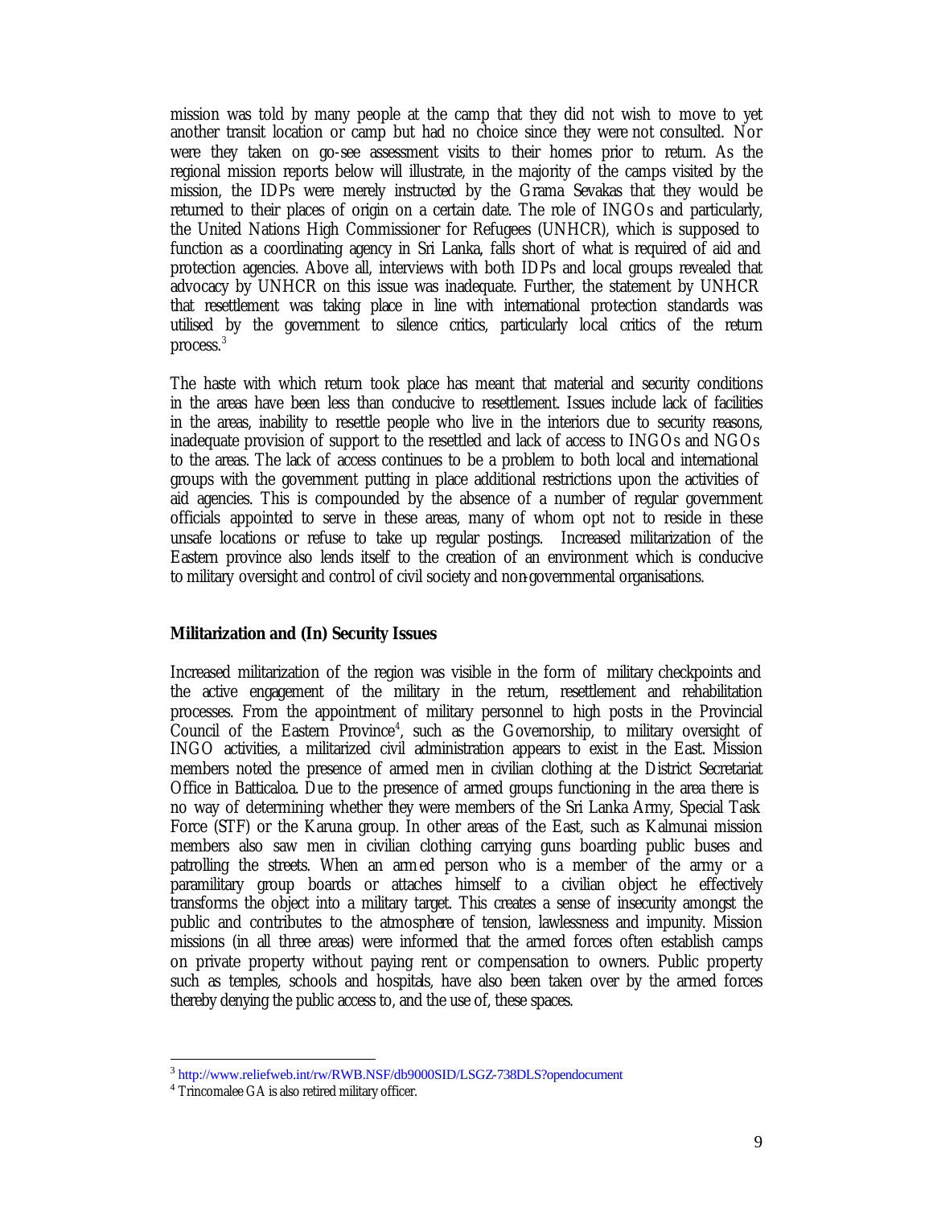mission was told by many people at the camp that they did not wish to move to yet another transit location or camp but had no choice since they were not consulted. Nor were they taken on go-see assessment visits to their homes prior to return. As the regional mission reports below will illustrate, in the majority of the camps visited by the mission, the IDPs were merely instructed by the Grama Sevakas that they would be returned to their places of origin on a certain date. The role of INGOs and particularly, the United Nations High Commissioner for Refugees (UNHCR), which is supposed to function as a coordinating agency in Sri Lanka, falls short of what is required of aid and protection agencies. Above all, interviews with both IDPs and local groups revealed that advocacy by UNHCR on this issue was inadequate. Further, the statement by UNHCR that resettlement was taking place in line with international protection standards was utilised by the government to silence critics, particularly local critics of the return process.[3]

The haste with which return took place has meant that material and security conditions in the areas have been less than conducive to resettlement. Issues include lack of facilities in the areas, inability to resettle people who live in the interiors due to security reasons, inadequate provision of support to the resettled and lack of access to INGOs and NGOs to the areas. The lack of access continues to be a problem to both local and international groups with the government putting in place additional restrictions upon the activities of aid agencies. This is compounded by the absence of a number of regular government officials appointed to serve in these areas, many of whom opt not to reside in these unsafe locations or refuse to take up regular postings. Increased militarization of the Eastern province also lends itself to the creation of an environment which is conducive to military oversight and control of civil society and non-governmental organisations.

**Militarization and (In) Security Issues**

Increased militarization of the region was visible in the form of military checkpoints and the active engagement of the military in the return, resettlement and rehabilitation processes. From the appointment of military personnel to high posts in the Provincial Council of the Eastern Province[4], such as the Governorship, to military oversight of INGO activities, a militarized civil administration appears to exist in the East. Mission members noted the presence of armed men in civilian clothing at the District Secretariat Office in Batticaloa. Due to the presence of armed groups functioning in the area there is no way of determining whether they were members of the Sri Lanka Army, Special Task Force (STF) or the Karuna group. In other areas of the East, such as Kalmunai mission members also saw men in civilian clothing carrying guns boarding public buses and patrolling the streets. When an armed person who is a member of the army or a paramilitary group boards or attaches himself to a civilian object he effectively transforms the object into a military target. This creates a sense of insecurity amongst the public and contributes to the atmosphere of tension, lawlessness and impunity. Mission missions (in all three areas) were informed that the armed forces often establish camps on private property without paying rent or compensation to owners. Public property such as temples, schools and hospitals, have also been taken over by the armed forces thereby denying the public access to, and the use of, these spaces.

---

[3] http://www.reliefweb.int/rw/RWB.NSF/db9000SID/LSGZ-738DLS?opendocument

[4] Trincomalee GA is also retired military officer.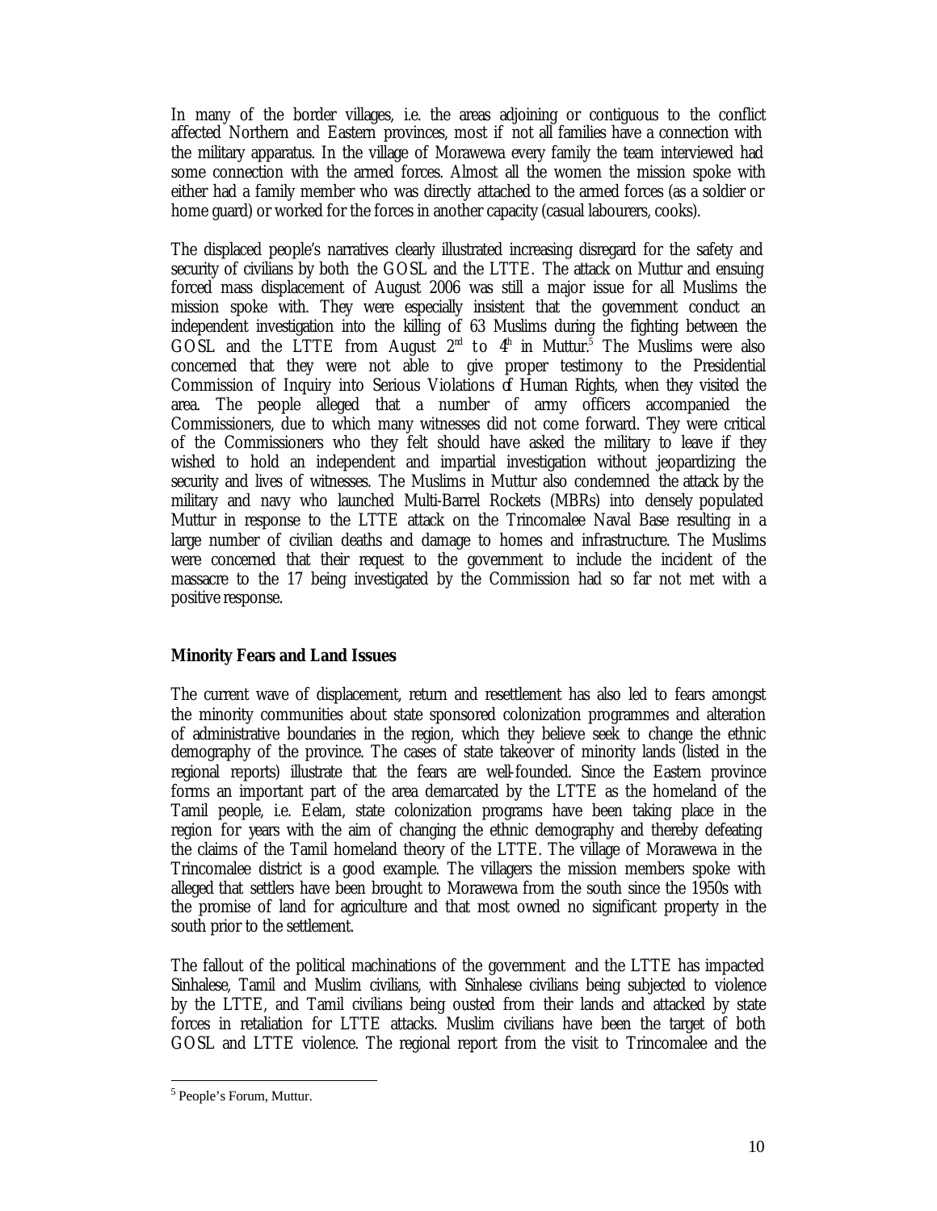In many of the border villages, i.e. the areas adjoining or contiguous to the conflict affected Northern and Eastern provinces, most if not all families have a connection with the military apparatus. In the village of Morawewa every family the team interviewed had some connection with the armed forces. Almost all the women the mission spoke with either had a family member who was directly attached to the armed forces (as a soldier or home guard) or worked for the forces in another capacity (casual labourers, cooks).

The displaced people's narratives clearly illustrated increasing disregard for the safety and security of civilians by both the GOSL and the LTTE. The attack on Muttur and ensuing forced mass displacement of August 2006 was still a major issue for all Muslims the mission spoke with. They were especially insistent that the government conduct an independent investigation into the killing of 63 Muslims during the fighting between the GOSL and the LTTE from August 2nd to 4th in Muttur.[5] The Muslims were also concerned that they were not able to give proper testimony to the Presidential Commission of Inquiry into Serious Violations of Human Rights, when they visited the area. The people alleged that a number of army officers accompanied the Commissioners, due to which many witnesses did not come forward. They were critical of the Commissioners who they felt should have asked the military to leave if they wished to hold an independent and impartial investigation without jeopardizing the security and lives of witnesses. The Muslims in Muttur also condemned the attack by the military and navy who launched Multi-Barrel Rockets (MBRs) into densely populated Muttur in response to the LTTE attack on the Trincomalee Naval Base resulting in a large number of civilian deaths and damage to homes and infrastructure. The Muslims were concerned that their request to the government to include the incident of the massacre to the 17 being investigated by the Commission had so far not met with a positive response.

**Minority Fears and Land Issues**

The current wave of displacement, return and resettlement has also led to fears amongst the minority communities about state sponsored colonization programmes and alteration of administrative boundaries in the region, which they believe seek to change the ethnic demography of the province. The cases of state takeover of minority lands (listed in the regional reports) illustrate that the fears are well-founded. Since the Eastern province forms an important part of the area demarcated by the LTTE as the homeland of the Tamil people, i.e. Eelam, state colonization programs have been taking place in the region for years with the aim of changing the ethnic demography and thereby defeating the claims of the Tamil homeland theory of the LTTE. The village of Morawewa in the Trincomalee district is a good example. The villagers the mission members spoke with alleged that settlers have been brought to Morawewa from the south since the 1950s with the promise of land for agriculture and that most owned no significant property in the south prior to the settlement.

The fallout of the political machinations of the government and the LTTE has impacted Sinhalese, Tamil and Muslim civilians, with Sinhalese civilians being subjected to violence by the LTTE, and Tamil civilians being ousted from their lands and attacked by state forces in retaliation for LTTE attacks. Muslim civilians have been the target of both GOSL and LTTE violence. The regional report from the visit to Trincomalee and the

[5] People's Forum, Muttur.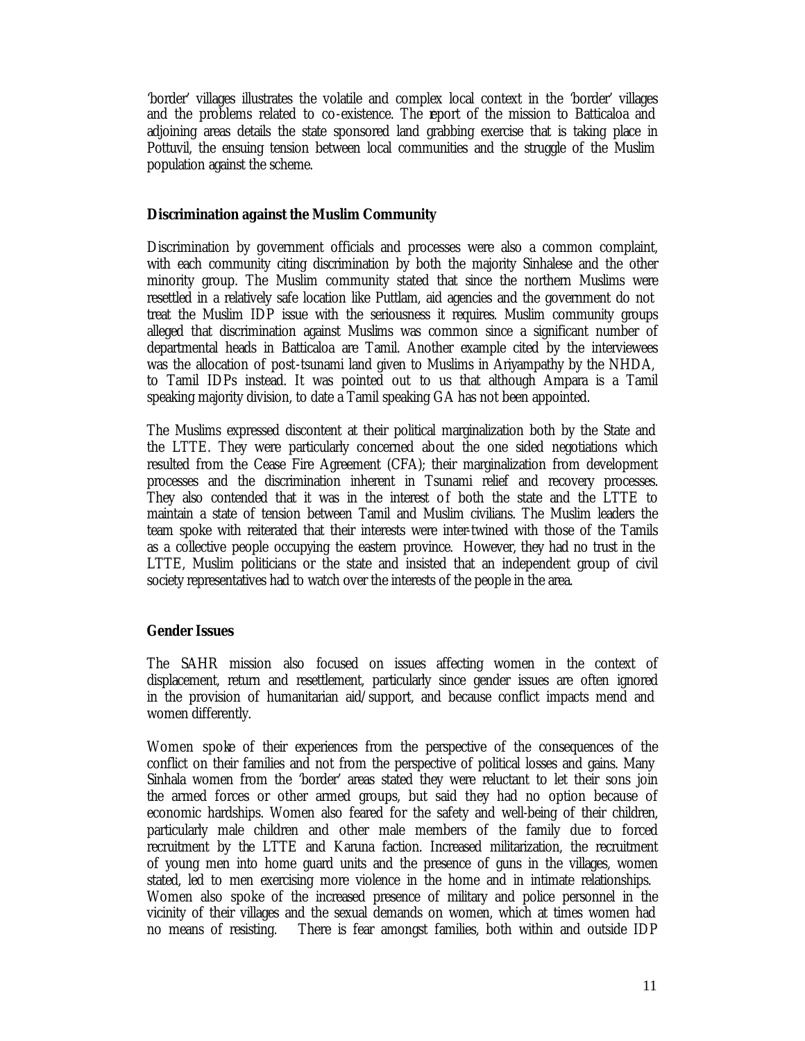'border' villages illustrates the volatile and complex local context in the 'border' villages and the problems related to co-existence. The report of the mission to Batticaloa and adjoining areas details the state sponsored land grabbing exercise that is taking place in Pottuvil, the ensuing tension between local communities and the struggle of the Muslim population against the scheme.

**Discrimination against the Muslim Community**

Discrimination by government officials and processes were also a common complaint, with each community citing discrimination by both the majority Sinhalese and the other minority group. The Muslim community stated that since the northern Muslims were resettled in a relatively safe location like Puttlam, aid agencies and the government do not treat the Muslim IDP issue with the seriousness it requires. Muslim community groups alleged that discrimination against Muslims was common since a significant number of departmental heads in Batticaloa are Tamil. Another example cited by the interviewees was the allocation of post-tsunami land given to Muslims in Ariyampathy by the NHDA, to Tamil IDPs instead. It was pointed out to us that although Ampara is a Tamil speaking majority division, to date a Tamil speaking GA has not been appointed.

The Muslims expressed discontent at their political marginalization both by the State and the LTTE. They were particularly concerned about the one sided negotiations which resulted from the Cease Fire Agreement (CFA); their marginalization from development processes and the discrimination inherent in Tsunami relief and recovery processes. They also contended that it was in the interest of both the state and the LTTE to maintain a state of tension between Tamil and Muslim civilians. The Muslim leaders the team spoke with reiterated that their interests were inter-twined with those of the Tamils as a collective people occupying the eastern province. However, they had no trust in the LTTE, Muslim politicians or the state and insisted that an independent group of civil society representatives had to watch over the interests of the people in the area.

**Gender Issues**

The SAHR mission also focused on issues affecting women in the context of displacement, return and resettlement, particularly since gender issues are often ignored in the provision of humanitarian aid/support, and because conflict impacts mend and women differently.

Women spoke of their experiences from the perspective of the consequences of the conflict on their families and not from the perspective of political losses and gains. Many Sinhala women from the 'border' areas stated they were reluctant to let their sons join the armed forces or other armed groups, but said they had no option because of economic hardships. Women also feared for the safety and well-being of their children, particularly male children and other male members of the family due to forced recruitment by the LTTE and Karuna faction. Increased militarization, the recruitment of young men into home guard units and the presence of guns in the villages, women stated, led to men exercising more violence in the home and in intimate relationships. Women also spoke of the increased presence of military and police personnel in the vicinity of their villages and the sexual demands on women, which at times women had no means of resisting. There is fear amongst families, both within and outside IDP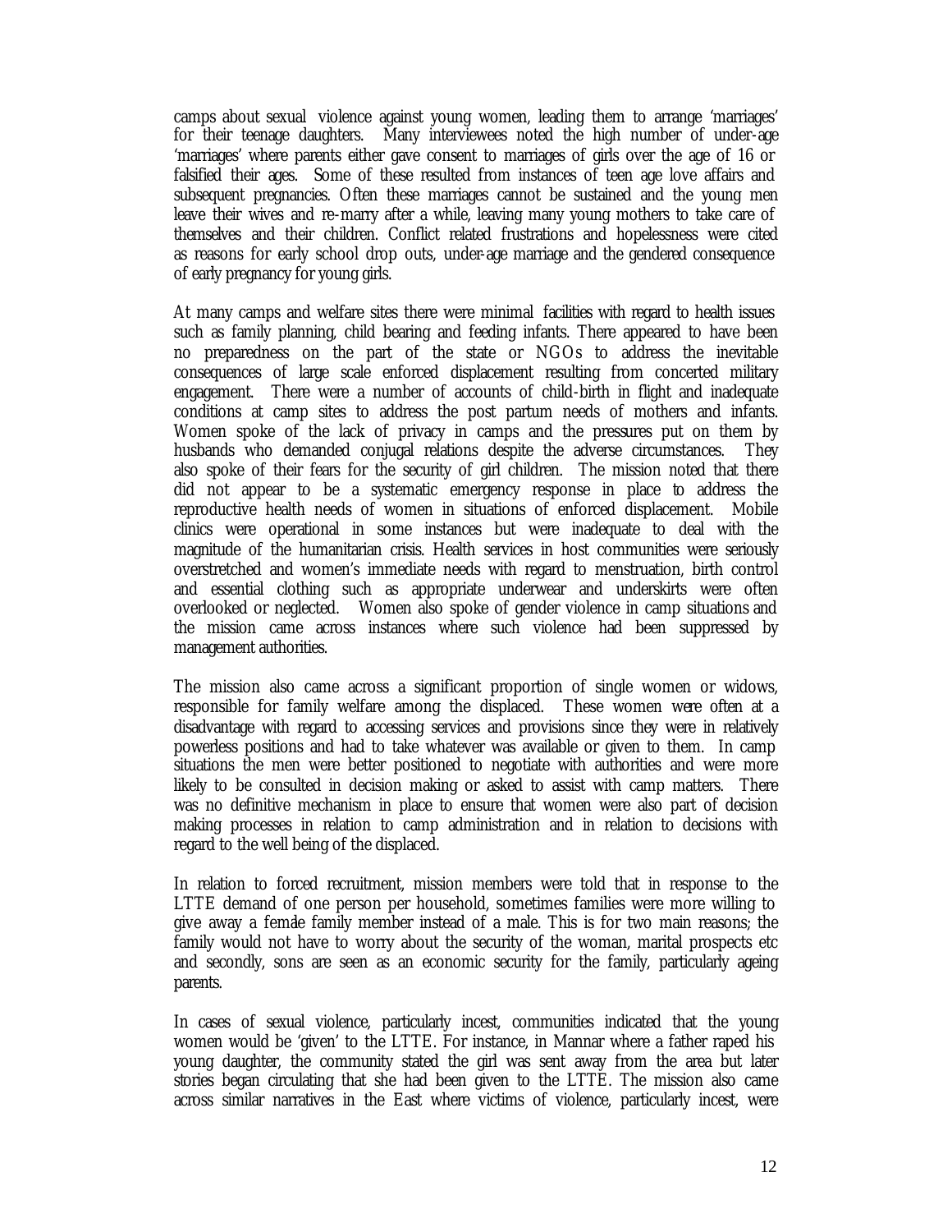camps about sexual violence against young women, leading them to arrange 'marriages' for their teenage daughters. Many interviewees noted the high number of under-age 'marriages' where parents either gave consent to marriages of girls over the age of 16 or falsified their ages. Some of these resulted from instances of teen age love affairs and subsequent pregnancies. Often these marriages cannot be sustained and the young men leave their wives and re-marry after a while, leaving many young mothers to take care of themselves and their children. Conflict related frustrations and hopelessness were cited as reasons for early school drop outs, under-age marriage and the gendered consequence of early pregnancy for young girls.

At many camps and welfare sites there were minimal facilities with regard to health issues such as family planning, child bearing and feeding infants. There appeared to have been no preparedness on the part of the state or NGOs to address the inevitable consequences of large scale enforced displacement resulting from concerted military engagement. There were a number of accounts of child-birth in flight and inadequate conditions at camp sites to address the post partum needs of mothers and infants. Women spoke of the lack of privacy in camps and the pressures put on them by husbands who demanded conjugal relations despite the adverse circumstances. They also spoke of their fears for the security of girl children. The mission noted that there did not appear to be a systematic emergency response in place to address the reproductive health needs of women in situations of enforced displacement. Mobile clinics were operational in some instances but were inadequate to deal with the magnitude of the humanitarian crisis. Health services in host communities were seriously overstretched and women's immediate needs with regard to menstruation, birth control and essential clothing such as appropriate underwear and underskirts were often overlooked or neglected. Women also spoke of gender violence in camp situations and the mission came across instances where such violence had been suppressed by management authorities.

The mission also came across a significant proportion of single women or widows, responsible for family welfare among the displaced. These women were often at a disadvantage with regard to accessing services and provisions since they were in relatively powerless positions and had to take whatever was available or given to them. In camp situations the men were better positioned to negotiate with authorities and were more likely to be consulted in decision making or asked to assist with camp matters. There was no definitive mechanism in place to ensure that women were also part of decision making processes in relation to camp administration and in relation to decisions with regard to the well being of the displaced.

In relation to forced recruitment, mission members were told that in response to the LTTE demand of one person per household, sometimes families were more willing to give away a female family member instead of a male. This is for two main reasons; the family would not have to worry about the security of the woman, marital prospects etc and secondly, sons are seen as an economic security for the family, particularly ageing parents.

In cases of sexual violence, particularly incest, communities indicated that the young women would be 'given' to the LTTE. For instance, in Mannar where a father raped his young daughter, the community stated the girl was sent away from the area but later stories began circulating that she had been given to the LTTE. The mission also came across similar narratives in the East where victims of violence, particularly incest, were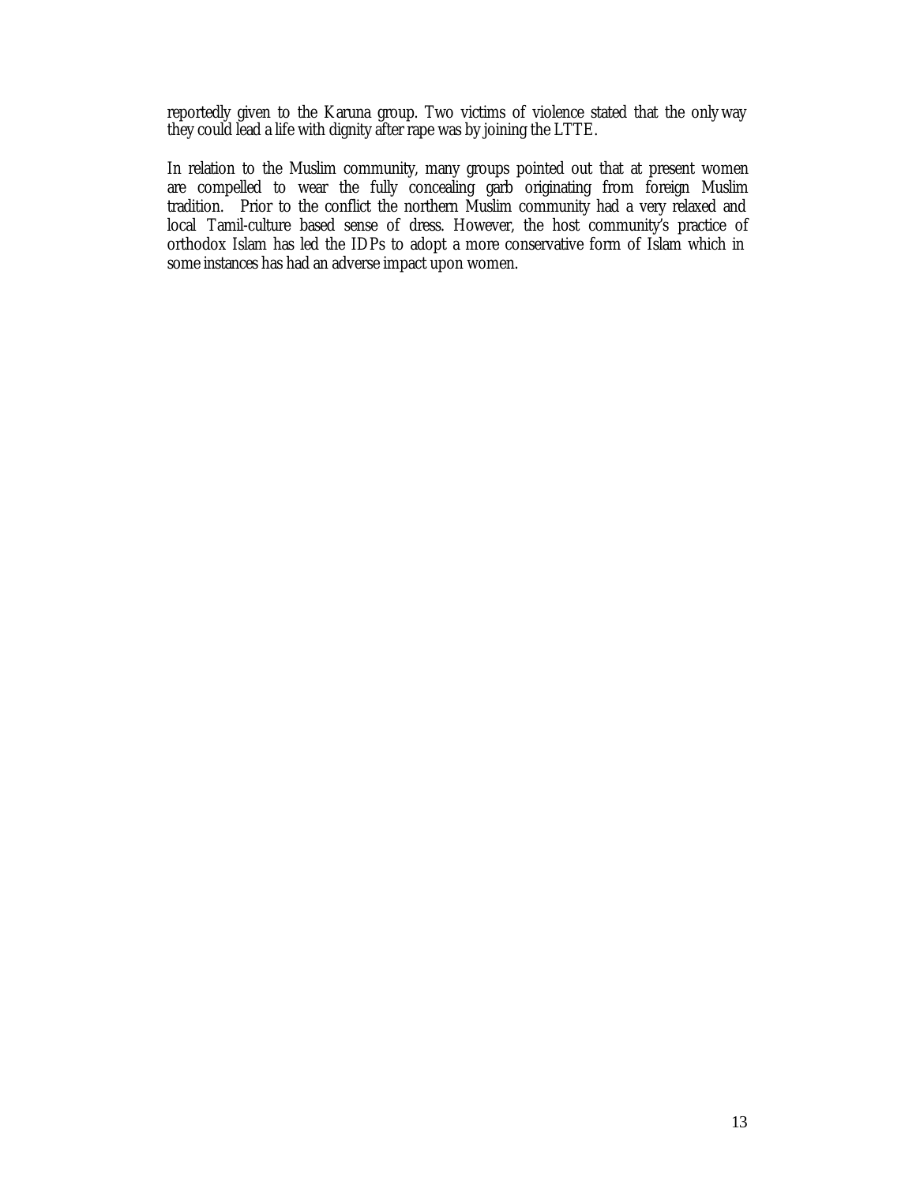reportedly given to the Karuna group. Two victims of violence stated that the only way they could lead a life with dignity after rape was by joining the LTTE.

In relation to the Muslim community, many groups pointed out that at present women are compelled to wear the fully concealing garb originating from foreign Muslim tradition. Prior to the conflict the northern Muslim community had a very relaxed and local Tamil-culture based sense of dress. However, the host community's practice of orthodox Islam has led the IDPs to adopt a more conservative form of Islam which in some instances has had an adverse impact upon women.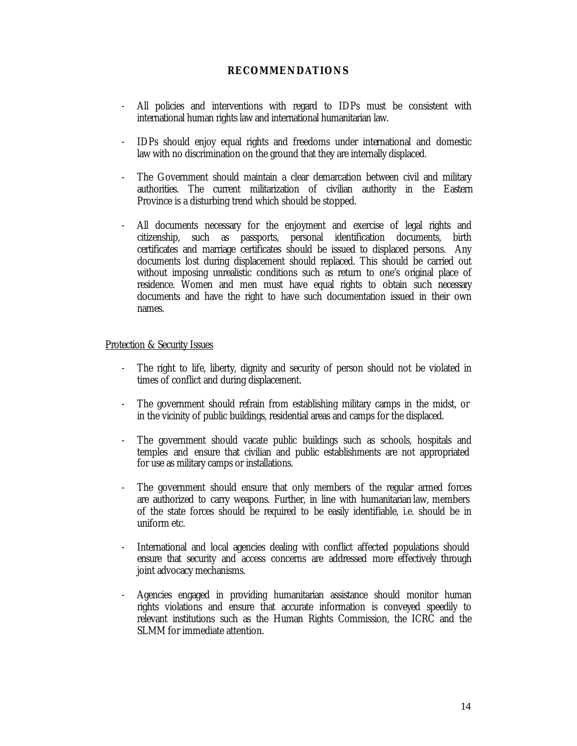# RECOMMENDATIONS

- All policies and interventions with regard to IDPs must be consistent with international human rights law and international humanitarian law.

- IDPs should enjoy equal rights and freedoms under international and domestic law with no discrimination on the ground that they are internally displaced.

- The Government should maintain a clear demarcation between civil and military authorities. The current militarization of civilian authority in the Eastern Province is a disturbing trend which should be stopped.

- All documents necessary for the enjoyment and exercise of legal rights and citizenship, such as passports, personal identification documents, birth certificates and marriage certificates should be issued to displaced persons. Any documents lost during displacement should replaced. This should be carried out without imposing unrealistic conditions such as return to one's original place of residence. Women and men must have equal rights to obtain such necessary documents and have the right to have such documentation issued in their own names.

## Protection & Security Issues

- The right to life, liberty, dignity and security of person should not be violated in times of conflict and during displacement.

- The government should refrain from establishing military camps in the midst, or in the vicinity of public buildings, residential areas and camps for the displaced.

- The government should vacate public buildings such as schools, hospitals and temples and ensure that civilian and public establishments are not appropriated for use as military camps or installations.

- The government should ensure that only members of the regular armed forces are authorized to carry weapons. Further, in line with humanitarian law, members of the state forces should be required to be easily identifiable, i.e. should be in uniform etc.

- International and local agencies dealing with conflict affected populations should ensure that security and access concerns are addressed more effectively through joint advocacy mechanisms.

- Agencies engaged in providing humanitarian assistance should monitor human rights violations and ensure that accurate information is conveyed speedily to relevant institutions such as the Human Rights Commission, the ICRC and the SLMM for immediate attention.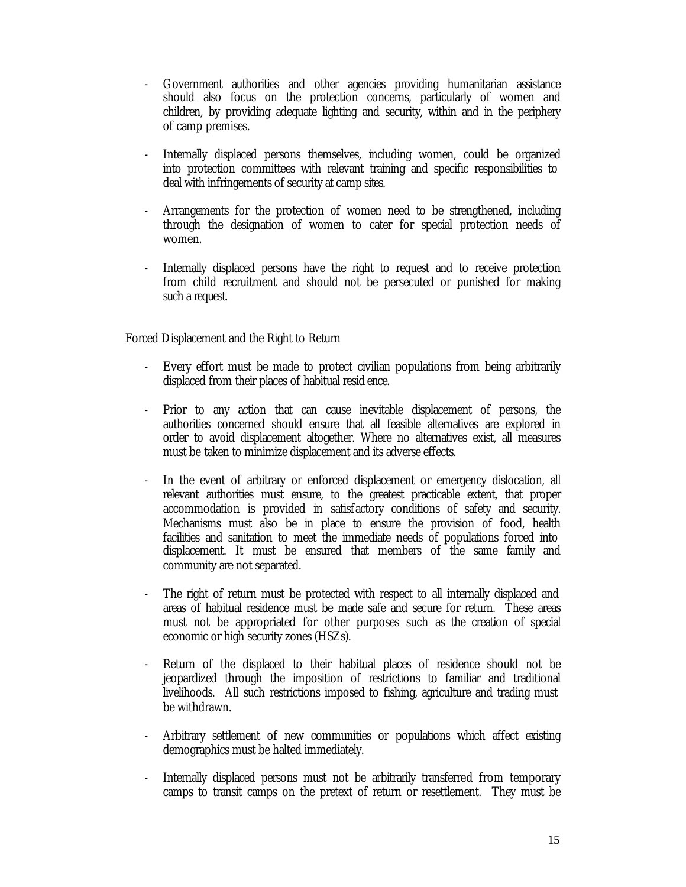- Government authorities and other agencies providing humanitarian assistance should also focus on the protection concerns, particularly of women and children, by providing adequate lighting and security, within and in the periphery of camp premises.

- Internally displaced persons themselves, including women, could be organized into protection committees with relevant training and specific responsibilities to deal with infringements of security at camp sites.

- Arrangements for the protection of women need to be strengthened, including through the designation of women to cater for special protection needs of women.

- Internally displaced persons have the right to request and to receive protection from child recruitment and should not be persecuted or punished for making such a request.

<u>Forced Displacement and the Right to Return</u>

- Every effort must be made to protect civilian populations from being arbitrarily displaced from their places of habitual resid ence.

- Prior to any action that can cause inevitable displacement of persons, the authorities concerned should ensure that all feasible alternatives are explored in order to avoid displacement altogether. Where no alternatives exist, all measures must be taken to minimize displacement and its adverse effects.

- In the event of arbitrary or enforced displacement or emergency dislocation, all relevant authorities must ensure, to the greatest practicable extent, that proper accommodation is provided in satisfactory conditions of safety and security. Mechanisms must also be in place to ensure the provision of food, health facilities and sanitation to meet the immediate needs of populations forced into displacement. It must be ensured that members of the same family and community are not separated.

- The right of return must be protected with respect to all internally displaced and areas of habitual residence must be made safe and secure for return. These areas must not be appropriated for other purposes such as the creation of special economic or high security zones (HSZs).

- Return of the displaced to their habitual places of residence should not be jeopardized through the imposition of restrictions to familiar and traditional livelihoods. All such restrictions imposed to fishing, agriculture and trading must be withdrawn.

- Arbitrary settlement of new communities or populations which affect existing demographics must be halted immediately.

- Internally displaced persons must not be arbitrarily transferred from temporary camps to transit camps on the pretext of return or resettlement. They must be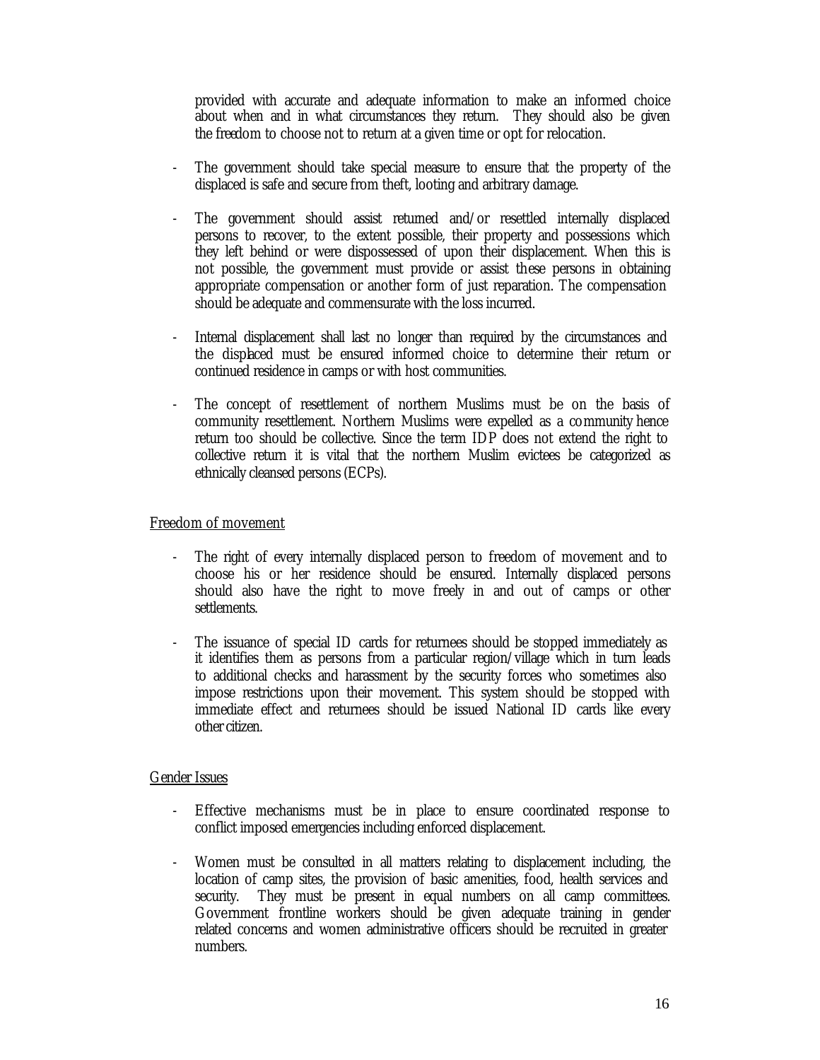provided with accurate and adequate information to make an informed choice about when and in what circumstances they return. They should also be given the freedom to choose not to return at a given time or opt for relocation.

- The government should take special measure to ensure that the property of the displaced is safe and secure from theft, looting and arbitrary damage.

- The government should assist returned and/or resettled internally displaced persons to recover, to the extent possible, their property and possessions which they left behind or were dispossessed of upon their displacement. When this is not possible, the government must provide or assist these persons in obtaining appropriate compensation or another form of just reparation. The compensation should be adequate and commensurate with the loss incurred.

- Internal displacement shall last no longer than required by the circumstances and the displaced must be ensured informed choice to determine their return or continued residence in camps or with host communities.

- The concept of resettlement of northern Muslims must be on the basis of community resettlement. Northern Muslims were expelled as a community hence return too should be collective. Since the term IDP does not extend the right to collective return it is vital that the northern Muslim evictees be categorized as ethnically cleansed persons (ECPs).

<u>Freedom of movement</u>

- The right of every internally displaced person to freedom of movement and to choose his or her residence should be ensured. Internally displaced persons should also have the right to move freely in and out of camps or other settlements.

- The issuance of special ID cards for returnees should be stopped immediately as it identifies them as persons from a particular region/village which in turn leads to additional checks and harassment by the security forces who sometimes also impose restrictions upon their movement. This system should be stopped with immediate effect and returnees should be issued National ID cards like every other citizen.

<u>Gender Issues</u>

- Effective mechanisms must be in place to ensure coordinated response to conflict imposed emergencies including enforced displacement.

- Women must be consulted in all matters relating to displacement including, the location of camp sites, the provision of basic amenities, food, health services and security. They must be present in equal numbers on all camp committees. Government frontline workers should be given adequate training in gender related concerns and women administrative officers should be recruited in greater numbers.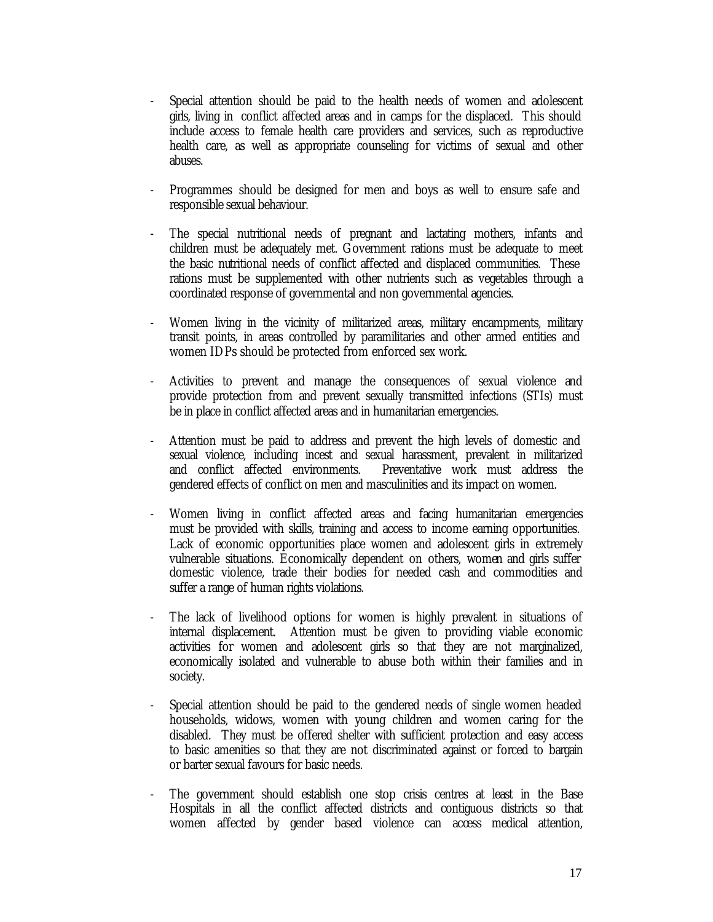- Special attention should be paid to the health needs of women and adolescent girls, living in conflict affected areas and in camps for the displaced. This should include access to female health care providers and services, such as reproductive health care, as well as appropriate counseling for victims of sexual and other abuses.

- Programmes should be designed for men and boys as well to ensure safe and responsible sexual behaviour.

- The special nutritional needs of pregnant and lactating mothers, infants and children must be adequately met. Government rations must be adequate to meet the basic nutritional needs of conflict affected and displaced communities. These rations must be supplemented with other nutrients such as vegetables through a coordinated response of governmental and non governmental agencies.

- Women living in the vicinity of militarized areas, military encampments, military transit points, in areas controlled by paramilitaries and other armed entities and women IDPs should be protected from enforced sex work.

- Activities to prevent and manage the consequences of sexual violence and provide protection from and prevent sexually transmitted infections (STIs) must be in place in conflict affected areas and in humanitarian emergencies.

- Attention must be paid to address and prevent the high levels of domestic and sexual violence, including incest and sexual harassment, prevalent in militarized and conflict affected environments. Preventative work must address the gendered effects of conflict on men and masculinities and its impact on women.

- Women living in conflict affected areas and facing humanitarian emergencies must be provided with skills, training and access to income earning opportunities. Lack of economic opportunities place women and adolescent girls in extremely vulnerable situations. Economically dependent on others, women and girls suffer domestic violence, trade their bodies for needed cash and commodities and suffer a range of human rights violations.

- The lack of livelihood options for women is highly prevalent in situations of internal displacement. Attention must be given to providing viable economic activities for women and adolescent girls so that they are not marginalized, economically isolated and vulnerable to abuse both within their families and in society.

- Special attention should be paid to the gendered needs of single women headed households, widows, women with young children and women caring for the disabled. They must be offered shelter with sufficient protection and easy access to basic amenities so that they are not discriminated against or forced to bargain or barter sexual favours for basic needs.

- The government should establish one stop crisis centres at least in the Base Hospitals in all the conflict affected districts and contiguous districts so that women affected by gender based violence can access medical attention,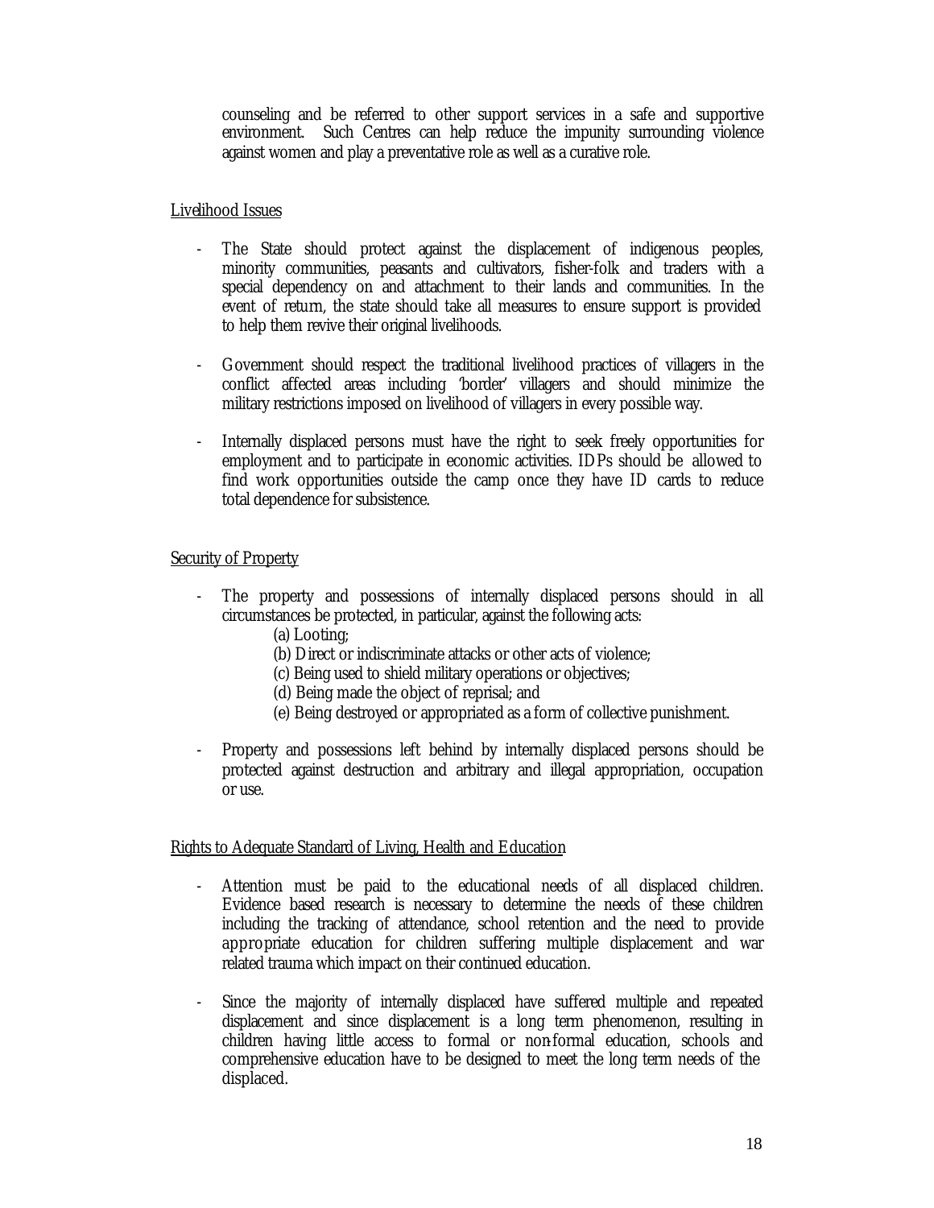counseling and be referred to other support services in a safe and supportive environment. Such Centres can help reduce the impunity surrounding violence against women and play a preventative role as well as a curative role.

<u>Livelihood Issues</u>

- The State should protect against the displacement of indigenous peoples, minority communities, peasants and cultivators, fisher-folk and traders with a special dependency on and attachment to their lands and communities. In the event of return, the state should take all measures to ensure support is provided to help them revive their original livelihoods.

- Government should respect the traditional livelihood practices of villagers in the conflict affected areas including 'border' villagers and should minimize the military restrictions imposed on livelihood of villagers in every possible way.

- Internally displaced persons must have the right to seek freely opportunities for employment and to participate in economic activities. IDPs should be allowed to find work opportunities outside the camp once they have ID cards to reduce total dependence for subsistence.

<u>Security of Property</u>

- The property and possessions of internally displaced persons should in all circumstances be protected, in particular, against the following acts:
  - (a) Looting;
  - (b) Direct or indiscriminate attacks or other acts of violence;
  - (c) Being used to shield military operations or objectives;
  - (d) Being made the object of reprisal; and
  - (e) Being destroyed or appropriated as a form of collective punishment.

- Property and possessions left behind by internally displaced persons should be protected against destruction and arbitrary and illegal appropriation, occupation or use.

<u>Rights to Adequate Standard of Living, Health and Education</u>

- Attention must be paid to the educational needs of all displaced children. Evidence based research is necessary to determine the needs of these children including the tracking of attendance, school retention and the need to provide appropriate education for children suffering multiple displacement and war related trauma which impact on their continued education.

- Since the majority of internally displaced have suffered multiple and repeated displacement and since displacement is a long term phenomenon, resulting in children having little access to formal or non-formal education, schools and comprehensive education have to be designed to meet the long term needs of the displaced.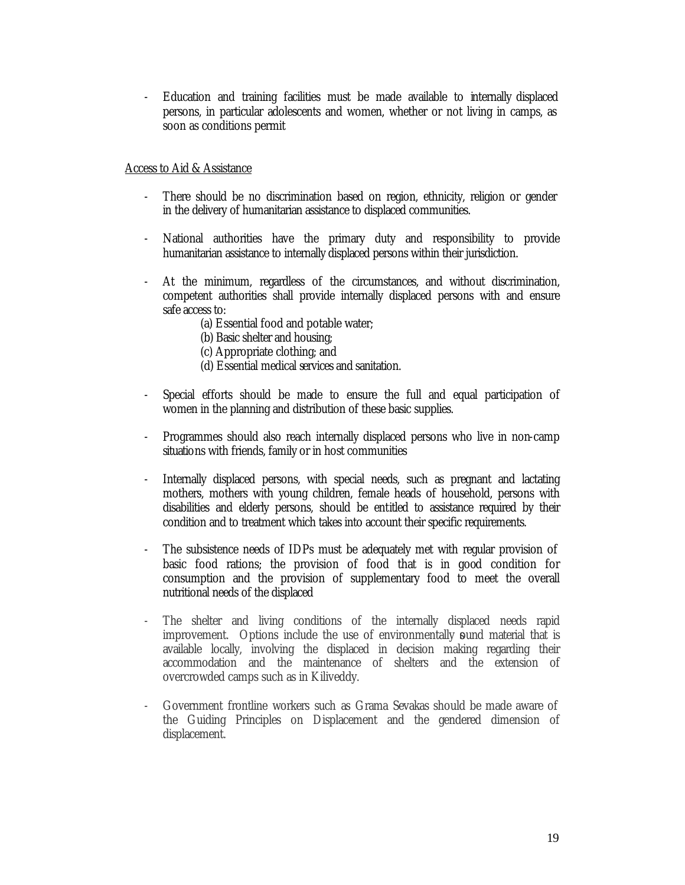- Education and training facilities must be made available to internally displaced persons, in particular adolescents and women, whether or not living in camps, as soon as conditions permit

<u>Access to Aid & Assistance</u>

- There should be no discrimination based on region, ethnicity, religion or gender in the delivery of humanitarian assistance to displaced communities.

- National authorities have the primary duty and responsibility to provide humanitarian assistance to internally displaced persons within their jurisdiction.

- At the minimum, regardless of the circumstances, and without discrimination, competent authorities shall provide internally displaced persons with and ensure safe access to:
    - (a) Essential food and potable water;
    - (b) Basic shelter and housing;
    - (c) Appropriate clothing; and
    - (d) Essential medical services and sanitation.

- Special efforts should be made to ensure the full and equal participation of women in the planning and distribution of these basic supplies.

- Programmes should also reach internally displaced persons who live in non-camp situations with friends, family or in host communities

- Internally displaced persons, with special needs, such as pregnant and lactating mothers, mothers with young children, female heads of household, persons with disabilities and elderly persons, should be entitled to assistance required by their condition and to treatment which takes into account their specific requirements.

- The subsistence needs of IDPs must be adequately met with regular provision of basic food rations; the provision of food that is in good condition for consumption and the provision of supplementary food to meet the overall nutritional needs of the displaced

- The shelter and living conditions of the internally displaced needs rapid improvement. Options include the use of environmentally sound material that is available locally, involving the displaced in decision making regarding their accommodation and the maintenance of shelters and the extension of overcrowded camps such as in Kiliveddy.

- Government frontline workers such as Grama Sevakas should be made aware of the Guiding Principles on Displacement and the gendered dimension of displacement.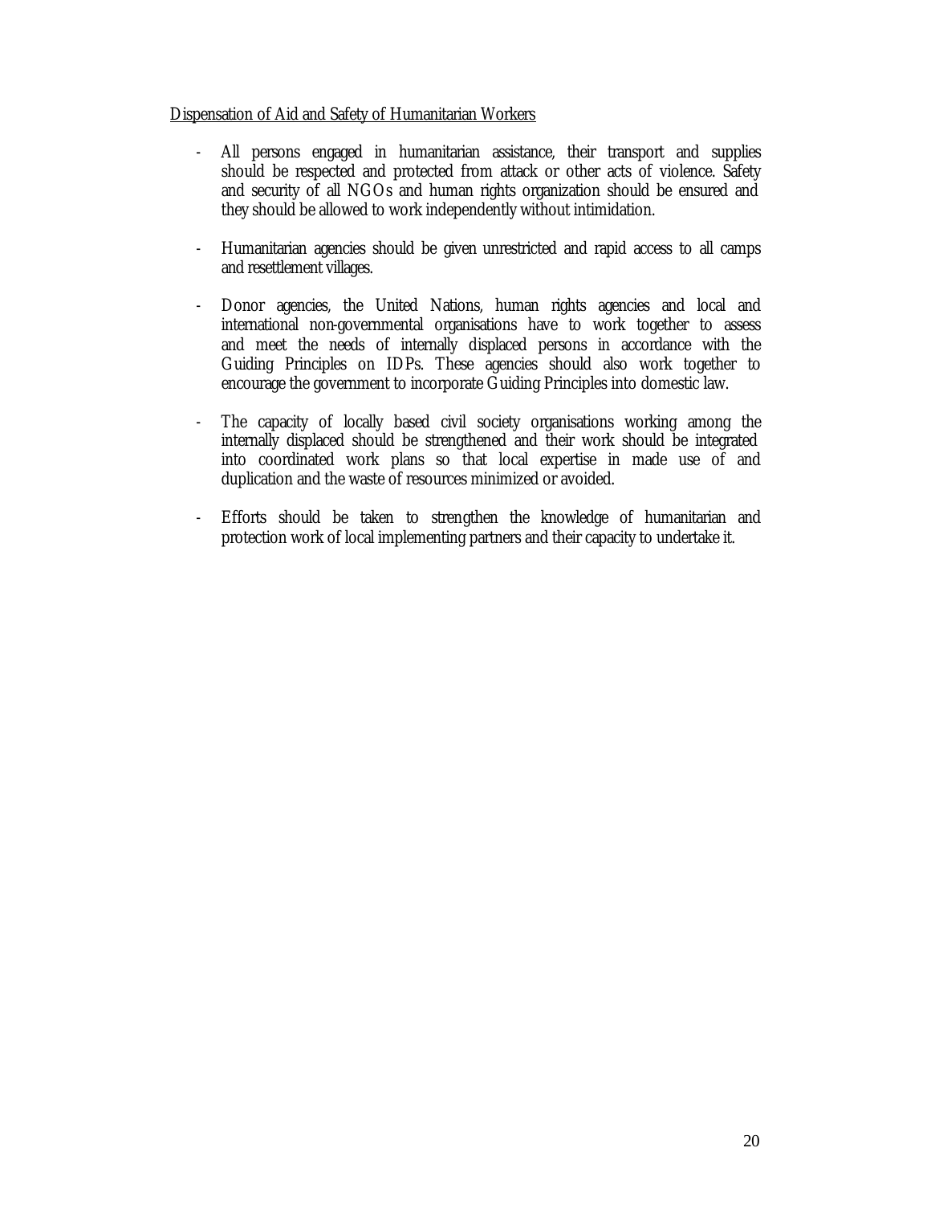<u>Dispensation of Aid and Safety of Humanitarian Workers</u>

- All persons engaged in humanitarian assistance, their transport and supplies should be respected and protected from attack or other acts of violence. Safety and security of all NGOs and human rights organization should be ensured and they should be allowed to work independently without intimidation.

- Humanitarian agencies should be given unrestricted and rapid access to all camps and resettlement villages.

- Donor agencies, the United Nations, human rights agencies and local and international non-governmental organisations have to work together to assess and meet the needs of internally displaced persons in accordance with the Guiding Principles on IDPs. These agencies should also work together to encourage the government to incorporate Guiding Principles into domestic law.

- The capacity of locally based civil society organisations working among the internally displaced should be strengthened and their work should be integrated into coordinated work plans so that local expertise in made use of and duplication and the waste of resources minimized or avoided.

- Efforts should be taken to strengthen the knowledge of humanitarian and protection work of local implementing partners and their capacity to undertake it.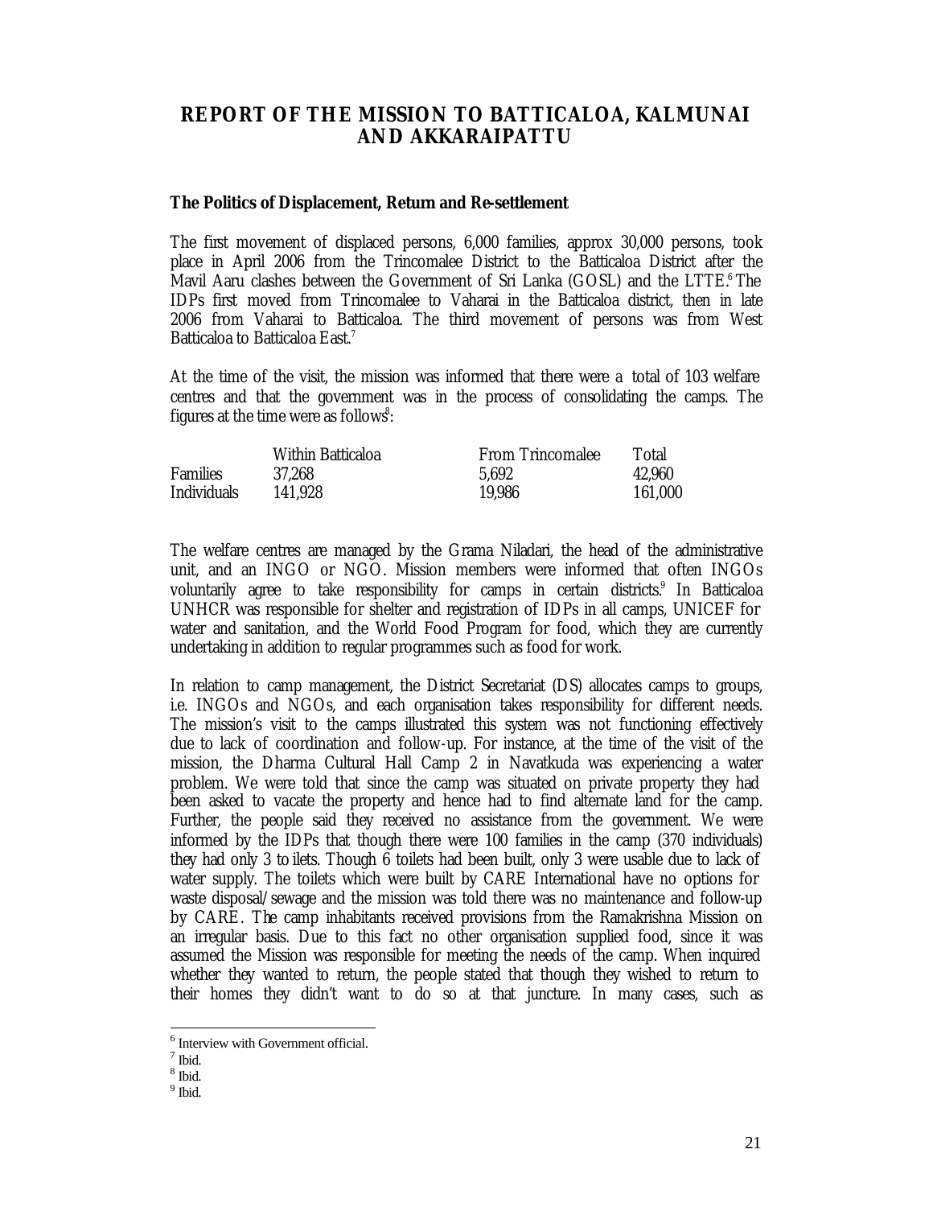# REPORT OF THE MISSION TO BATTICALOA, KALMUNAI AND AKKARAIPATTU

## The Politics of Displacement, Return and Re-settlement

The first movement of displaced persons, 6,000 families, approx 30,000 persons, took place in April 2006 from the Trincomalee District to the Batticaloa District after the Mavil Aaru clashes between the Government of Sri Lanka (GOSL) and the LTTE.[6] The IDPs first moved from Trincomalee to Vaharai in the Batticaloa district, then in late 2006 from Vaharai to Batticaloa. The third movement of persons was from West Batticaloa to Batticaloa East.[7]

At the time of the visit, the mission was informed that there were a total of 103 welfare centres and that the government was in the process of consolidating the camps. The figures at the time were as follows[8]:

| | Within Batticaloa | From Trincomalee | Total |
|---|---|---|---|
| Families | 37,268 | 5,692 | 42,960 |
| Individuals | 141,928 | 19,986 | 161,000 |

The welfare centres are managed by the Grama Niladari, the head of the administrative unit, and an INGO or NGO. Mission members were informed that often INGOs voluntarily agree to take responsibility for camps in certain districts.[9] In Batticaloa UNHCR was responsible for shelter and registration of IDPs in all camps, UNICEF for water and sanitation, and the World Food Program for food, which they are currently undertaking in addition to regular programmes such as food for work.

In relation to camp management, the District Secretariat (DS) allocates camps to groups, i.e. INGOs and NGOs, and each organisation takes responsibility for different needs. The mission's visit to the camps illustrated this system was not functioning effectively due to lack of coordination and follow-up. For instance, at the time of the visit of the mission, the Dharma Cultural Hall Camp 2 in Navatkuda was experiencing a water problem. We were told that since the camp was situated on private property they had been asked to vacate the property and hence had to find alternate land for the camp. Further, the people said they received no assistance from the government. We were informed by the IDPs that though there were 100 families in the camp (370 individuals) they had only 3 toilets. Though 6 toilets had been built, only 3 were usable due to lack of water supply. The toilets which were built by CARE International have no options for waste disposal/sewage and the mission was told there was no maintenance and follow-up by CARE. The camp inhabitants received provisions from the Ramakrishna Mission on an irregular basis. Due to this fact no other organisation supplied food, since it was assumed the Mission was responsible for meeting the needs of the camp. When inquired whether they wanted to return, the people stated that though they wished to return to their homes they didn't want to do so at that juncture. In many cases, such as

[6] Interview with Government official.

[7] Ibid.

[8] Ibid.

[9] Ibid.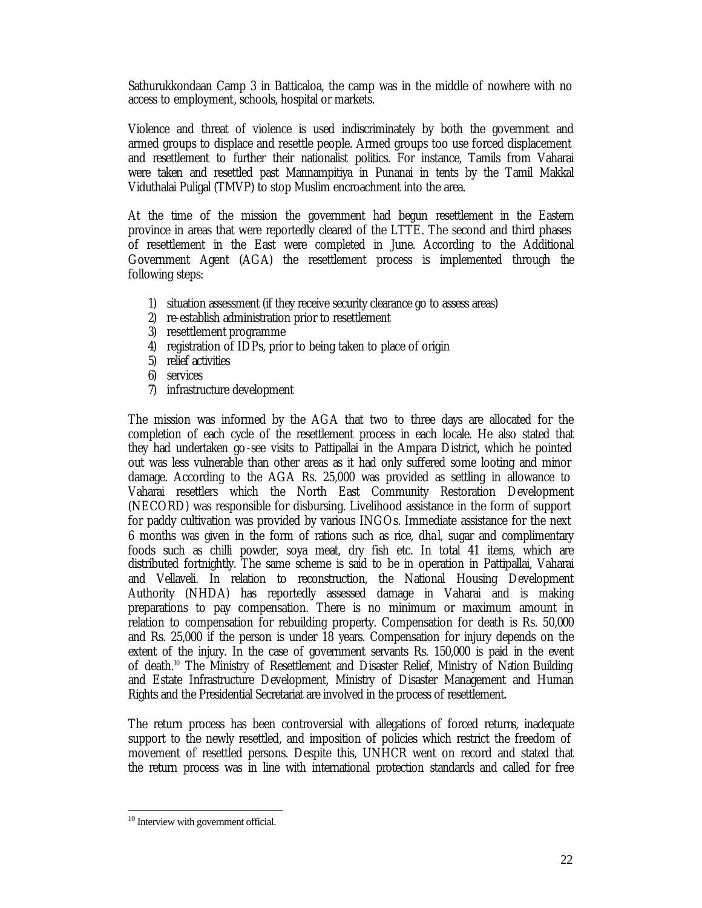Sathurukkondaan Camp 3 in Batticaloa, the camp was in the middle of nowhere with no access to employment, schools, hospital or markets.

Violence and threat of violence is used indiscriminately by both the government and armed groups to displace and resettle people. Armed groups too use forced displacement and resettlement to further their nationalist politics. For instance, Tamils from Vaharai were taken and resettled past Mannampitiya in Punanai in tents by the Tamil Makkal Viduthalai Puligal (TMVP) to stop Muslim encroachment into the area.

At the time of the mission the government had begun resettlement in the Eastern province in areas that were reportedly cleared of the LTTE. The second and third phases of resettlement in the East were completed in June. According to the Additional Government Agent (AGA) the resettlement process is implemented through the following steps:

1) situation assessment (if they receive security clearance go to assess areas)
2) re-establish administration prior to resettlement
3) resettlement programme
4) registration of IDPs, prior to being taken to place of origin
5) relief activities
6) services
7) infrastructure development

The mission was informed by the AGA that two to three days are allocated for the completion of each cycle of the resettlement process in each locale. He also stated that they had undertaken go-see visits to Pattipallai in the Ampara District, which he pointed out was less vulnerable than other areas as it had only suffered some looting and minor damage. According to the AGA Rs. 25,000 was provided as settling in allowance to Vaharai resettlers which the North East Community Restoration Development (NECORD) was responsible for disbursing. Livelihood assistance in the form of support for paddy cultivation was provided by various INGOs. Immediate assistance for the next 6 months was given in the form of rations such as rice, *dhal*, sugar and complimentary foods such as chilli powder, soya meat, dry fish etc. In total 41 items, which are distributed fortnightly. The same scheme is said to be in operation in Pattipallai, Vaharai and Vellaveli. In relation to reconstruction, the National Housing Development Authority (NHDA) has reportedly assessed damage in Vaharai and is making preparations to pay compensation. There is no minimum or maximum amount in relation to compensation for rebuilding property. Compensation for death is Rs. 50,000 and Rs. 25,000 if the person is under 18 years. Compensation for injury depends on the extent of the injury. In the case of government servants Rs. 150,000 is paid in the event of death.[10] The Ministry of Resettlement and Disaster Relief, Ministry of Nation Building and Estate Infrastructure Development, Ministry of Disaster Management and Human Rights and the Presidential Secretariat are involved in the process of resettlement.

The return process has been controversial with allegations of forced returns, inadequate support to the newly resettled, and imposition of policies which restrict the freedom of movement of resettled persons. Despite this, UNHCR went on record and stated that the return process was in line with international protection standards and called for free

[10] Interview with government official.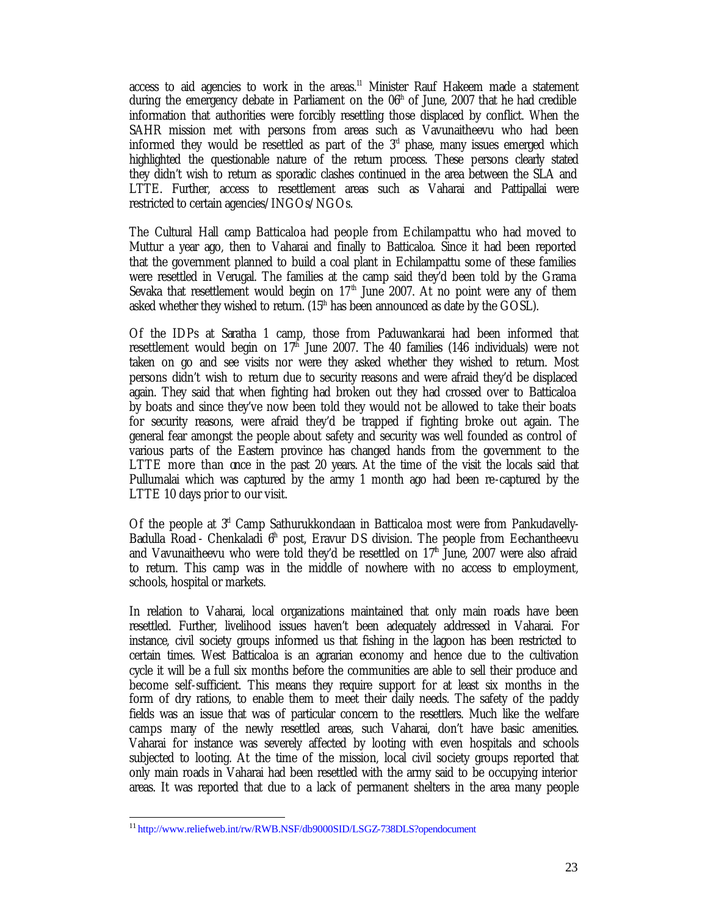access to aid agencies to work in the areas.[11] Minister Rauf Hakeem made a statement during the emergency debate in Parliament on the 06th of June, 2007 that he had credible information that authorities were forcibly resettling those displaced by conflict. When the SAHR mission met with persons from areas such as Vavunaitheevu who had been informed they would be resettled as part of the 3rd phase, many issues emerged which highlighted the questionable nature of the return process. These persons clearly stated they didn't wish to return as sporadic clashes continued in the area between the SLA and LTTE. Further, access to resettlement areas such as Vaharai and Pattipallai were restricted to certain agencies/INGOs/NGOs.

The Cultural Hall camp Batticaloa had people from Echilampattu who had moved to Muttur a year ago, then to Vaharai and finally to Batticaloa. Since it had been reported that the government planned to build a coal plant in Echilampattu some of these families were resettled in Verugal. The families at the camp said they'd been told by the Grama Sevaka that resettlement would begin on 17th June 2007. At no point were any of them asked whether they wished to return. (15th has been announced as date by the GOSL).

Of the IDPs at Saratha 1 camp, those from Paduwankarai had been informed that resettlement would begin on 17th June 2007. The 40 families (146 individuals) were not taken on go and see visits nor were they asked whether they wished to return. Most persons didn't wish to return due to security reasons and were afraid they'd be displaced again. They said that when fighting had broken out they had crossed over to Batticaloa by boats and since they've now been told they would not be allowed to take their boats for security reasons, were afraid they'd be trapped if fighting broke out again. The general fear amongst the people about safety and security was well founded as control of various parts of the Eastern province has changed hands from the government to the LTTE more than once in the past 20 years. At the time of the visit the locals said that Pullumalai which was captured by the army 1 month ago had been re-captured by the LTTE 10 days prior to our visit.

Of the people at 3rd Camp Sathurukkondaan in Batticaloa most were from Pankudavelly-Badulla Road - Chenkaladi 6th post, Eravur DS division. The people from Eechantheevu and Vavunaitheevu who were told they'd be resettled on 17th June, 2007 were also afraid to return. This camp was in the middle of nowhere with no access to employment, schools, hospital or markets.

In relation to Vaharai, local organizations maintained that only main roads have been resettled. Further, livelihood issues haven't been adequately addressed in Vaharai. For instance, civil society groups informed us that fishing in the lagoon has been restricted to certain times. West Batticaloa is an agrarian economy and hence due to the cultivation cycle it will be a full six months before the communities are able to sell their produce and become self-sufficient. This means they require support for at least six months in the form of dry rations, to enable them to meet their daily needs. The safety of the paddy fields was an issue that was of particular concern to the resettlers. Much like the welfare camps many of the newly resettled areas, such Vaharai, don't have basic amenities. Vaharai for instance was severely affected by looting with even hospitals and schools subjected to looting. At the time of the mission, local civil society groups reported that only main roads in Vaharai had been resettled with the army said to be occupying interior areas. It was reported that due to a lack of permanent shelters in the area many people

[11] http://www.reliefweb.int/rw/RWB.NSF/db9000SID/LSGZ-738DLS?opendocument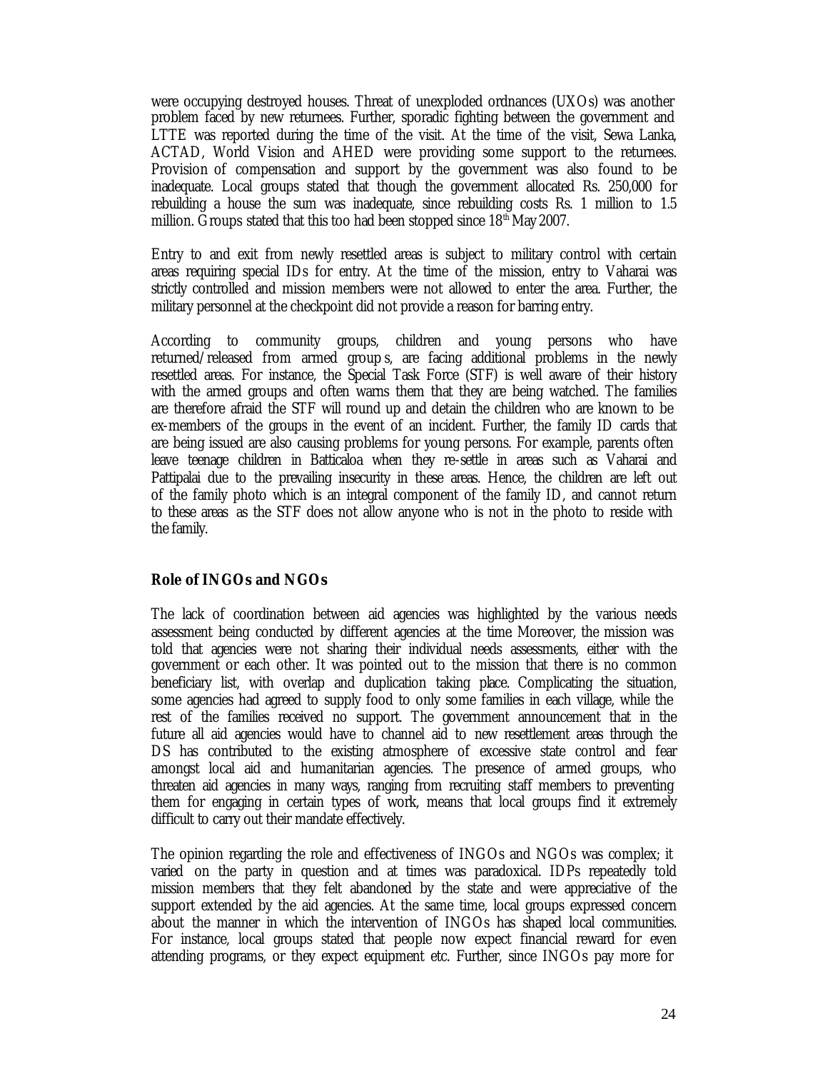were occupying destroyed houses. Threat of unexploded ordnances (UXOs) was another problem faced by new returnees. Further, sporadic fighting between the government and LTTE was reported during the time of the visit. At the time of the visit, Sewa Lanka, ACTAD, World Vision and AHED were providing some support to the returnees. Provision of compensation and support by the government was also found to be inadequate. Local groups stated that though the government allocated Rs. 250,000 for rebuilding a house the sum was inadequate, since rebuilding costs Rs. 1 million to 1.5 million. Groups stated that this too had been stopped since 18th May 2007.

Entry to and exit from newly resettled areas is subject to military control with certain areas requiring special IDs for entry. At the time of the mission, entry to Vaharai was strictly controlled and mission members were not allowed to enter the area. Further, the military personnel at the checkpoint did not provide a reason for barring entry.

According to community groups, children and young persons who have returned/released from armed group s, are facing additional problems in the newly resettled areas. For instance, the Special Task Force (STF) is well aware of their history with the armed groups and often warns them that they are being watched. The families are therefore afraid the STF will round up and detain the children who are known to be ex-members of the groups in the event of an incident. Further, the family ID cards that are being issued are also causing problems for young persons. For example, parents often leave teenage children in Batticaloa when they re-settle in areas such as Vaharai and Pattipalai due to the prevailing insecurity in these areas. Hence, the children are left out of the family photo which is an integral component of the family ID, and cannot return to these areas as the STF does not allow anyone who is not in the photo to reside with the family.

### Role of INGOs and NGOs

The lack of coordination between aid agencies was highlighted by the various needs assessment being conducted by different agencies at the time. Moreover, the mission was told that agencies were not sharing their individual needs assessments, either with the government or each other. It was pointed out to the mission that there is no common beneficiary list, with overlap and duplication taking place. Complicating the situation, some agencies had agreed to supply food to only some families in each village, while the rest of the families received no support. The government announcement that in the future all aid agencies would have to channel aid to new resettlement areas through the DS has contributed to the existing atmosphere of excessive state control and fear amongst local aid and humanitarian agencies. The presence of armed groups, who threaten aid agencies in many ways, ranging from recruiting staff members to preventing them for engaging in certain types of work, means that local groups find it extremely difficult to carry out their mandate effectively.

The opinion regarding the role and effectiveness of INGOs and NGOs was complex; it varied on the party in question and at times was paradoxical. IDPs repeatedly told mission members that they felt abandoned by the state and were appreciative of the support extended by the aid agencies. At the same time, local groups expressed concern about the manner in which the intervention of INGOs has shaped local communities. For instance, local groups stated that people now expect financial reward for even attending programs, or they expect equipment etc. Further, since INGOs pay more for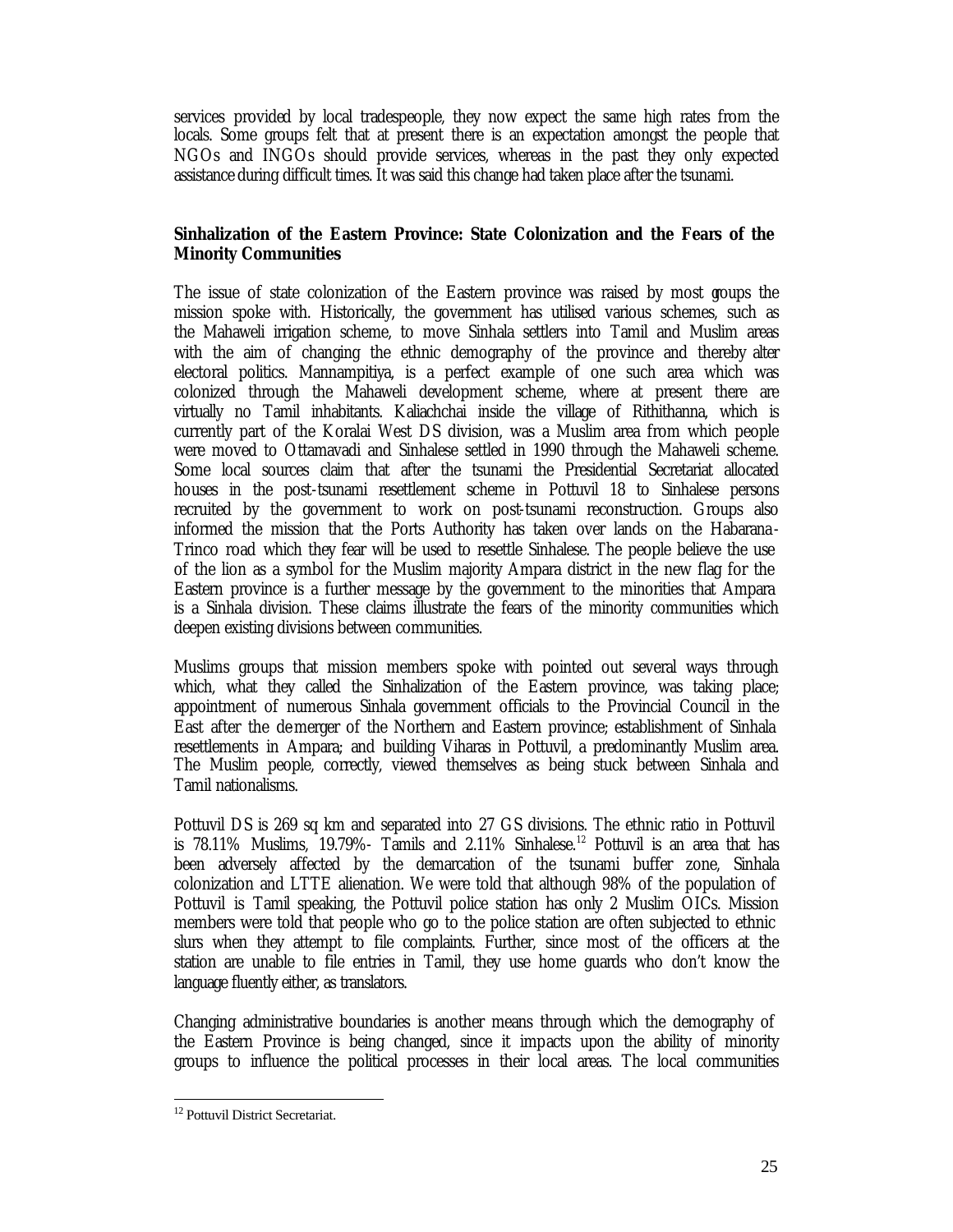services provided by local tradespeople, they now expect the same high rates from the locals. Some groups felt that at present there is an expectation amongst the people that NGOs and INGOs should provide services, whereas in the past they only expected assistance during difficult times. It was said this change had taken place after the tsunami.

**Sinhalization of the Eastern Province: State Colonization and the Fears of the Minority Communities**

The issue of state colonization of the Eastern province was raised by most groups the mission spoke with. Historically, the government has utilised various schemes, such as the Mahaweli irrigation scheme, to move Sinhala settlers into Tamil and Muslim areas with the aim of changing the ethnic demography of the province and thereby alter electoral politics. Mannampitiya, is a perfect example of one such area which was colonized through the Mahaweli development scheme, where at present there are virtually no Tamil inhabitants. Kaliachchai inside the village of Rithithanna, which is currently part of the Koralai West DS division, was a Muslim area from which people were moved to Ottamavadi and Sinhalese settled in 1990 through the Mahaweli scheme. Some local sources claim that after the tsunami the Presidential Secretariat allocated houses in the post-tsunami resettlement scheme in Pottuvil 18 to Sinhalese persons recruited by the government to work on post-tsunami reconstruction. Groups also informed the mission that the Ports Authority has taken over lands on the Habarana-Trinco road which they fear will be used to resettle Sinhalese. The people believe the use of the lion as a symbol for the Muslim majority Ampara district in the new flag for the Eastern province is a further message by the government to the minorities that Ampara is a Sinhala division. These claims illustrate the fears of the minority communities which deepen existing divisions between communities.

Muslims groups that mission members spoke with pointed out several ways through which, what they called the Sinhalization of the Eastern province, was taking place; appointment of numerous Sinhala government officials to the Provincial Council in the East after the demerger of the Northern and Eastern province; establishment of Sinhala resettlements in Ampara; and building Viharas in Pottuvil, a predominantly Muslim area. The Muslim people, correctly, viewed themselves as being stuck between Sinhala and Tamil nationalisms.

Pottuvil DS is 269 sq km and separated into 27 GS divisions. The ethnic ratio in Pottuvil is 78.11% Muslims, 19.79%- Tamils and 2.11% Sinhalese.[12] Pottuvil is an area that has been adversely affected by the demarcation of the tsunami buffer zone, Sinhala colonization and LTTE alienation. We were told that although 98% of the population of Pottuvil is Tamil speaking, the Pottuvil police station has only 2 Muslim OICs. Mission members were told that people who go to the police station are often subjected to ethnic slurs when they attempt to file complaints. Further, since most of the officers at the station are unable to file entries in Tamil, they use home guards who don't know the language fluently either, as translators.

Changing administrative boundaries is another means through which the demography of the Eastern Province is being changed, since it impacts upon the ability of minority groups to influence the political processes in their local areas. The local communities

[12] Pottuvil District Secretariat.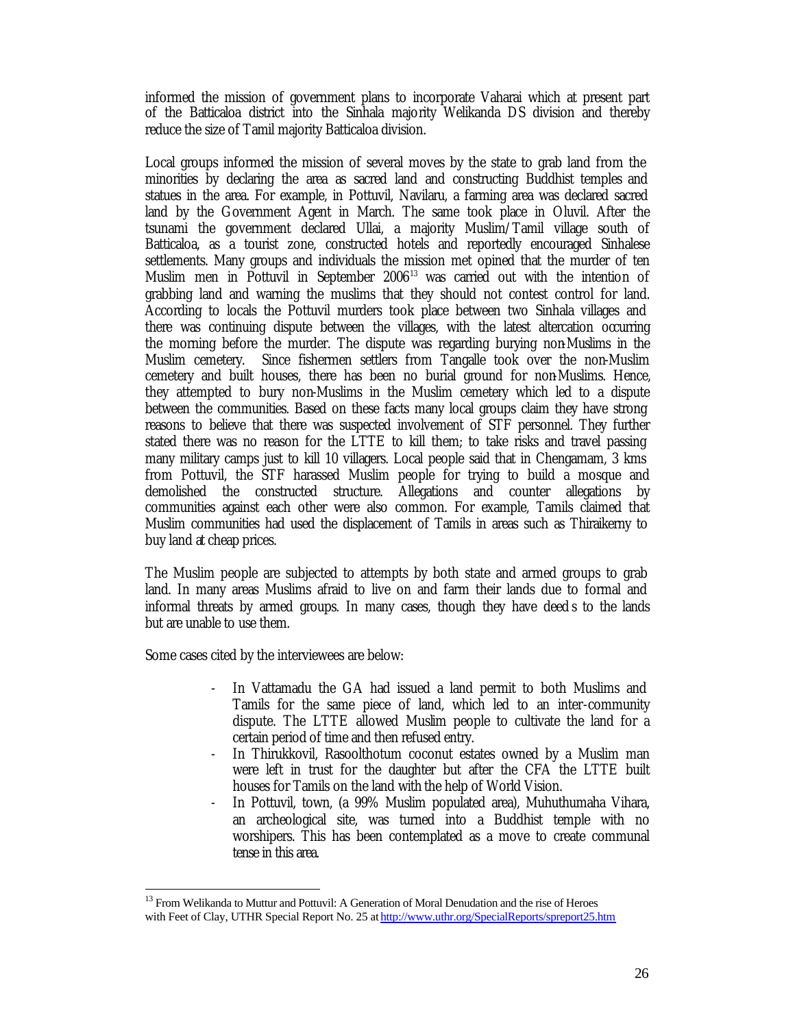informed the mission of government plans to incorporate Vaharai which at present part of the Batticaloa district into the Sinhala majority Welikanda DS division and thereby reduce the size of Tamil majority Batticaloa division.

Local groups informed the mission of several moves by the state to grab land from the minorities by declaring the area as sacred land and constructing Buddhist temples and statues in the area. For example, in Pottuvil, Navilaru, a farming area was declared sacred land by the Government Agent in March. The same took place in Oluvil. After the tsunami the government declared Ullai, a majority Muslim/Tamil village south of Batticaloa, as a tourist zone, constructed hotels and reportedly encouraged Sinhalese settlements. Many groups and individuals the mission met opined that the murder of ten Muslim men in Pottuvil in September 2006[13] was carried out with the intention of grabbing land and warning the muslims that they should not contest control for land. According to locals the Pottuvil murders took place between two Sinhala villages and there was continuing dispute between the villages, with the latest altercation occurring the morning before the murder. The dispute was regarding burying non-Muslims in the Muslim cemetery. Since fishermen settlers from Tangalle took over the non-Muslim cemetery and built houses, there has been no burial ground for non-Muslims. Hence, they attempted to bury non-Muslims in the Muslim cemetery which led to a dispute between the communities. Based on these facts many local groups claim they have strong reasons to believe that there was suspected involvement of STF personnel. They further stated there was no reason for the LTTE to kill them; to take risks and travel passing many military camps just to kill 10 villagers. Local people said that in Chengamam, 3 kms from Pottuvil, the STF harassed Muslim people for trying to build a mosque and demolished the constructed structure. Allegations and counter allegations by communities against each other were also common. For example, Tamils claimed that Muslim communities had used the displacement of Tamils in areas such as Thiraikerny to buy land at cheap prices.

The Muslim people are subjected to attempts by both state and armed groups to grab land. In many areas Muslims afraid to live on and farm their lands due to formal and informal threats by armed groups. In many cases, though they have deeds to the lands but are unable to use them.

Some cases cited by the interviewees are below:

- In Vattamadu the GA had issued a land permit to both Muslims and Tamils for the same piece of land, which led to an inter-community dispute. The LTTE allowed Muslim people to cultivate the land for a certain period of time and then refused entry.
- In Thirukkovil, Rasoolthotum coconut estates owned by a Muslim man were left in trust for the daughter but after the CFA the LTTE built houses for Tamils on the land with the help of World Vision.
- In Pottuvil, town, (a 99% Muslim populated area), Muhuthumaha Vihara, an archeological site, was turned into a Buddhist temple with no worshipers. This has been contemplated as a move to create communal tense in this area.

[13] From Welikanda to Muttur and Pottuvil: A Generation of Moral Denudation and the rise of Heroes with Feet of Clay, UTHR Special Report No. 25 at http://www.uthr.org/SpecialReports/spreport25.htm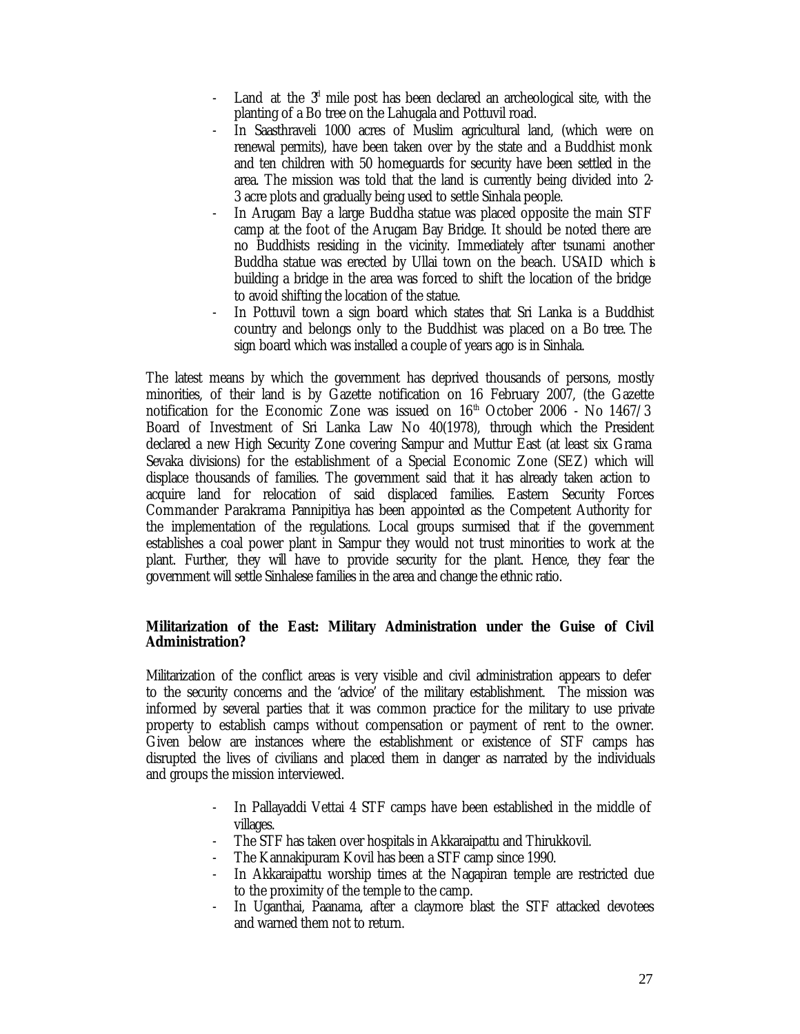- Land at the 3rd mile post has been declared an archeological site, with the planting of a Bo tree on the Lahugala and Pottuvil road.
- In Saasthraveli 1000 acres of Muslim agricultural land, (which were on renewal permits), have been taken over by the state and a Buddhist monk and ten children with 50 homeguards for security have been settled in the area. The mission was told that the land is currently being divided into 2-3 acre plots and gradually being used to settle Sinhala people.
- In Arugam Bay a large Buddha statue was placed opposite the main STF camp at the foot of the Arugam Bay Bridge. It should be noted there are no Buddhists residing in the vicinity. Immediately after tsunami another Buddha statue was erected by Ullai town on the beach. USAID which is building a bridge in the area was forced to shift the location of the bridge to avoid shifting the location of the statue.
- In Pottuvil town a sign board which states that Sri Lanka is a Buddhist country and belongs only to the Buddhist was placed on a Bo tree. The sign board which was installed a couple of years ago is in Sinhala.

The latest means by which the government has deprived thousands of persons, mostly minorities, of their land is by Gazette notification on 16 February 2007, (the Gazette notification for the Economic Zone was issued on 16th October 2006 - No 1467/3 Board of Investment of Sri Lanka Law No 40(1978), through which the President declared a new High Security Zone covering Sampur and Muttur East (at least six Grama Sevaka divisions) for the establishment of a Special Economic Zone (SEZ) which will displace thousands of families. The government said that it has already taken action to acquire land for relocation of said displaced families. Eastern Security Forces Commander Parakrama Pannipitiya has been appointed as the Competent Authority for the implementation of the regulations. Local groups surmised that if the government establishes a coal power plant in Sampur they would not trust minorities to work at the plant. Further, they will have to provide security for the plant. Hence, they fear the government will settle Sinhalese families in the area and change the ethnic ratio.

**Militarization of the East: Military Administration under the Guise of Civil Administration?**

Militarization of the conflict areas is very visible and civil administration appears to defer to the security concerns and the 'advice' of the military establishment. The mission was informed by several parties that it was common practice for the military to use private property to establish camps without compensation or payment of rent to the owner. Given below are instances where the establishment or existence of STF camps has disrupted the lives of civilians and placed them in danger as narrated by the individuals and groups the mission interviewed.

- In Pallayaddi Vettai 4 STF camps have been established in the middle of villages.
- The STF has taken over hospitals in Akkaraipattu and Thirukkovil.
- The Kannakipuram Kovil has been a STF camp since 1990.
- In Akkaraipattu worship times at the Nagapiran temple are restricted due to the proximity of the temple to the camp.
- In Uganthai, Paanama, after a claymore blast the STF attacked devotees and warned them not to return.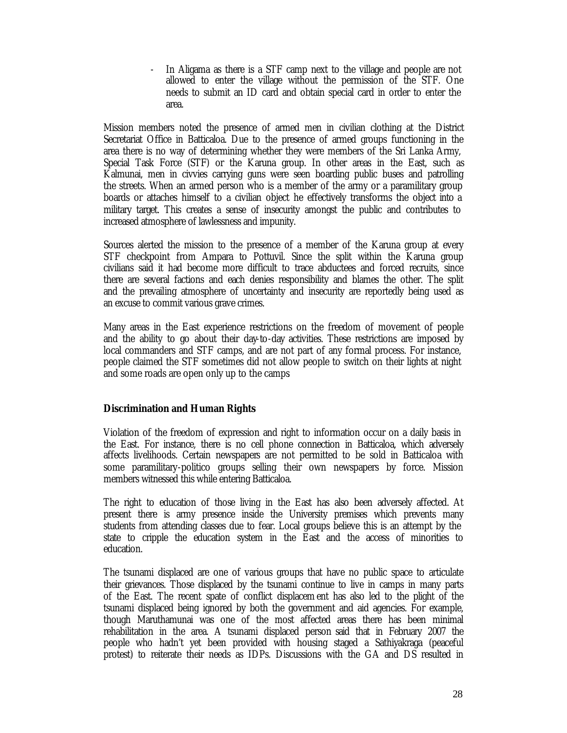- In Aligama as there is a STF camp next to the village and people are not allowed to enter the village without the permission of the STF. One needs to submit an ID card and obtain special card in order to enter the area.

Mission members noted the presence of armed men in civilian clothing at the District Secretariat Office in Batticaloa. Due to the presence of armed groups functioning in the area there is no way of determining whether they were members of the Sri Lanka Army, Special Task Force (STF) or the Karuna group. In other areas in the East, such as Kalmunai, men in civvies carrying guns were seen boarding public buses and patrolling the streets. When an armed person who is a member of the army or a paramilitary group boards or attaches himself to a civilian object he effectively transforms the object into a military target. This creates a sense of insecurity amongst the public and contributes to increased atmosphere of lawlessness and impunity.

Sources alerted the mission to the presence of a member of the Karuna group at every STF checkpoint from Ampara to Pottuvil. Since the split within the Karuna group civilians said it had become more difficult to trace abductees and forced recruits, since there are several factions and each denies responsibility and blames the other. The split and the prevailing atmosphere of uncertainty and insecurity are reportedly being used as an excuse to commit various grave crimes.

Many areas in the East experience restrictions on the freedom of movement of people and the ability to go about their day-to-day activities. These restrictions are imposed by local commanders and STF camps, and are not part of any formal process. For instance, people claimed the STF sometimes did not allow people to switch on their lights at night and some roads are open only up to the camps

**Discrimination and Human Rights**

Violation of the freedom of expression and right to information occur on a daily basis in the East. For instance, there is no cell phone connection in Batticaloa, which adversely affects livelihoods. Certain newspapers are not permitted to be sold in Batticaloa with some paramilitary-politico groups selling their own newspapers by force. Mission members witnessed this while entering Batticaloa.

The right to education of those living in the East has also been adversely affected. At present there is army presence inside the University premises which prevents many students from attending classes due to fear. Local groups believe this is an attempt by the state to cripple the education system in the East and the access of minorities to education.

The tsunami displaced are one of various groups that have no public space to articulate their grievances. Those displaced by the tsunami continue to live in camps in many parts of the East. The recent spate of conflict displacement has also led to the plight of the tsunami displaced being ignored by both the government and aid agencies. For example, though Maruthamunai was one of the most affected areas there has been minimal rehabilitation in the area. A tsunami displaced person said that in February 2007 the people who hadn't yet been provided with housing staged a Sathiyakraga (peaceful protest) to reiterate their needs as IDPs. Discussions with the GA and DS resulted in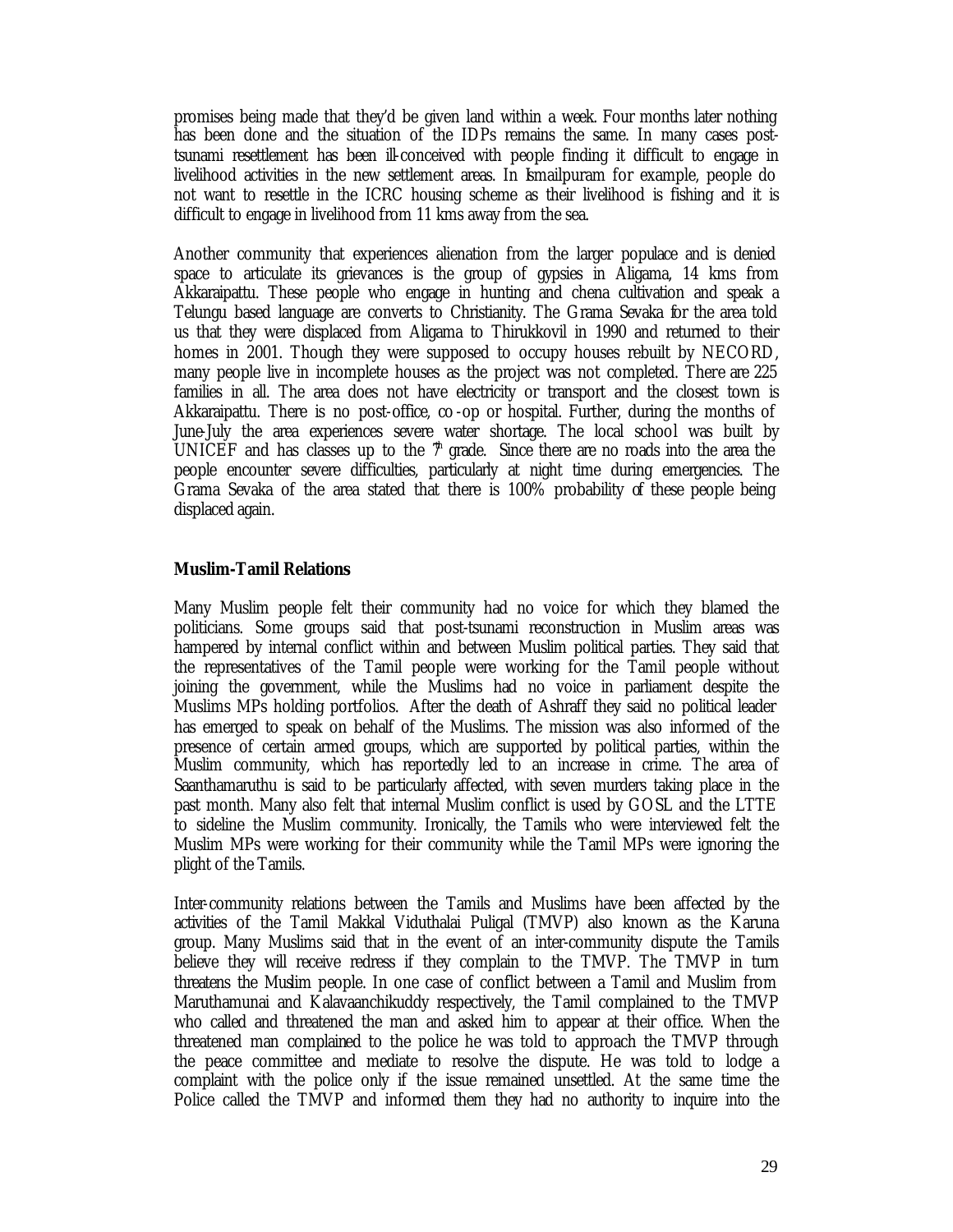promises being made that they'd be given land within a week. Four months later nothing has been done and the situation of the IDPs remains the same. In many cases post-tsunami resettlement has been ill-conceived with people finding it difficult to engage in livelihood activities in the new settlement areas. In Ismailpuram for example, people do not want to resettle in the ICRC housing scheme as their livelihood is fishing and it is difficult to engage in livelihood from 11 kms away from the sea.

Another community that experiences alienation from the larger populace and is denied space to articulate its grievances is the group of gypsies in Aligama, 14 kms from Akkaraipattu. These people who engage in hunting and chena cultivation and speak a Telungu based language are converts to Christianity. The Grama Sevaka for the area told us that they were displaced from Aligama to Thirukkovil in 1990 and returned to their homes in 2001. Though they were supposed to occupy houses rebuilt by NECORD, many people live in incomplete houses as the project was not completed. There are 225 families in all. The area does not have electricity or transport and the closest town is Akkaraipattu. There is no post-office, co-op or hospital. Further, during the months of June-July the area experiences severe water shortage. The local school was built by UNICEF and has classes up to the 7th grade. Since there are no roads into the area the people encounter severe difficulties, particularly at night time during emergencies. The Grama Sevaka of the area stated that there is 100% probability of these people being displaced again.

**Muslim-Tamil Relations**

Many Muslim people felt their community had no voice for which they blamed the politicians. Some groups said that post-tsunami reconstruction in Muslim areas was hampered by internal conflict within and between Muslim political parties. They said that the representatives of the Tamil people were working for the Tamil people without joining the government, while the Muslims had no voice in parliament despite the Muslims MPs holding portfolios. After the death of Ashraff they said no political leader has emerged to speak on behalf of the Muslims. The mission was also informed of the presence of certain armed groups, which are supported by political parties, within the Muslim community, which has reportedly led to an increase in crime. The area of Saanthamaruthu is said to be particularly affected, with seven murders taking place in the past month. Many also felt that internal Muslim conflict is used by GOSL and the LTTE to sideline the Muslim community. Ironically, the Tamils who were interviewed felt the Muslim MPs were working for their community while the Tamil MPs were ignoring the plight of the Tamils.

Inter-community relations between the Tamils and Muslims have been affected by the activities of the Tamil Makkal Viduthalai Puligal (TMVP) also known as the Karuna group. Many Muslims said that in the event of an inter-community dispute the Tamils believe they will receive redress if they complain to the TMVP. The TMVP in turn threatens the Muslim people. In one case of conflict between a Tamil and Muslim from Maruthamunai and Kalavaanchikuddy respectively, the Tamil complained to the TMVP who called and threatened the man and asked him to appear at their office. When the threatened man complained to the police he was told to approach the TMVP through the peace committee and mediate to resolve the dispute. He was told to lodge a complaint with the police only if the issue remained unsettled. At the same time the Police called the TMVP and informed them they had no authority to inquire into the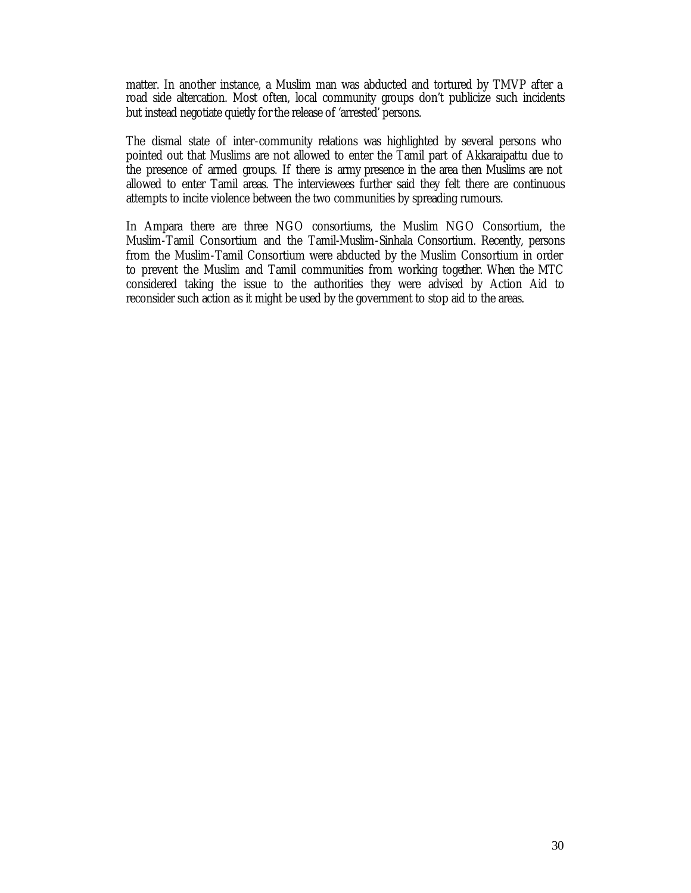matter. In another instance, a Muslim man was abducted and tortured by TMVP after a road side altercation. Most often, local community groups don't publicize such incidents but instead negotiate quietly for the release of 'arrested' persons.

The dismal state of inter-community relations was highlighted by several persons who pointed out that Muslims are not allowed to enter the Tamil part of Akkaraipattu due to the presence of armed groups. If there is army presence in the area then Muslims are not allowed to enter Tamil areas. The interviewees further said they felt there are continuous attempts to incite violence between the two communities by spreading rumours.

In Ampara there are three NGO consortiums, the Muslim NGO Consortium, the Muslim-Tamil Consortium and the Tamil-Muslim-Sinhala Consortium. Recently, persons from the Muslim-Tamil Consortium were abducted by the Muslim Consortium in order to prevent the Muslim and Tamil communities from working together. When the MTC considered taking the issue to the authorities they were advised by Action Aid to reconsider such action as it might be used by the government to stop aid to the areas.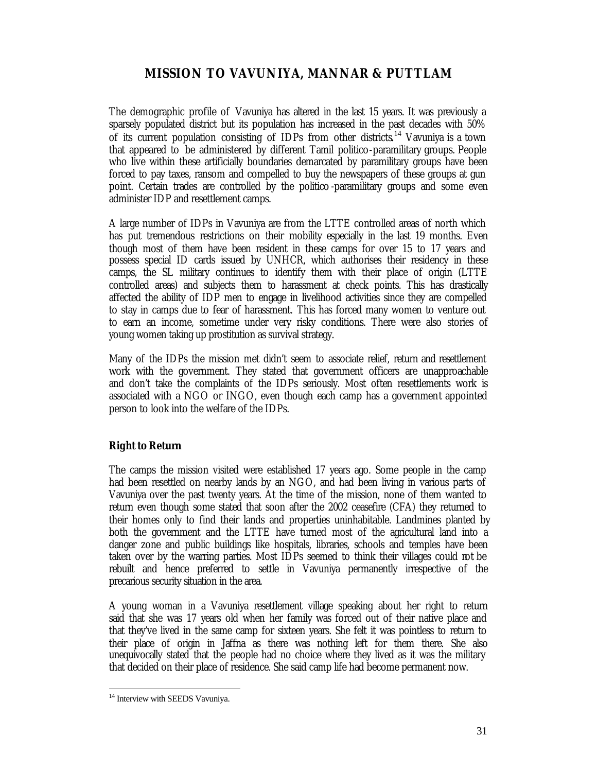## MISSION TO VAVUNIYA, MANNAR & PUTTLAM

The demographic profile of Vavuniya has altered in the last 15 years. It was previously a sparsely populated district but its population has increased in the past decades with 50% of its current population consisting of IDPs from other districts.[14] Vavuniya is a town that appeared to be administered by different Tamil politico-paramilitary groups. People who live within these artificially boundaries demarcated by paramilitary groups have been forced to pay taxes, ransom and compelled to buy the newspapers of these groups at gun point. Certain trades are controlled by the politico-paramilitary groups and some even administer IDP and resettlement camps.

A large number of IDPs in Vavuniya are from the LTTE controlled areas of north which has put tremendous restrictions on their mobility especially in the last 19 months. Even though most of them have been resident in these camps for over 15 to 17 years and possess special ID cards issued by UNHCR, which authorises their residency in these camps, the SL military continues to identify them with their place of origin (LTTE controlled areas) and subjects them to harassment at check points. This has drastically affected the ability of IDP men to engage in livelihood activities since they are compelled to stay in camps due to fear of harassment. This has forced many women to venture out to earn an income, sometime under very risky conditions. There were also stories of young women taking up prostitution as survival strategy.

Many of the IDPs the mission met didn't seem to associate relief, return and resettlement work with the government. They stated that government officers are unapproachable and don't take the complaints of the IDPs seriously. Most often resettlements work is associated with a NGO or INGO, even though each camp has a government appointed person to look into the welfare of the IDPs.

### Right to Return

The camps the mission visited were established 17 years ago. Some people in the camp had been resettled on nearby lands by an NGO, and had been living in various parts of Vavuniya over the past twenty years. At the time of the mission, none of them wanted to return even though some stated that soon after the 2002 ceasefire (CFA) they returned to their homes only to find their lands and properties uninhabitable. Landmines planted by both the government and the LTTE have turned most of the agricultural land into a danger zone and public buildings like hospitals, libraries, schools and temples have been taken over by the warring parties. Most IDPs seemed to think their villages could not be rebuilt and hence preferred to settle in Vavuniya permanently irrespective of the precarious security situation in the area.

A young woman in a Vavuniya resettlement village speaking about her right to return said that she was 17 years old when her family was forced out of their native place and that they've lived in the same camp for sixteen years. She felt it was pointless to return to their place of origin in Jaffna as there was nothing left for them there. She also unequivocally stated that the people had no choice where they lived as it was the military that decided on their place of residence. She said camp life had become permanent now.

---

[14] Interview with SEEDS Vavuniya.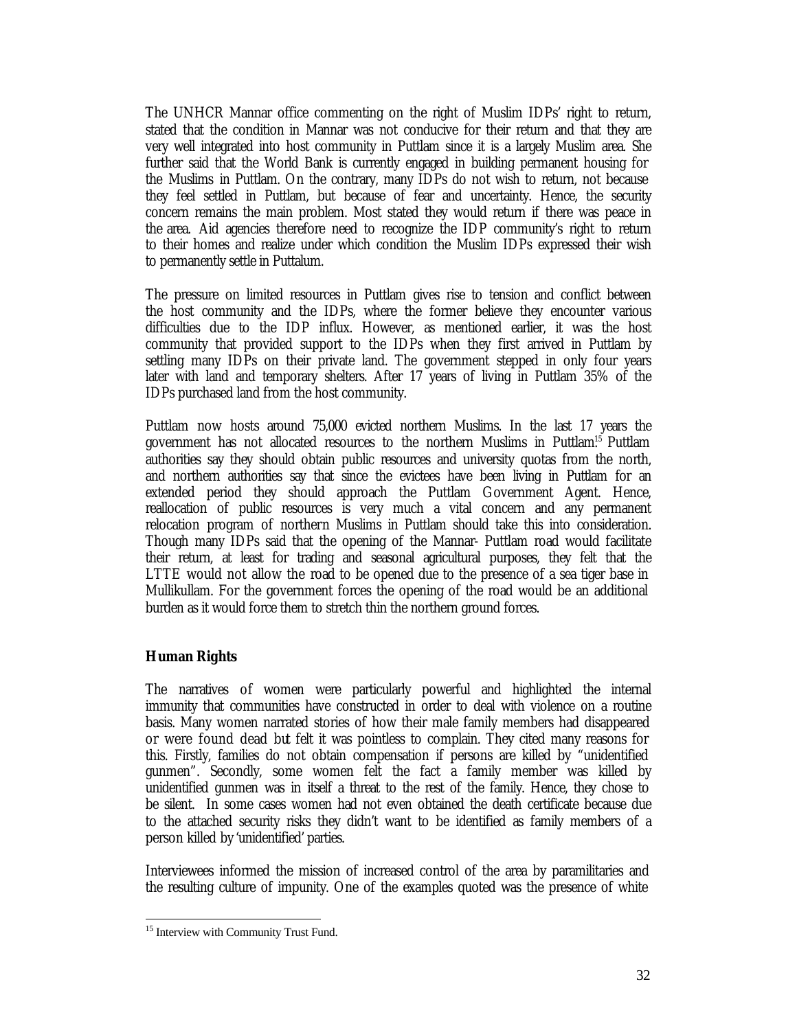The UNHCR Mannar office commenting on the right of Muslim IDPs' right to return, stated that the condition in Mannar was not conducive for their return and that they are very well integrated into host community in Puttlam since it is a largely Muslim area. She further said that the World Bank is currently engaged in building permanent housing for the Muslims in Puttlam. On the contrary, many IDPs do not wish to return, not because they feel settled in Puttlam, but because of fear and uncertainty. Hence, the security concern remains the main problem. Most stated they would return if there was peace in the area. Aid agencies therefore need to recognize the IDP community's right to return to their homes and realize under which condition the Muslim IDPs expressed their wish to permanently settle in Puttalum.

The pressure on limited resources in Puttlam gives rise to tension and conflict between the host community and the IDPs, where the former believe they encounter various difficulties due to the IDP influx. However, as mentioned earlier, it was the host community that provided support to the IDPs when they first arrived in Puttlam by settling many IDPs on their private land. The government stepped in only four years later with land and temporary shelters. After 17 years of living in Puttlam 35% of the IDPs purchased land from the host community.

Puttlam now hosts around 75,000 evicted northern Muslims. In the last 17 years the government has not allocated resources to the northern Muslims in Puttlam.[15] Puttlam authorities say they should obtain public resources and university quotas from the north, and northern authorities say that since the evictees have been living in Puttlam for an extended period they should approach the Puttlam Government Agent. Hence, reallocation of public resources is very much a vital concern and any permanent relocation program of northern Muslims in Puttlam should take this into consideration. Though many IDPs said that the opening of the Mannar- Puttlam road would facilitate their return, at least for trading and seasonal agricultural purposes, they felt that the LTTE would not allow the road to be opened due to the presence of a sea tiger base in Mullikullam. For the government forces the opening of the road would be an additional burden as it would force them to stretch thin the northern ground forces.

## Human Rights

The narratives of women were particularly powerful and highlighted the internal immunity that communities have constructed in order to deal with violence on a routine basis. Many women narrated stories of how their male family members had disappeared or were found dead but felt it was pointless to complain. They cited many reasons for this. Firstly, families do not obtain compensation if persons are killed by "unidentified gunmen". Secondly, some women felt the fact a family member was killed by unidentified gunmen was in itself a threat to the rest of the family. Hence, they chose to be silent. In some cases women had not even obtained the death certificate because due to the attached security risks they didn't want to be identified as family members of a person killed by 'unidentified' parties.

Interviewees informed the mission of increased control of the area by paramilitaries and the resulting culture of impunity. One of the examples quoted was the presence of white

[15] Interview with Community Trust Fund.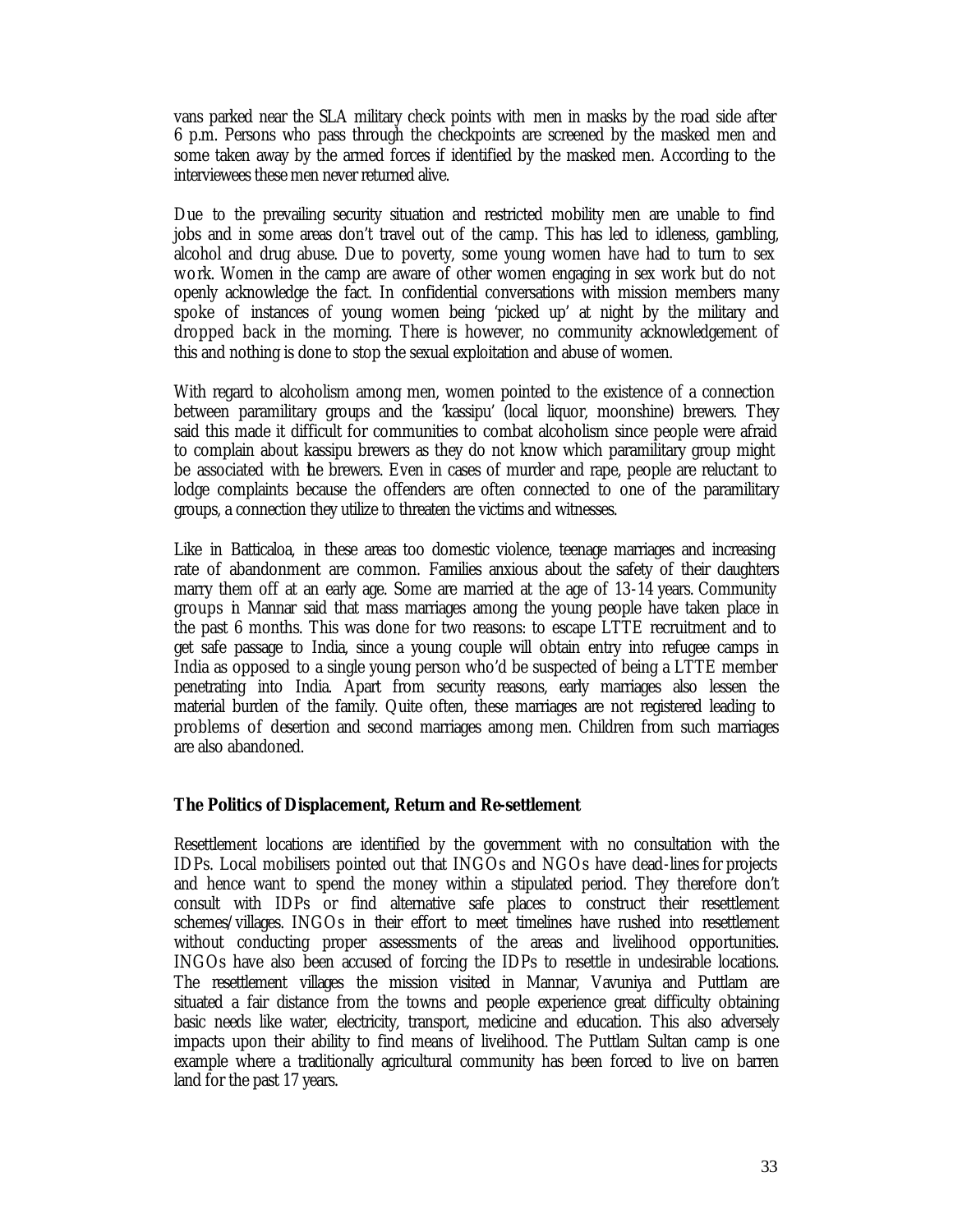vans parked near the SLA military check points with men in masks by the road side after 6 p.m. Persons who pass through the checkpoints are screened by the masked men and some taken away by the armed forces if identified by the masked men. According to the interviewees these men never returned alive.

Due to the prevailing security situation and restricted mobility men are unable to find jobs and in some areas don't travel out of the camp. This has led to idleness, gambling, alcohol and drug abuse. Due to poverty, some young women have had to turn to sex work. Women in the camp are aware of other women engaging in sex work but do not openly acknowledge the fact. In confidential conversations with mission members many spoke of instances of young women being 'picked up' at night by the military and dropped back in the morning. There is however, no community acknowledgement of this and nothing is done to stop the sexual exploitation and abuse of women.

With regard to alcoholism among men, women pointed to the existence of a connection between paramilitary groups and the 'kassipu' (local liquor, moonshine) brewers. They said this made it difficult for communities to combat alcoholism since people were afraid to complain about kassipu brewers as they do not know which paramilitary group might be associated with the brewers. Even in cases of murder and rape, people are reluctant to lodge complaints because the offenders are often connected to one of the paramilitary groups, a connection they utilize to threaten the victims and witnesses.

Like in Batticaloa, in these areas too domestic violence, teenage marriages and increasing rate of abandonment are common. Families anxious about the safety of their daughters marry them off at an early age. Some are married at the age of 13-14 years. Community groups in Mannar said that mass marriages among the young people have taken place in the past 6 months. This was done for two reasons: to escape LTTE recruitment and to get safe passage to India, since a young couple will obtain entry into refugee camps in India as opposed to a single young person who'd be suspected of being a LTTE member penetrating into India. Apart from security reasons, early marriages also lessen the material burden of the family. Quite often, these marriages are not registered leading to problems of desertion and second marriages among men. Children from such marriages are also abandoned.

**The Politics of Displacement, Return and Re-settlement**

Resettlement locations are identified by the government with no consultation with the IDPs. Local mobilisers pointed out that INGOs and NGOs have dead-lines for projects and hence want to spend the money within a stipulated period. They therefore don't consult with IDPs or find alternative safe places to construct their resettlement schemes/villages. INGOs in their effort to meet timelines have rushed into resettlement without conducting proper assessments of the areas and livelihood opportunities. INGOs have also been accused of forcing the IDPs to resettle in undesirable locations. The resettlement villages the mission visited in Mannar, Vavuniya and Puttlam are situated a fair distance from the towns and people experience great difficulty obtaining basic needs like water, electricity, transport, medicine and education. This also adversely impacts upon their ability to find means of livelihood. The Puttlam Sultan camp is one example where a traditionally agricultural community has been forced to live on barren land for the past 17 years.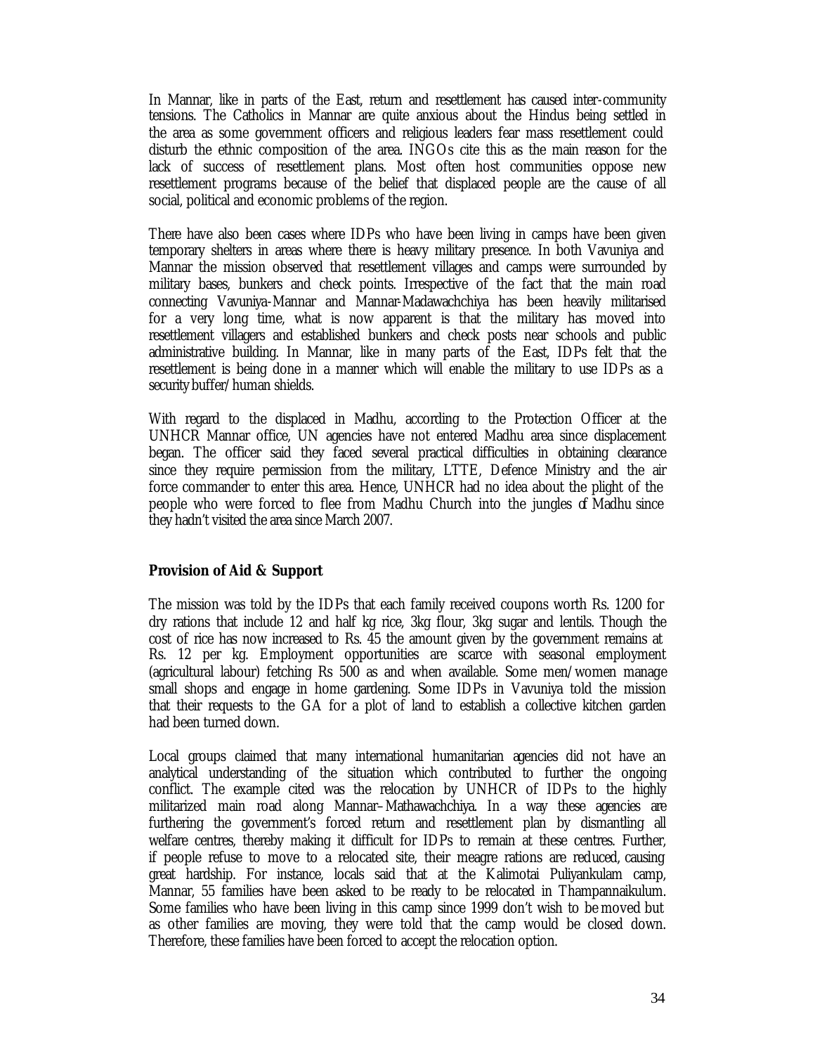In Mannar, like in parts of the East, return and resettlement has caused inter-community tensions. The Catholics in Mannar are quite anxious about the Hindus being settled in the area as some government officers and religious leaders fear mass resettlement could disturb the ethnic composition of the area. INGOs cite this as the main reason for the lack of success of resettlement plans. Most often host communities oppose new resettlement programs because of the belief that displaced people are the cause of all social, political and economic problems of the region.

There have also been cases where IDPs who have been living in camps have been given temporary shelters in areas where there is heavy military presence. In both Vavuniya and Mannar the mission observed that resettlement villages and camps were surrounded by military bases, bunkers and check points. Irrespective of the fact that the main road connecting Vavuniya-Mannar and Mannar-Madawachchiya has been heavily militarised for a very long time, what is now apparent is that the military has moved into resettlement villagers and established bunkers and check posts near schools and public administrative building. In Mannar, like in many parts of the East, IDPs felt that the resettlement is being done in a manner which will enable the military to use IDPs as a security buffer/human shields.

With regard to the displaced in Madhu, according to the Protection Officer at the UNHCR Mannar office, UN agencies have not entered Madhu area since displacement began. The officer said they faced several practical difficulties in obtaining clearance since they require permission from the military, LTTE, Defence Ministry and the air force commander to enter this area. Hence, UNHCR had no idea about the plight of the people who were forced to flee from Madhu Church into the jungles of Madhu since they hadn't visited the area since March 2007.

## Provision of Aid & Support

The mission was told by the IDPs that each family received coupons worth Rs. 1200 for dry rations that include 12 and half kg rice, 3kg flour, 3kg sugar and lentils. Though the cost of rice has now increased to Rs. 45 the amount given by the government remains at Rs. 12 per kg. Employment opportunities are scarce with seasonal employment (agricultural labour) fetching Rs 500 as and when available. Some men/women manage small shops and engage in home gardening. Some IDPs in Vavuniya told the mission that their requests to the GA for a plot of land to establish a collective kitchen garden had been turned down.

Local groups claimed that many international humanitarian agencies did not have an analytical understanding of the situation which contributed to further the ongoing conflict. The example cited was the relocation by UNHCR of IDPs to the highly militarized main road along Mannar–Mathawachchiya. In a way these agencies are furthering the government's forced return and resettlement plan by dismantling all welfare centres, thereby making it difficult for IDPs to remain at these centres. Further, if people refuse to move to a relocated site, their meagre rations are reduced, causing great hardship. For instance, locals said that at the Kalimotai Puliyankulam camp, Mannar, 55 families have been asked to be ready to be relocated in Thampannaikulum. Some families who have been living in this camp since 1999 don't wish to be moved but as other families are moving, they were told that the camp would be closed down. Therefore, these families have been forced to accept the relocation option.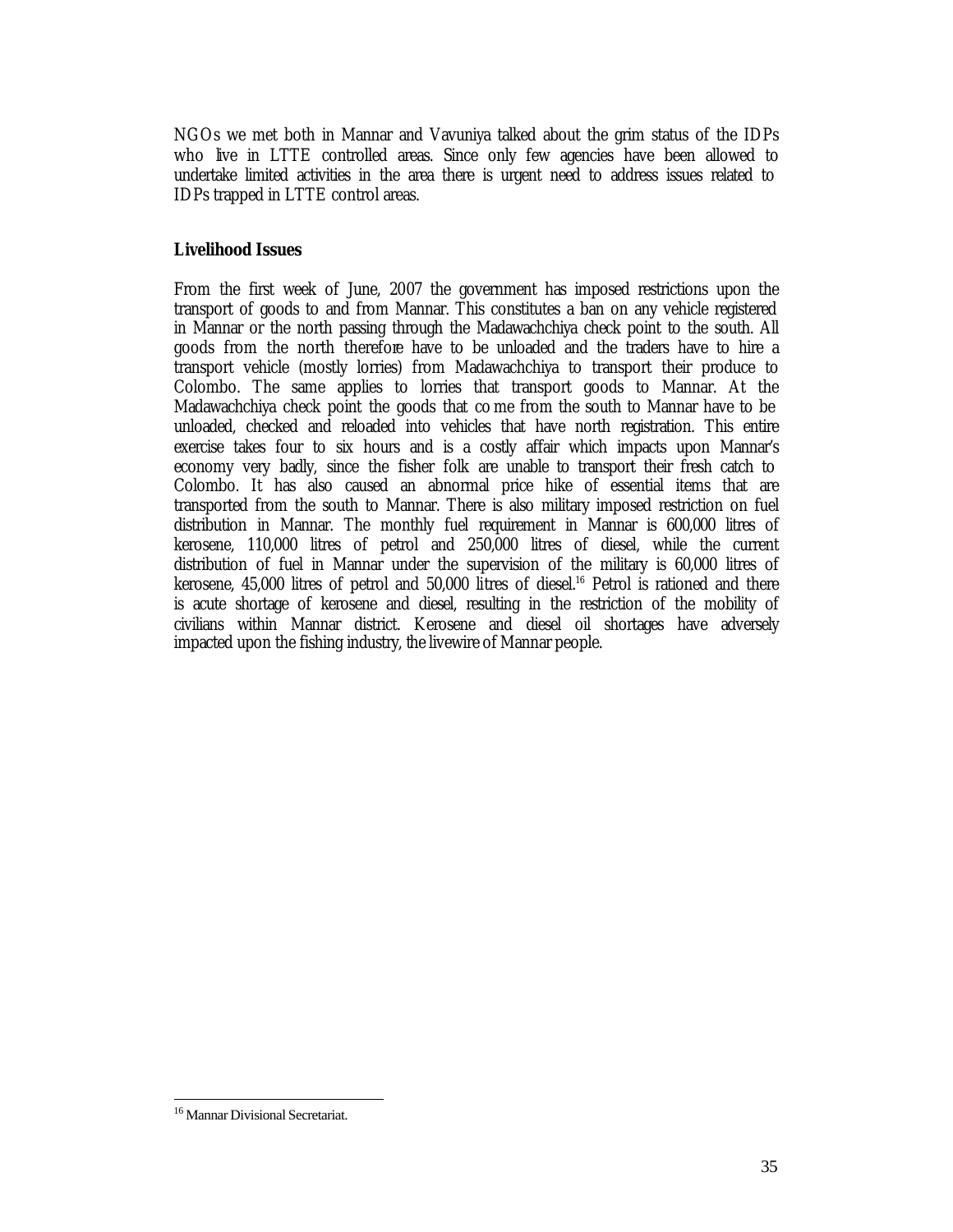NGOs we met both in Mannar and Vavuniya talked about the grim status of the IDPs who live in LTTE controlled areas. Since only few agencies have been allowed to undertake limited activities in the area there is urgent need to address issues related to IDPs trapped in LTTE control areas.

## Livelihood Issues

From the first week of June, 2007 the government has imposed restrictions upon the transport of goods to and from Mannar. This constitutes a ban on any vehicle registered in Mannar or the north passing through the Madawachchiya check point to the south. All goods from the north therefore have to be unloaded and the traders have to hire a transport vehicle (mostly lorries) from Madawachchiya to transport their produce to Colombo. The same applies to lorries that transport goods to Mannar. At the Madawachchiya check point the goods that come from the south to Mannar have to be unloaded, checked and reloaded into vehicles that have north registration. This entire exercise takes four to six hours and is a costly affair which impacts upon Mannar's economy very badly, since the fisher folk are unable to transport their fresh catch to Colombo. It has also caused an abnormal price hike of essential items that are transported from the south to Mannar. There is also military imposed restriction on fuel distribution in Mannar. The monthly fuel requirement in Mannar is 600,000 litres of kerosene, 110,000 litres of petrol and 250,000 litres of diesel, while the current distribution of fuel in Mannar under the supervision of the military is 60,000 litres of kerosene, 45,000 litres of petrol and 50,000 litres of diesel.[16] Petrol is rationed and there is acute shortage of kerosene and diesel, resulting in the restriction of the mobility of civilians within Mannar district. Kerosene and diesel oil shortages have adversely impacted upon the fishing industry, the livewire of Mannar people.

[16] Mannar Divisional Secretariat.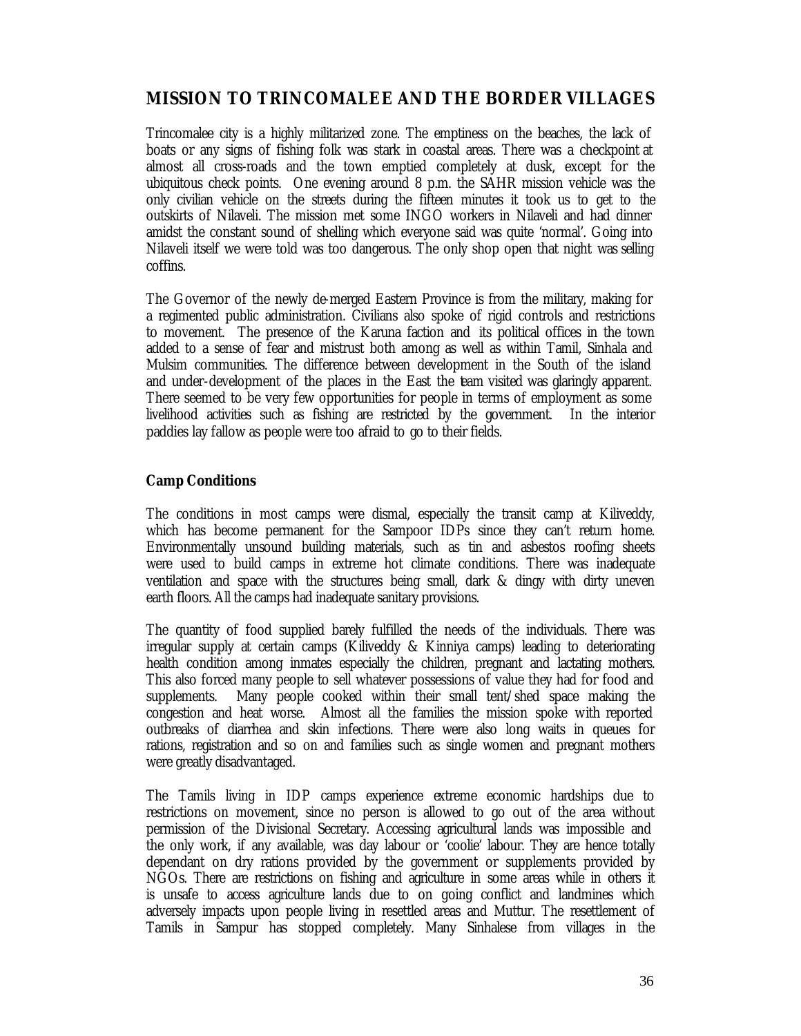## MISSION TO TRINCOMALEE AND THE BORDER VILLAGES

Trincomalee city is a highly militarized zone. The emptiness on the beaches, the lack of boats or any signs of fishing folk was stark in coastal areas. There was a checkpoint at almost all cross-roads and the town emptied completely at dusk, except for the ubiquitous check points. One evening around 8 p.m. the SAHR mission vehicle was the only civilian vehicle on the streets during the fifteen minutes it took us to get to the outskirts of Nilaveli. The mission met some INGO workers in Nilaveli and had dinner amidst the constant sound of shelling which everyone said was quite 'normal'. Going into Nilaveli itself we were told was too dangerous. The only shop open that night was selling coffins.

The Governor of the newly de-merged Eastern Province is from the military, making for a regimented public administration. Civilians also spoke of rigid controls and restrictions to movement. The presence of the Karuna faction and its political offices in the town added to a sense of fear and mistrust both among as well as within Tamil, Sinhala and Mulsim communities. The difference between development in the South of the island and under-development of the places in the East the team visited was glaringly apparent. There seemed to be very few opportunities for people in terms of employment as some livelihood activities such as fishing are restricted by the government. In the interior paddies lay fallow as people were too afraid to go to their fields.

### Camp Conditions

The conditions in most camps were dismal, especially the transit camp at Kiliveddy, which has become permanent for the Sampoor IDPs since they can't return home. Environmentally unsound building materials, such as tin and asbestos roofing sheets were used to build camps in extreme hot climate conditions. There was inadequate ventilation and space with the structures being small, dark & dingy with dirty uneven earth floors. All the camps had inadequate sanitary provisions.

The quantity of food supplied barely fulfilled the needs of the individuals. There was irregular supply at certain camps (Kiliveddy & Kinniya camps) leading to deteriorating health condition among inmates especially the children, pregnant and lactating mothers. This also forced many people to sell whatever possessions of value they had for food and supplements. Many people cooked within their small tent/shed space making the congestion and heat worse. Almost all the families the mission spoke with reported outbreaks of diarrhea and skin infections. There were also long waits in queues for rations, registration and so on and families such as single women and pregnant mothers were greatly disadvantaged.

The Tamils living in IDP camps experience extreme economic hardships due to restrictions on movement, since no person is allowed to go out of the area without permission of the Divisional Secretary. Accessing agricultural lands was impossible and the only work, if any available, was day labour or 'coolie' labour. They are hence totally dependant on dry rations provided by the government or supplements provided by NGOs. There are restrictions on fishing and agriculture in some areas while in others it is unsafe to access agriculture lands due to on going conflict and landmines which adversely impacts upon people living in resettled areas and Muttur. The resettlement of Tamils in Sampur has stopped completely. Many Sinhalese from villages in the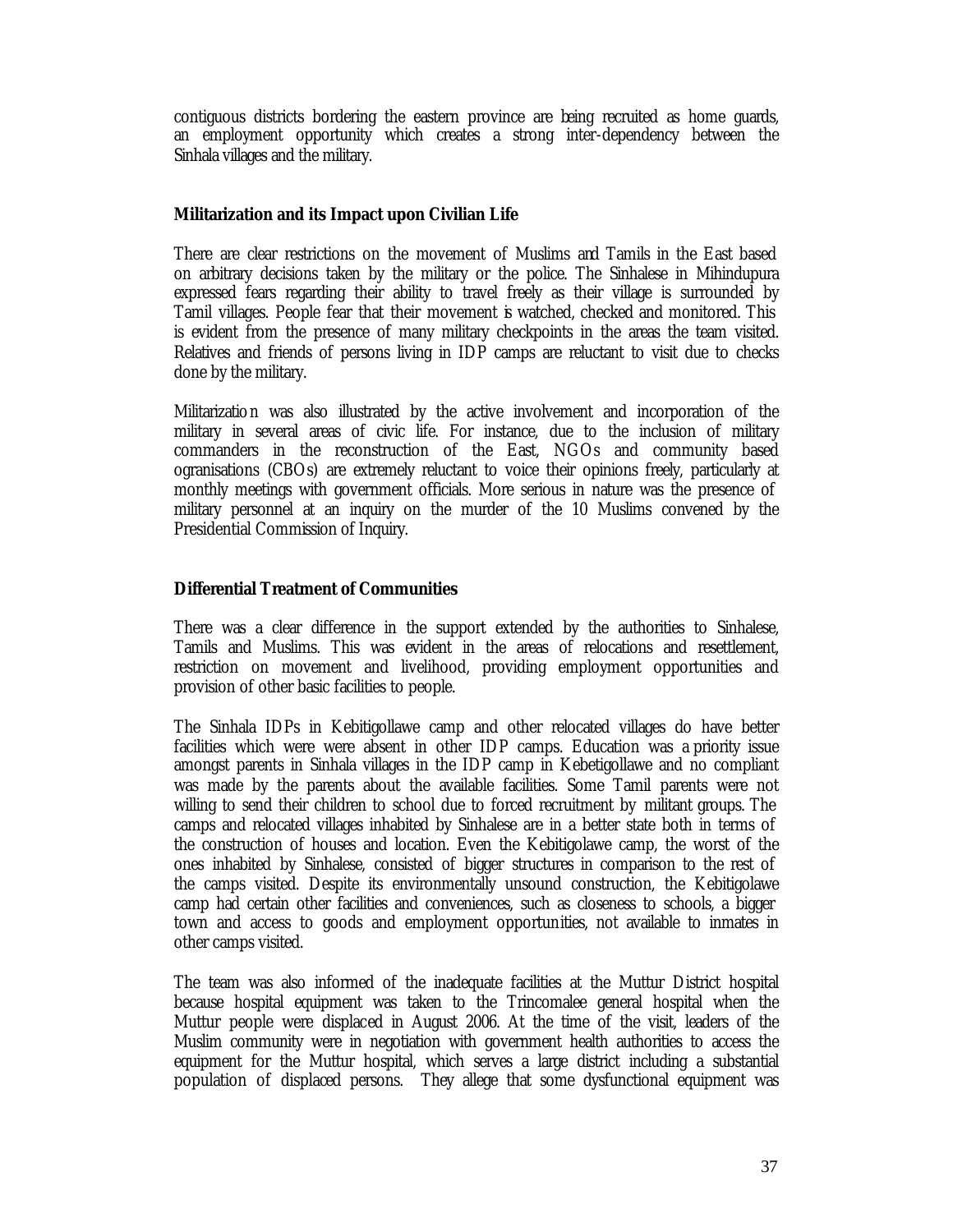contiguous districts bordering the eastern province are being recruited as home guards, an employment opportunity which creates a strong inter-dependency between the Sinhala villages and the military.

**Militarization and its Impact upon Civilian Life**

There are clear restrictions on the movement of Muslims and Tamils in the East based on arbitrary decisions taken by the military or the police. The Sinhalese in Mihindupura expressed fears regarding their ability to travel freely as their village is surrounded by Tamil villages. People fear that their movement is watched, checked and monitored. This is evident from the presence of many military checkpoints in the areas the team visited. Relatives and friends of persons living in IDP camps are reluctant to visit due to checks done by the military.

Militarization was also illustrated by the active involvement and incorporation of the military in several areas of civic life. For instance, due to the inclusion of military commanders in the reconstruction of the East, NGOs and community based ogranisations (CBOs) are extremely reluctant to voice their opinions freely, particularly at monthly meetings with government officials. More serious in nature was the presence of military personnel at an inquiry on the murder of the 10 Muslims convened by the Presidential Commission of Inquiry.

**Differential Treatment of Communities**

There was a clear difference in the support extended by the authorities to Sinhalese, Tamils and Muslims. This was evident in the areas of relocations and resettlement, restriction on movement and livelihood, providing employment opportunities and provision of other basic facilities to people.

The Sinhala IDPs in Kebitigollawe camp and other relocated villages do have better facilities which were were absent in other IDP camps. Education was a priority issue amongst parents in Sinhala villages in the IDP camp in Kebetigollawe and no compliant was made by the parents about the available facilities. Some Tamil parents were not willing to send their children to school due to forced recruitment by militant groups. The camps and relocated villages inhabited by Sinhalese are in a better state both in terms of the construction of houses and location. Even the Kebitigolawe camp, the worst of the ones inhabited by Sinhalese, consisted of bigger structures in comparison to the rest of the camps visited. Despite its environmentally unsound construction, the Kebitigolawe camp had certain other facilities and conveniences, such as closeness to schools, a bigger town and access to goods and employment opportunities, not available to inmates in other camps visited.

The team was also informed of the inadequate facilities at the Muttur District hospital because hospital equipment was taken to the Trincomalee general hospital when the Muttur people were displaced in August 2006. At the time of the visit, leaders of the Muslim community were in negotiation with government health authorities to access the equipment for the Muttur hospital, which serves a large district including a substantial population of displaced persons. They allege that some dysfunctional equipment was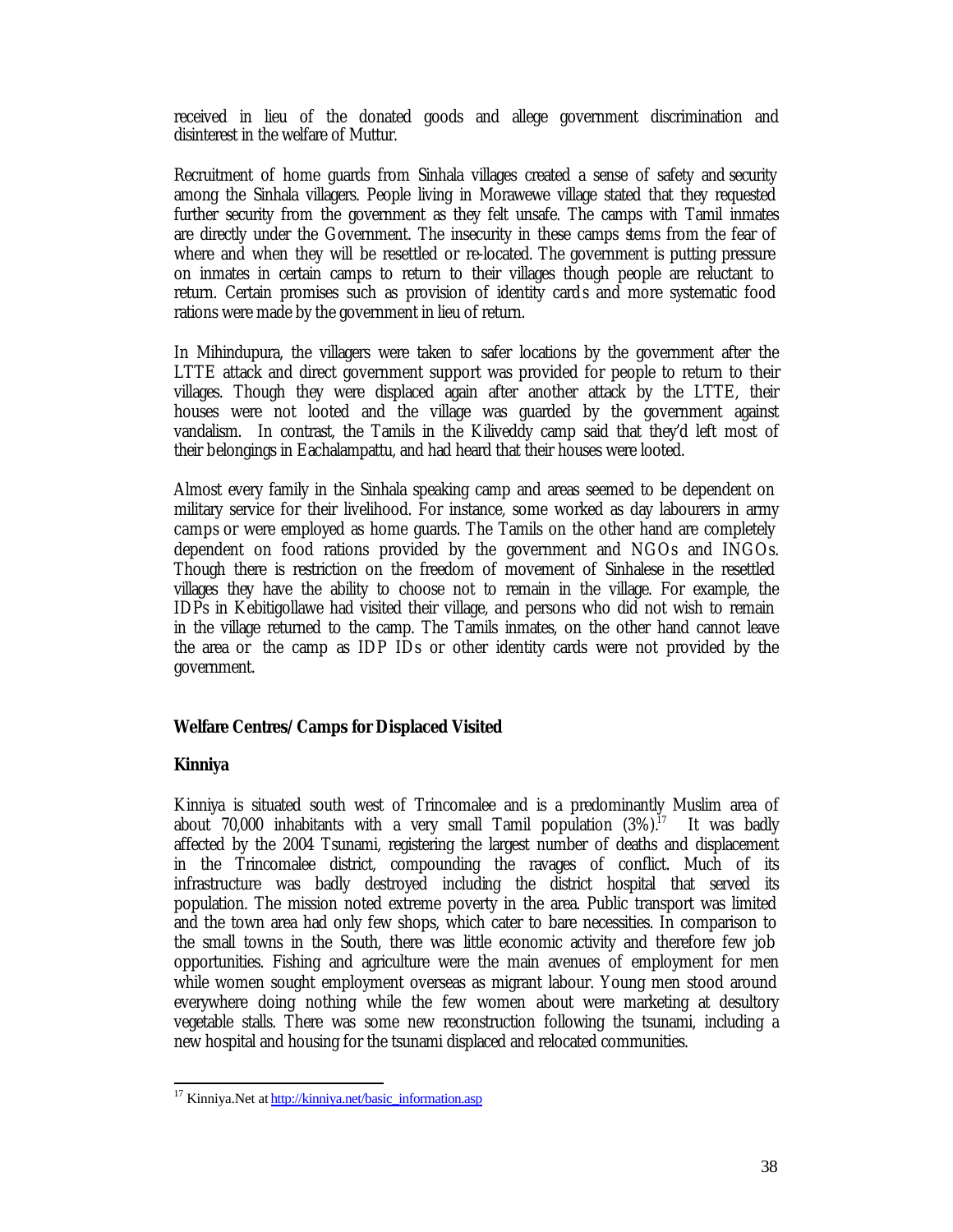received in lieu of the donated goods and allege government discrimination and disinterest in the welfare of Muttur.

Recruitment of home guards from Sinhala villages created a sense of safety and security among the Sinhala villagers. People living in Morawewe village stated that they requested further security from the government as they felt unsafe. The camps with Tamil inmates are directly under the Government. The insecurity in these camps stems from the fear of where and when they will be resettled or re-located. The government is putting pressure on inmates in certain camps to return to their villages though people are reluctant to return. Certain promises such as provision of identity cards and more systematic food rations were made by the government in lieu of return.

In Mihindupura, the villagers were taken to safer locations by the government after the LTTE attack and direct government support was provided for people to return to their villages. Though they were displaced again after another attack by the LTTE, their houses were not looted and the village was guarded by the government against vandalism. In contrast, the Tamils in the Kiliveddy camp said that they'd left most of their belongings in Eachalampattu, and had heard that their houses were looted.

Almost every family in the Sinhala speaking camp and areas seemed to be dependent on military service for their livelihood. For instance, some worked as day labourers in army camps or were employed as home guards. The Tamils on the other hand are completely dependent on food rations provided by the government and NGOs and INGOs. Though there is restriction on the freedom of movement of Sinhalese in the resettled villages they have the ability to choose not to remain in the village. For example, the IDPs in Kebitigollawe had visited their village, and persons who did not wish to remain in the village returned to the camp. The Tamils inmates, on the other hand cannot leave the area or the camp as IDP IDs or other identity cards were not provided by the government.

## Welfare Centres/ Camps for Displaced Visited

### Kinniya

Kinniya is situated south west of Trincomalee and is a predominantly Muslim area of about 70,000 inhabitants with a very small Tamil population (3%).[17] It was badly affected by the 2004 Tsunami, registering the largest number of deaths and displacement in the Trincomalee district, compounding the ravages of conflict. Much of its infrastructure was badly destroyed including the district hospital that served its population. The mission noted extreme poverty in the area. Public transport was limited and the town area had only few shops, which cater to bare necessities. In comparison to the small towns in the South, there was little economic activity and therefore few job opportunities. Fishing and agriculture were the main avenues of employment for men while women sought employment overseas as migrant labour. Young men stood around everywhere doing nothing while the few women about were marketing at desultory vegetable stalls. There was some new reconstruction following the tsunami, including a new hospital and housing for the tsunami displaced and relocated communities.

---

[17] Kinniya.Net at http://kinniya.net/basic_information.asp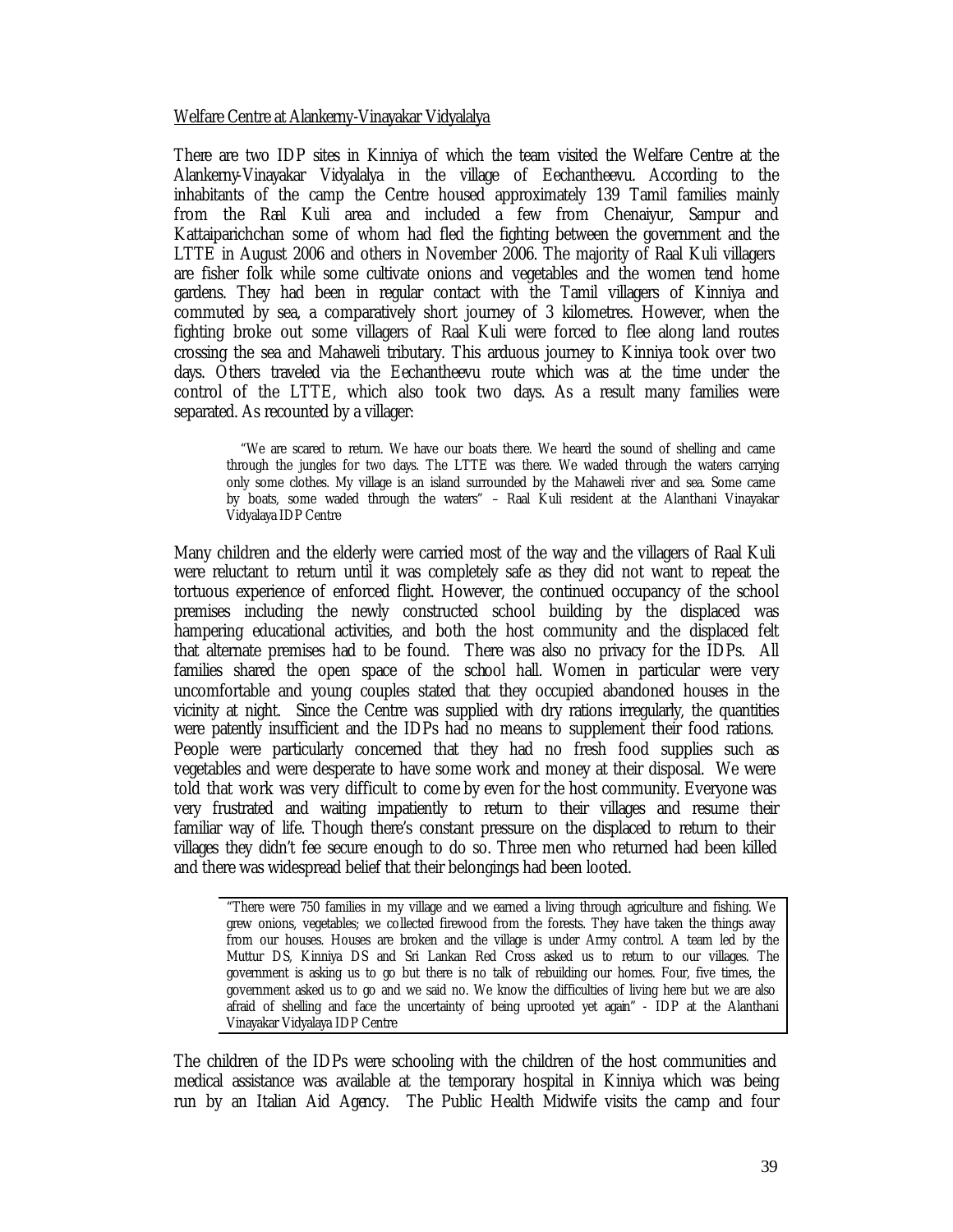Welfare Centre at Alankerny-Vinayakar Vidyalalya

There are two IDP sites in Kinniya of which the team visited the Welfare Centre at the Alankerny-Vinayakar Vidyalalya in the village of Eechantheevu. According to the inhabitants of the camp the Centre housed approximately 139 Tamil families mainly from the Raal Kuli area and included a few from Chenaiyur, Sampur and Kattaiparichchan some of whom had fled the fighting between the government and the LTTE in August 2006 and others in November 2006. The majority of Raal Kuli villagers are fisher folk while some cultivate onions and vegetables and the women tend home gardens. They had been in regular contact with the Tamil villagers of Kinniya and commuted by sea, a comparatively short journey of 3 kilometres. However, when the fighting broke out some villagers of Raal Kuli were forced to flee along land routes crossing the sea and Mahaweli tributary. This arduous journey to Kinniya took over two days. Others traveled via the Eechantheevu route which was at the time under the control of the LTTE, which also took two days. As a result many families were separated. As recounted by a villager:

> "We are scared to return. We have our boats there. We heard the sound of shelling and came through the jungles for two days. The LTTE was there. We waded through the waters carrying only some clothes. My village is an island surrounded by the Mahaweli river and sea. Some came by boats, some waded through the waters" – Raal Kuli resident at the Alanthani Vinayakar Vidyalaya IDP Centre

Many children and the elderly were carried most of the way and the villagers of Raal Kuli were reluctant to return until it was completely safe as they did not want to repeat the tortuous experience of enforced flight. However, the continued occupancy of the school premises including the newly constructed school building by the displaced was hampering educational activities, and both the host community and the displaced felt that alternate premises had to be found. There was also no privacy for the IDPs. All families shared the open space of the school hall. Women in particular were very uncomfortable and young couples stated that they occupied abandoned houses in the vicinity at night. Since the Centre was supplied with dry rations irregularly, the quantities were patently insufficient and the IDPs had no means to supplement their food rations. People were particularly concerned that they had no fresh food supplies such as vegetables and were desperate to have some work and money at their disposal. We were told that work was very difficult to come by even for the host community. Everyone was very frustrated and waiting impatiently to return to their villages and resume their familiar way of life. Though there's constant pressure on the displaced to return to their villages they didn't fee secure enough to do so. Three men who returned had been killed and there was widespread belief that their belongings had been looted.

> "There were 750 families in my village and we earned a living through agriculture and fishing. We grew onions, vegetables; we collected firewood from the forests. They have taken the things away from our houses. Houses are broken and the village is under Army control. A team led by the Muttur DS, Kinniya DS and Sri Lankan Red Cross asked us to return to our villages. The government is asking us to go but there is no talk of rebuilding our homes. Four, five times, the government asked us to go and we said no. We know the difficulties of living here but we are also afraid of shelling and face the uncertainty of being uprooted yet again" - IDP at the Alanthani Vinayakar Vidyalaya IDP Centre

The children of the IDPs were schooling with the children of the host communities and medical assistance was available at the temporary hospital in Kinniya which was being run by an Italian Aid Agency. The Public Health Midwife visits the camp and four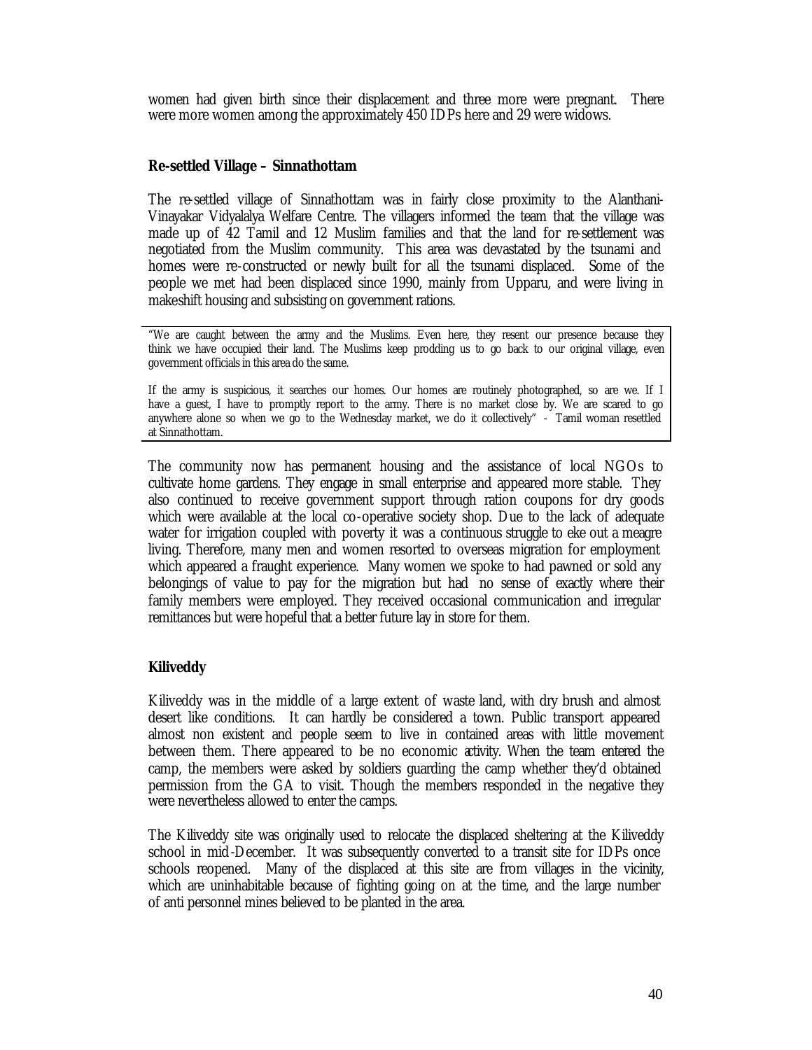women had given birth since their displacement and three more were pregnant. There were more women among the approximately 450 IDPs here and 29 were widows.

**Re-settled Village – Sinnathottam**

The re-settled village of Sinnathottam was in fairly close proximity to the Alanthani-Vinayakar Vidyalalya Welfare Centre. The villagers informed the team that the village was made up of 42 Tamil and 12 Muslim families and that the land for re-settlement was negotiated from the Muslim community. This area was devastated by the tsunami and homes were re-constructed or newly built for all the tsunami displaced. Some of the people we met had been displaced since 1990, mainly from Upparu, and were living in makeshift housing and subsisting on government rations.

> "We are caught between the army and the Muslims. Even here, they resent our presence because they think we have occupied their land. The Muslims keep prodding us to go back to our original village, even government officials in this area do the same.
>
> If the army is suspicious, it searches our homes. Our homes are routinely photographed, so are we. If I have a guest, I have to promptly report to the army. There is no market close by. We are scared to go anywhere alone so when we go to the Wednesday market, we do it collectively" - Tamil woman resettled at Sinnathottam.

The community now has permanent housing and the assistance of local NGOs to cultivate home gardens. They engage in small enterprise and appeared more stable. They also continued to receive government support through ration coupons for dry goods which were available at the local co-operative society shop. Due to the lack of adequate water for irrigation coupled with poverty it was a continuous struggle to eke out a meagre living. Therefore, many men and women resorted to overseas migration for employment which appeared a fraught experience. Many women we spoke to had pawned or sold any belongings of value to pay for the migration but had no sense of exactly where their family members were employed. They received occasional communication and irregular remittances but were hopeful that a better future lay in store for them.

**Kiliveddy**

Kiliveddy was in the middle of a large extent of waste land, with dry brush and almost desert like conditions. It can hardly be considered a town. Public transport appeared almost non existent and people seem to live in contained areas with little movement between them. There appeared to be no economic activity. When the team entered the camp, the members were asked by soldiers guarding the camp whether they'd obtained permission from the GA to visit. Though the members responded in the negative they were nevertheless allowed to enter the camps.

The Kiliveddy site was originally used to relocate the displaced sheltering at the Kiliveddy school in mid-December. It was subsequently converted to a transit site for IDPs once schools reopened. Many of the displaced at this site are from villages in the vicinity, which are uninhabitable because of fighting going on at the time, and the large number of anti personnel mines believed to be planted in the area.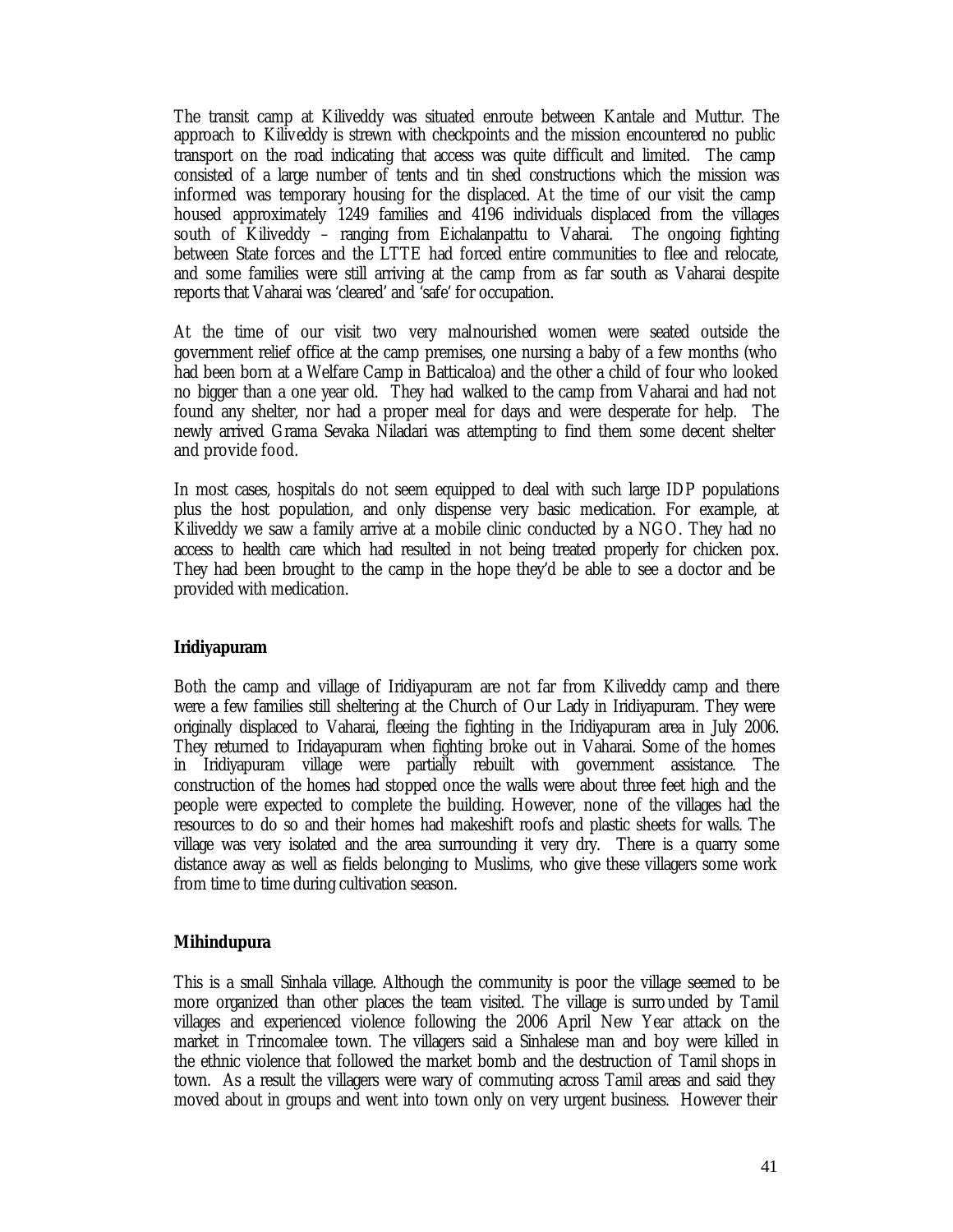The transit camp at Kiliveddy was situated enroute between Kantale and Muttur. The approach to Kiliveddy is strewn with checkpoints and the mission encountered no public transport on the road indicating that access was quite difficult and limited. The camp consisted of a large number of tents and tin shed constructions which the mission was informed was temporary housing for the displaced. At the time of our visit the camp housed approximately 1249 families and 4196 individuals displaced from the villages south of Kiliveddy – ranging from Eichalanpattu to Vaharai. The ongoing fighting between State forces and the LTTE had forced entire communities to flee and relocate, and some families were still arriving at the camp from as far south as Vaharai despite reports that Vaharai was 'cleared' and 'safe' for occupation.

At the time of our visit two very malnourished women were seated outside the government relief office at the camp premises, one nursing a baby of a few months (who had been born at a Welfare Camp in Batticaloa) and the other a child of four who looked no bigger than a one year old. They had walked to the camp from Vaharai and had not found any shelter, nor had a proper meal for days and were desperate for help. The newly arrived Grama Sevaka Niladari was attempting to find them some decent shelter and provide food.

In most cases, hospitals do not seem equipped to deal with such large IDP populations plus the host population, and only dispense very basic medication. For example, at Kiliveddy we saw a family arrive at a mobile clinic conducted by a NGO. They had no access to health care which had resulted in not being treated properly for chicken pox. They had been brought to the camp in the hope they'd be able to see a doctor and be provided with medication.

**Iridiyapuram**

Both the camp and village of Iridiyapuram are not far from Kiliveddy camp and there were a few families still sheltering at the Church of Our Lady in Iridiyapuram. They were originally displaced to Vaharai, fleeing the fighting in the Iridiyapuram area in July 2006. They returned to Iridayapuram when fighting broke out in Vaharai. Some of the homes in Iridiyapuram village were partially rebuilt with government assistance. The construction of the homes had stopped once the walls were about three feet high and the people were expected to complete the building. However, none of the villages had the resources to do so and their homes had makeshift roofs and plastic sheets for walls. The village was very isolated and the area surrounding it very dry. There is a quarry some distance away as well as fields belonging to Muslims, who give these villagers some work from time to time during cultivation season.

**Mihindupura**

This is a small Sinhala village. Although the community is poor the village seemed to be more organized than other places the team visited. The village is surrounded by Tamil villages and experienced violence following the 2006 April New Year attack on the market in Trincomalee town. The villagers said a Sinhalese man and boy were killed in the ethnic violence that followed the market bomb and the destruction of Tamil shops in town. As a result the villagers were wary of commuting across Tamil areas and said they moved about in groups and went into town only on very urgent business. However their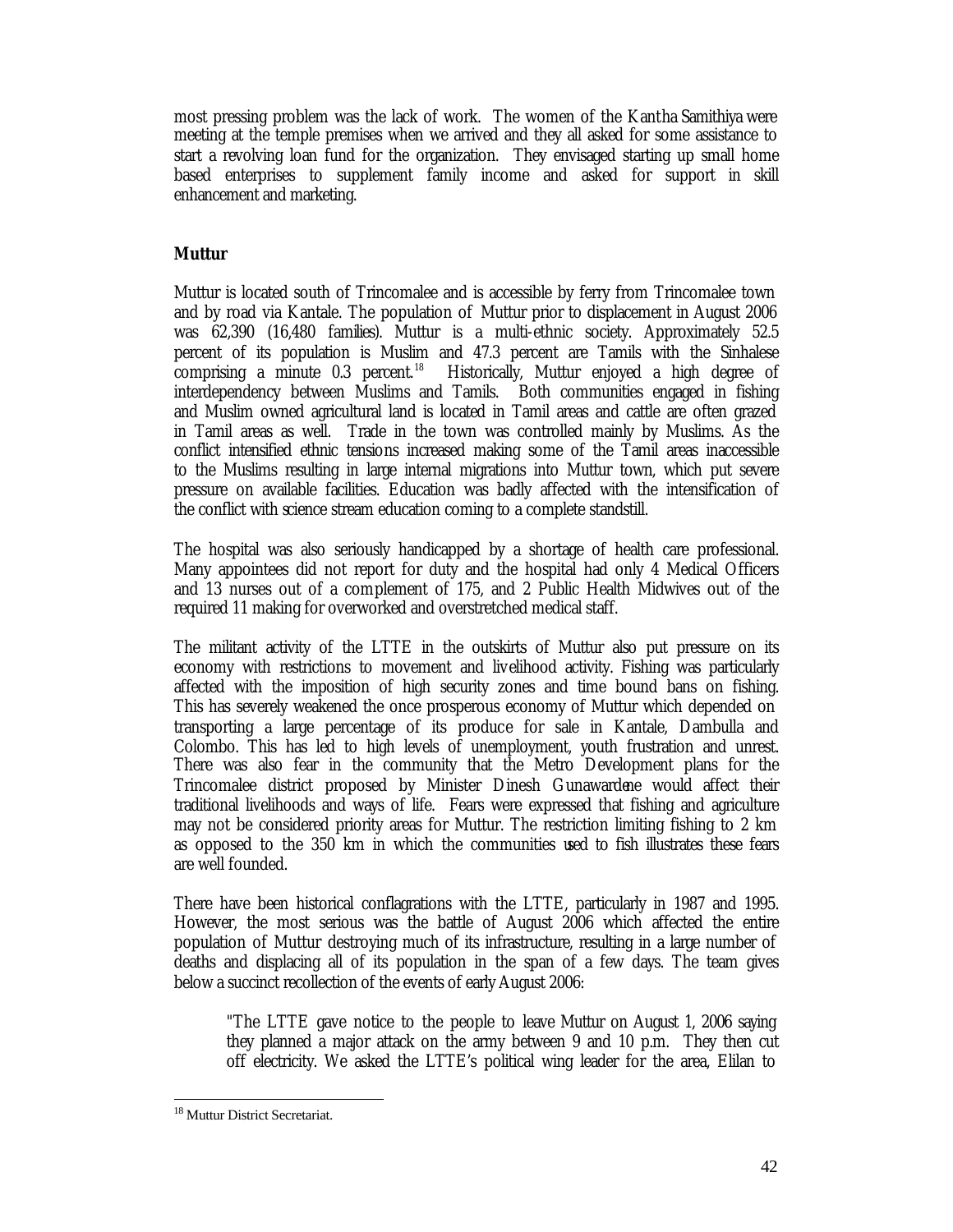most pressing problem was the lack of work. The women of the Kantha Samithiya were meeting at the temple premises when we arrived and they all asked for some assistance to start a revolving loan fund for the organization. They envisaged starting up small home based enterprises to supplement family income and asked for support in skill enhancement and marketing.

**Muttur**

Muttur is located south of Trincomalee and is accessible by ferry from Trincomalee town and by road via Kantale. The population of Muttur prior to displacement in August 2006 was 62,390 (16,480 families). Muttur is a multi-ethnic society. Approximately 52.5 percent of its population is Muslim and 47.3 percent are Tamils with the Sinhalese comprising a minute 0.3 percent.[18] Historically, Muttur enjoyed a high degree of interdependency between Muslims and Tamils. Both communities engaged in fishing and Muslim owned agricultural land is located in Tamil areas and cattle are often grazed in Tamil areas as well. Trade in the town was controlled mainly by Muslims. As the conflict intensified ethnic tensions increased making some of the Tamil areas inaccessible to the Muslims resulting in large internal migrations into Muttur town, which put severe pressure on available facilities. Education was badly affected with the intensification of the conflict with science stream education coming to a complete standstill.

The hospital was also seriously handicapped by a shortage of health care professional. Many appointees did not report for duty and the hospital had only 4 Medical Officers and 13 nurses out of a complement of 175, and 2 Public Health Midwives out of the required 11 making for overworked and overstretched medical staff.

The militant activity of the LTTE in the outskirts of Muttur also put pressure on its economy with restrictions to movement and livelihood activity. Fishing was particularly affected with the imposition of high security zones and time bound bans on fishing. This has severely weakened the once prosperous economy of Muttur which depended on transporting a large percentage of its produce for sale in Kantale, Dambulla and Colombo. This has led to high levels of unemployment, youth frustration and unrest. There was also fear in the community that the Metro Development plans for the Trincomalee district proposed by Minister Dinesh Gunawardene would affect their traditional livelihoods and ways of life. Fears were expressed that fishing and agriculture may not be considered priority areas for Muttur. The restriction limiting fishing to 2 km as opposed to the 350 km in which the communities used to fish illustrates these fears are well founded.

There have been historical conflagrations with the LTTE, particularly in 1987 and 1995. However, the most serious was the battle of August 2006 which affected the entire population of Muttur destroying much of its infrastructure, resulting in a large number of deaths and displacing all of its population in the span of a few days. The team gives below a succinct recollection of the events of early August 2006:

> "The LTTE gave notice to the people to leave Muttur on August 1, 2006 saying they planned a major attack on the army between 9 and 10 p.m. They then cut off electricity. We asked the LTTE's political wing leader for the area, Elilan to

[18] Muttur District Secretariat.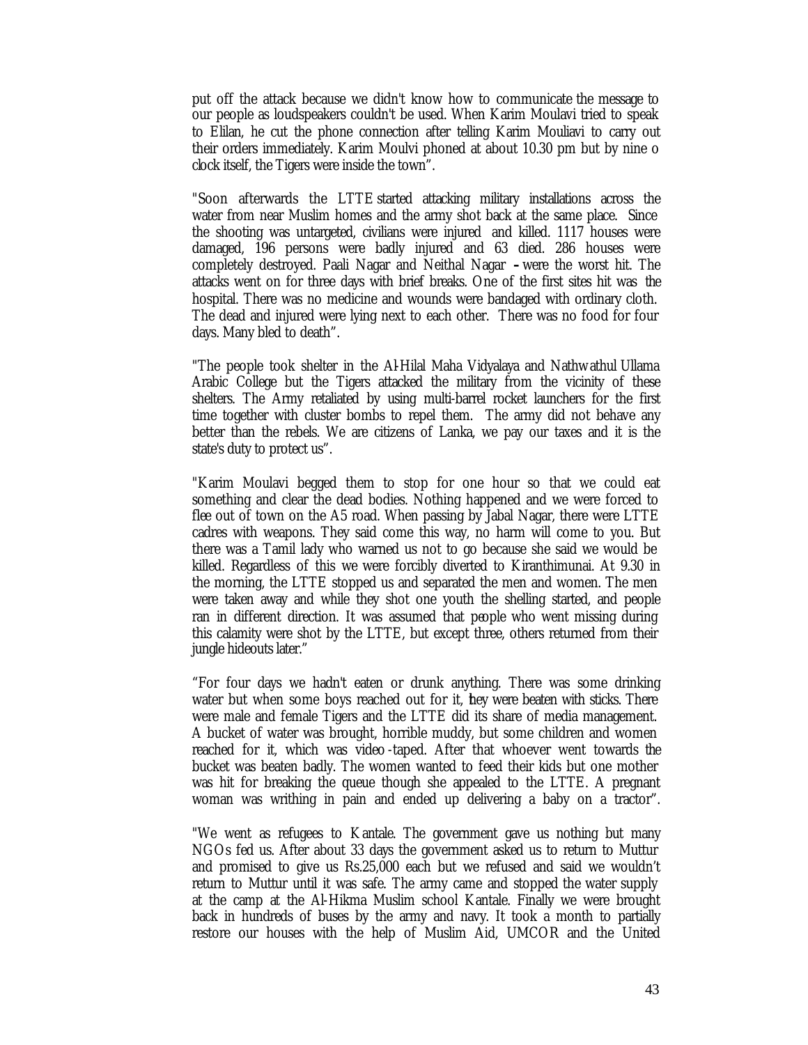put off the attack because we didn't know how to communicate the message to our people as loudspeakers couldn't be used. When Karim Moulavi tried to speak to Elilan, he cut the phone connection after telling Karim Mouliavi to carry out their orders immediately. Karim Moulvi phoned at about 10.30 pm but by nine o clock itself, the Tigers were inside the town".

"Soon afterwards the LTTE started attacking military installations across the water from near Muslim homes and the army shot back at the same place. Since the shooting was untargeted, civilians were injured and killed. 1117 houses were damaged, 196 persons were badly injured and 63 died. 286 houses were completely destroyed. Paali Nagar and Neithal Nagar – were the worst hit. The attacks went on for three days with brief breaks. One of the first sites hit was the hospital. There was no medicine and wounds were bandaged with ordinary cloth. The dead and injured were lying next to each other. There was no food for four days. Many bled to death".

"The people took shelter in the Al-Hilal Maha Vidyalaya and Nathwathul Ullama Arabic College but the Tigers attacked the military from the vicinity of these shelters. The Army retaliated by using multi-barrel rocket launchers for the first time together with cluster bombs to repel them. The army did not behave any better than the rebels. We are citizens of Lanka, we pay our taxes and it is the state's duty to protect us".

"Karim Moulavi begged them to stop for one hour so that we could eat something and clear the dead bodies. Nothing happened and we were forced to flee out of town on the A5 road. When passing by Jabal Nagar, there were LTTE cadres with weapons. They said come this way, no harm will come to you. But there was a Tamil lady who warned us not to go because she said we would be killed. Regardless of this we were forcibly diverted to Kiranthimunai. At 9.30 in the morning, the LTTE stopped us and separated the men and women. The men were taken away and while they shot one youth the shelling started, and people ran in different direction. It was assumed that people who went missing during this calamity were shot by the LTTE, but except three, others returned from their jungle hideouts later."

"For four days we hadn't eaten or drunk anything. There was some drinking water but when some boys reached out for it, they were beaten with sticks. There were male and female Tigers and the LTTE did its share of media management. A bucket of water was brought, horrible muddy, but some children and women reached for it, which was video-taped. After that whoever went towards the bucket was beaten badly. The women wanted to feed their kids but one mother was hit for breaking the queue though she appealed to the LTTE. A pregnant woman was writhing in pain and ended up delivering a baby on a tractor".

"We went as refugees to Kantale. The government gave us nothing but many NGOs fed us. After about 33 days the government asked us to return to Muttur and promised to give us Rs.25,000 each but we refused and said we wouldn't return to Muttur until it was safe. The army came and stopped the water supply at the camp at the Al-Hikma Muslim school Kantale. Finally we were brought back in hundreds of buses by the army and navy. It took a month to partially restore our houses with the help of Muslim Aid, UMCOR and the United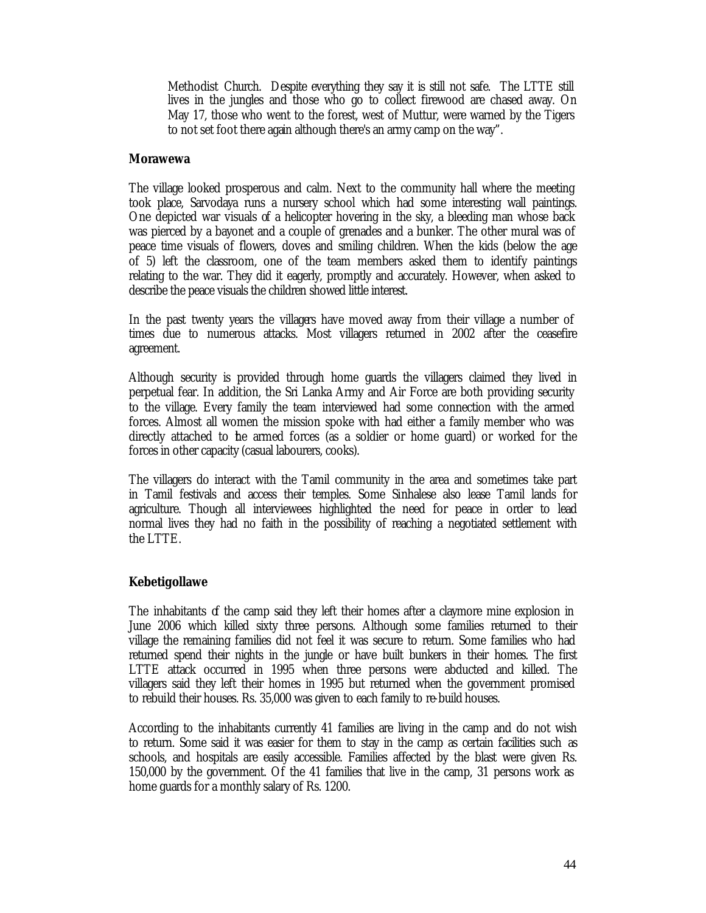> Methodist Church. Despite everything they say it is still not safe. The LTTE still lives in the jungles and those who go to collect firewood are chased away. On May 17, those who went to the forest, west of Muttur, were warned by the Tigers to not set foot there again although there's an army camp on the way".

**Morawewa**

The village looked prosperous and calm. Next to the community hall where the meeting took place, Sarvodaya runs a nursery school which had some interesting wall paintings. One depicted war visuals of a helicopter hovering in the sky, a bleeding man whose back was pierced by a bayonet and a couple of grenades and a bunker. The other mural was of peace time visuals of flowers, doves and smiling children. When the kids (below the age of 5) left the classroom, one of the team members asked them to identify paintings relating to the war. They did it eagerly, promptly and accurately. However, when asked to describe the peace visuals the children showed little interest.

In the past twenty years the villagers have moved away from their village a number of times due to numerous attacks. Most villagers returned in 2002 after the ceasefire agreement.

Although security is provided through home guards the villagers claimed they lived in perpetual fear. In addition, the Sri Lanka Army and Air Force are both providing security to the village. Every family the team interviewed had some connection with the armed forces. Almost all women the mission spoke with had either a family member who was directly attached to the armed forces (as a soldier or home guard) or worked for the forces in other capacity (casual labourers, cooks).

The villagers do interact with the Tamil community in the area and sometimes take part in Tamil festivals and access their temples. Some Sinhalese also lease Tamil lands for agriculture. Though all interviewees highlighted the need for peace in order to lead normal lives they had no faith in the possibility of reaching a negotiated settlement with the LTTE.

**Kebetigollawe**

The inhabitants of the camp said they left their homes after a claymore mine explosion in June 2006 which killed sixty three persons. Although some families returned to their village the remaining families did not feel it was secure to return. Some families who had returned spend their nights in the jungle or have built bunkers in their homes. The first LTTE attack occurred in 1995 when three persons were abducted and killed. The villagers said they left their homes in 1995 but returned when the government promised to rebuild their houses. Rs. 35,000 was given to each family to re-build houses.

According to the inhabitants currently 41 families are living in the camp and do not wish to return. Some said it was easier for them to stay in the camp as certain facilities such as schools, and hospitals are easily accessible. Families affected by the blast were given Rs. 150,000 by the government. Of the 41 families that live in the camp, 31 persons work as home guards for a monthly salary of Rs. 1200.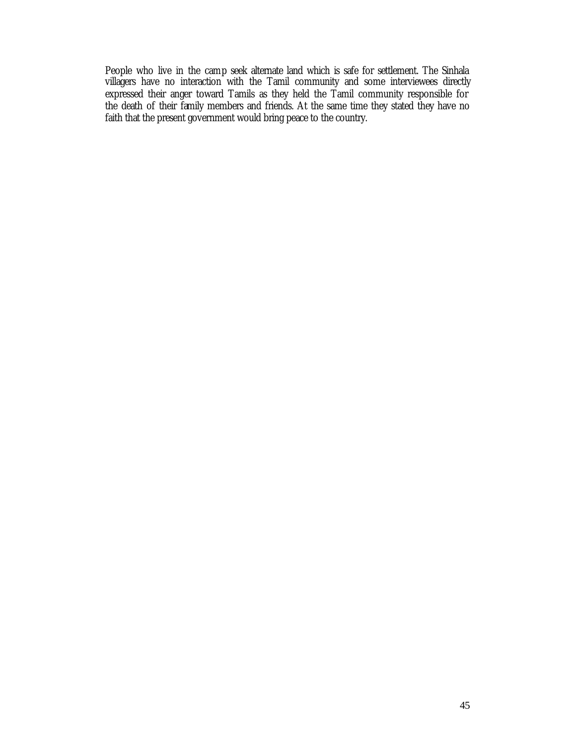People who live in the camp seek alternate land which is safe for settlement. The Sinhala villagers have no interaction with the Tamil community and some interviewees directly expressed their anger toward Tamils as they held the Tamil community responsible for the death of their family members and friends. At the same time they stated they have no faith that the present government would bring peace to the country.